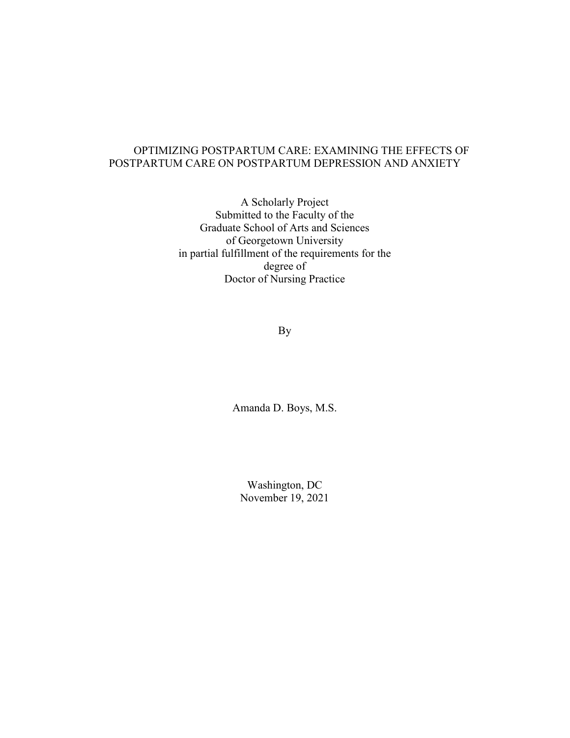# OPTIMIZING POSTPARTUM CARE: EXAMINING THE EFFECTS OF POSTPARTUM CARE ON POSTPARTUM DEPRESSION AND ANXIETY

A Scholarly Project
Submitted to the Faculty of the
Graduate School of Arts and Sciences
of Georgetown University
in partial fulfillment of the requirements for the
degree of
Doctor of Nursing Practice

By

Amanda D. Boys, M.S.

Washington, DC
November 19, 2021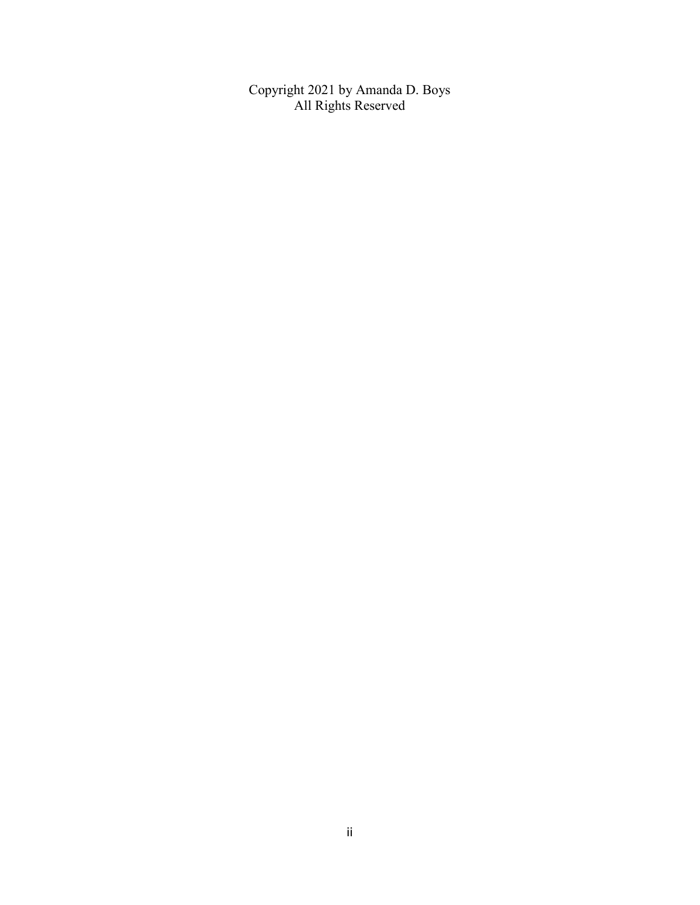Copyright 2021 by Amanda D. Boys
All Rights Reserved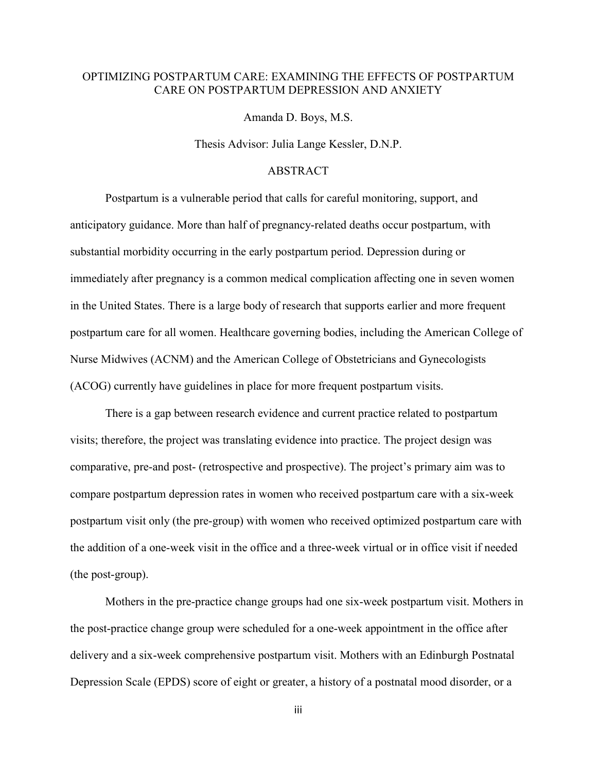# OPTIMIZING POSTPARTUM CARE: EXAMINING THE EFFECTS OF POSTPARTUM CARE ON POSTPARTUM DEPRESSION AND ANXIETY

Amanda D. Boys, M.S.

Thesis Advisor: Julia Lange Kessler, D.N.P.

## ABSTRACT

Postpartum is a vulnerable period that calls for careful monitoring, support, and anticipatory guidance. More than half of pregnancy-related deaths occur postpartum, with substantial morbidity occurring in the early postpartum period. Depression during or immediately after pregnancy is a common medical complication affecting one in seven women in the United States. There is a large body of research that supports earlier and more frequent postpartum care for all women. Healthcare governing bodies, including the American College of Nurse Midwives (ACNM) and the American College of Obstetricians and Gynecologists (ACOG) currently have guidelines in place for more frequent postpartum visits.

There is a gap between research evidence and current practice related to postpartum visits; therefore, the project was translating evidence into practice. The project design was comparative, pre-and post- (retrospective and prospective). The project's primary aim was to compare postpartum depression rates in women who received postpartum care with a six-week postpartum visit only (the pre-group) with women who received optimized postpartum care with the addition of a one-week visit in the office and a three-week virtual or in office visit if needed (the post-group).

Mothers in the pre-practice change groups had one six-week postpartum visit. Mothers in the post-practice change group were scheduled for a one-week appointment in the office after delivery and a six-week comprehensive postpartum visit. Mothers with an Edinburgh Postnatal Depression Scale (EPDS) score of eight or greater, a history of a postnatal mood disorder, or a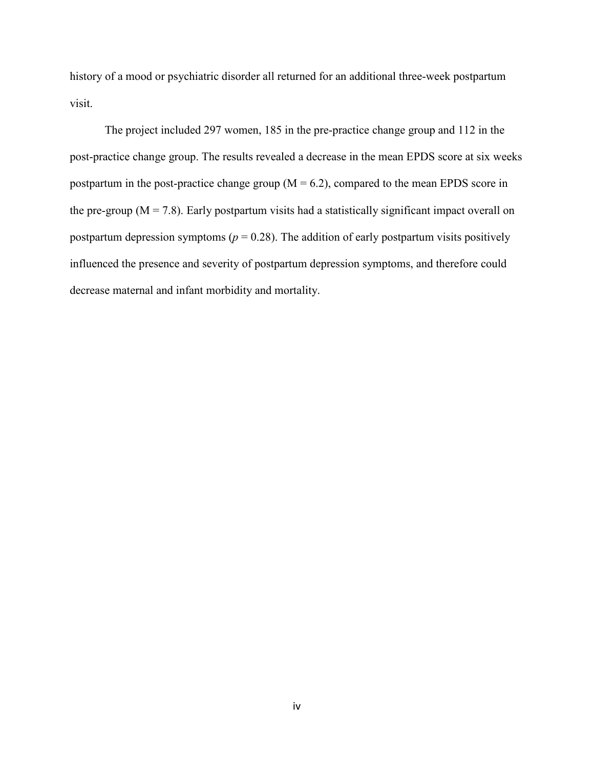history of a mood or psychiatric disorder all returned for an additional three-week postpartum visit.

The project included 297 women, 185 in the pre-practice change group and 112 in the post-practice change group. The results revealed a decrease in the mean EPDS score at six weeks postpartum in the post-practice change group (M = 6.2), compared to the mean EPDS score in the pre-group (M = 7.8). Early postpartum visits had a statistically significant impact overall on postpartum depression symptoms ($p = 0.28$). The addition of early postpartum visits positively influenced the presence and severity of postpartum depression symptoms, and therefore could decrease maternal and infant morbidity and mortality.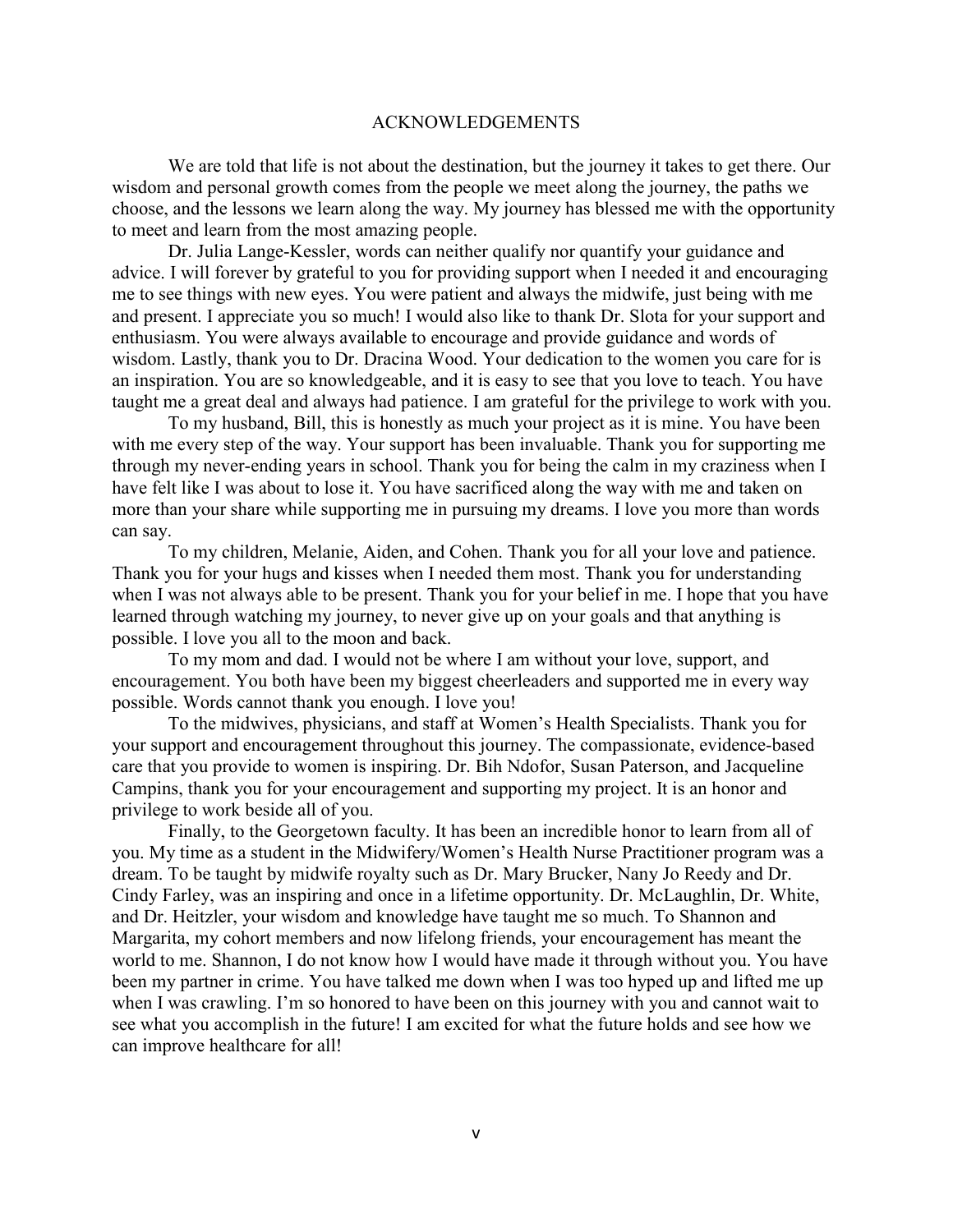# ACKNOWLEDGEMENTS

We are told that life is not about the destination, but the journey it takes to get there. Our wisdom and personal growth comes from the people we meet along the journey, the paths we choose, and the lessons we learn along the way. My journey has blessed me with the opportunity to meet and learn from the most amazing people.

Dr. Julia Lange-Kessler, words can neither qualify nor quantify your guidance and advice. I will forever by grateful to you for providing support when I needed it and encouraging me to see things with new eyes. You were patient and always the midwife, just being with me and present. I appreciate you so much! I would also like to thank Dr. Slota for your support and enthusiasm. You were always available to encourage and provide guidance and words of wisdom. Lastly, thank you to Dr. Dracina Wood. Your dedication to the women you care for is an inspiration. You are so knowledgeable, and it is easy to see that you love to teach. You have taught me a great deal and always had patience. I am grateful for the privilege to work with you.

To my husband, Bill, this is honestly as much your project as it is mine. You have been with me every step of the way. Your support has been invaluable. Thank you for supporting me through my never-ending years in school. Thank you for being the calm in my craziness when I have felt like I was about to lose it. You have sacrificed along the way with me and taken on more than your share while supporting me in pursuing my dreams. I love you more than words can say.

To my children, Melanie, Aiden, and Cohen. Thank you for all your love and patience. Thank you for your hugs and kisses when I needed them most. Thank you for understanding when I was not always able to be present. Thank you for your belief in me. I hope that you have learned through watching my journey, to never give up on your goals and that anything is possible. I love you all to the moon and back.

To my mom and dad. I would not be where I am without your love, support, and encouragement. You both have been my biggest cheerleaders and supported me in every way possible. Words cannot thank you enough. I love you!

To the midwives, physicians, and staff at Women's Health Specialists. Thank you for your support and encouragement throughout this journey. The compassionate, evidence-based care that you provide to women is inspiring. Dr. Bih Ndofor, Susan Paterson, and Jacqueline Campins, thank you for your encouragement and supporting my project. It is an honor and privilege to work beside all of you.

Finally, to the Georgetown faculty. It has been an incredible honor to learn from all of you. My time as a student in the Midwifery/Women's Health Nurse Practitioner program was a dream. To be taught by midwife royalty such as Dr. Mary Brucker, Nany Jo Reedy and Dr. Cindy Farley, was an inspiring and once in a lifetime opportunity. Dr. McLaughlin, Dr. White, and Dr. Heitzler, your wisdom and knowledge have taught me so much. To Shannon and Margarita, my cohort members and now lifelong friends, your encouragement has meant the world to me. Shannon, I do not know how I would have made it through without you. You have been my partner in crime. You have talked me down when I was too hyped up and lifted me up when I was crawling. I'm so honored to have been on this journey with you and cannot wait to see what you accomplish in the future! I am excited for what the future holds and see how we can improve healthcare for all!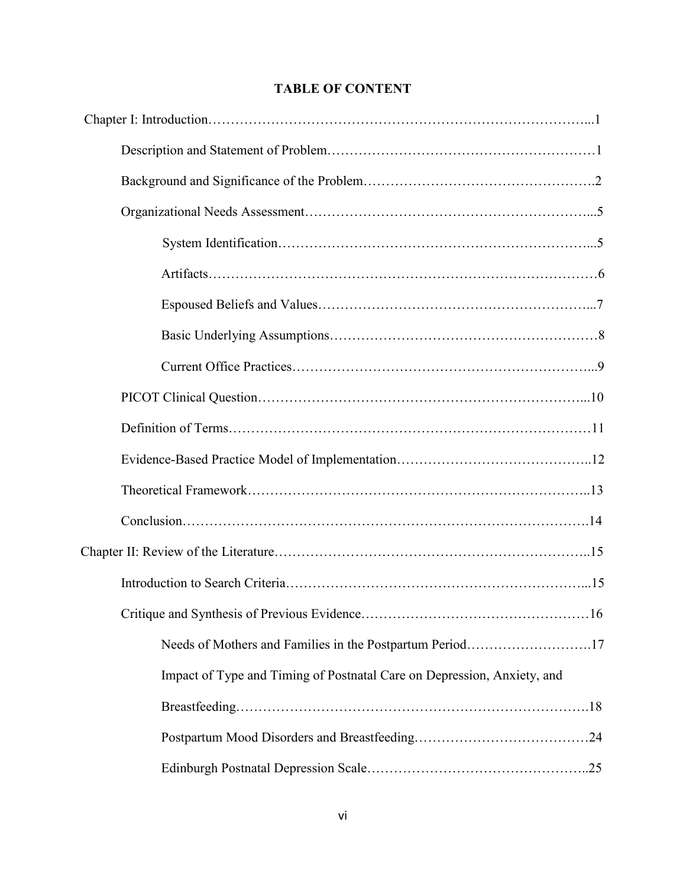# TABLE OF CONTENT

Chapter I: Introduction……………………………………………………………………...1

- Description and Statement of Problem…………………………………………………1
- Background and Significance of the Problem…………………………………………….2
- Organizational Needs Assessment………………………………………………………...5
  - System Identification…………………………………………………………...5
  - Artifacts…………………………………………………………………………6
  - Espoused Beliefs and Values……………………………………………………...7
  - Basic Underlying Assumptions…………………………………………………8
  - Current Office Practices…………………………………………………………...9
- PICOT Clinical Question…………………………………………………………...10
- Definition of Terms………………………………………………………………………11
- Evidence-Based Practice Model of Implementation……………………………………..12
- Theoretical Framework…………………………………………………………………..13
- Conclusion……………………………………………………………………………….14

Chapter II: Review of the Literature…………………………………………………………..15

- Introduction to Search Criteria……………………………………………………………...15
- Critique and Synthesis of Previous Evidence……………………………………………16
  - Needs of Mothers and Families in the Postpartum Period……………………….17
  - Impact of Type and Timing of Postnatal Care on Depression, Anxiety, and Breastfeeding…………………………………………………………………….18
  - Postpartum Mood Disorders and Breastfeeding…………………………………24
  - Edinburgh Postnatal Depression Scale…………………………………………..25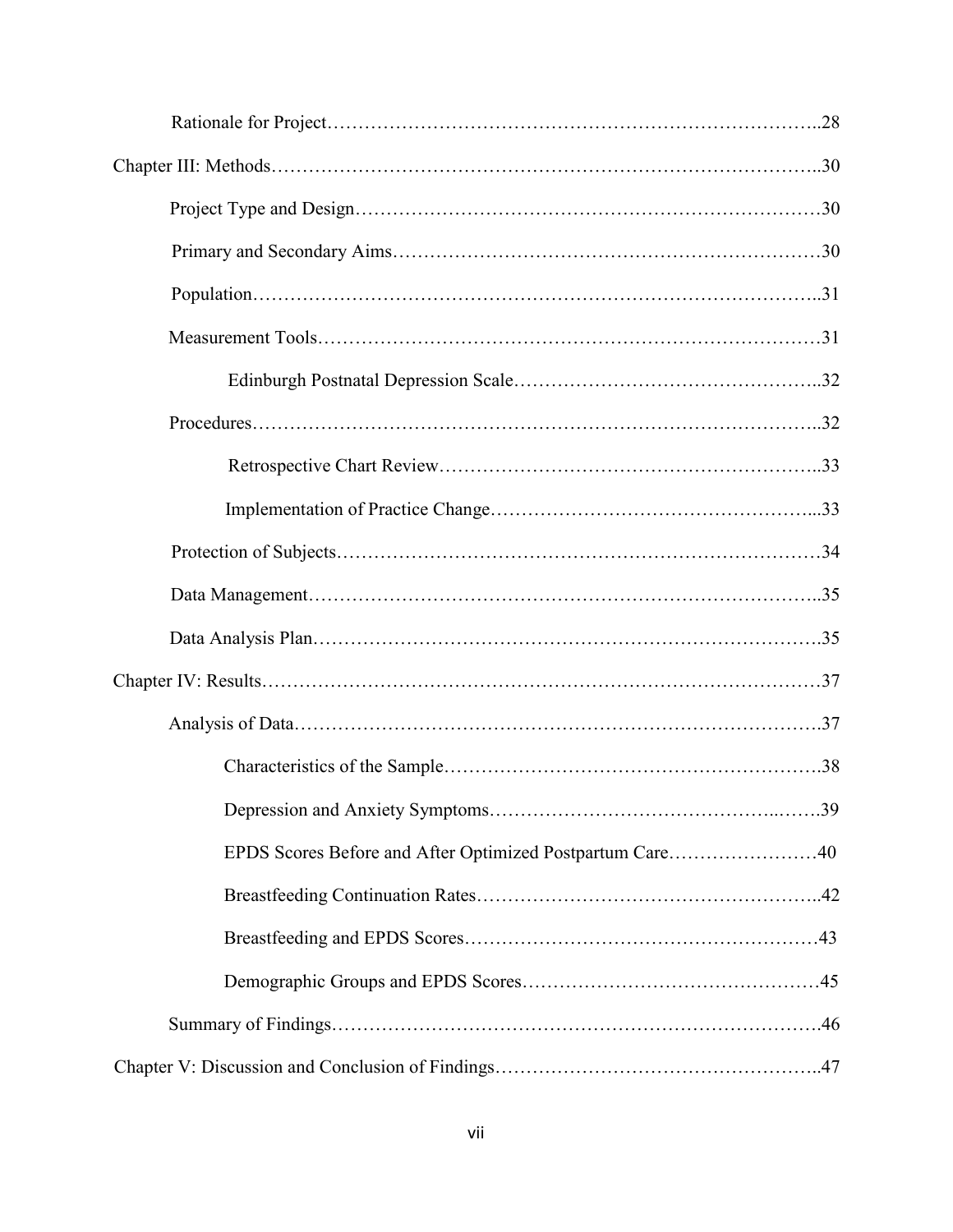Rationale for Project……………………………………………………………………..28

Chapter III: Methods………………………………………………………………………..30

Project Type and Design…………………………………………………………………30

Primary and Secondary Aims……………………………………………………………30

Population………………………………………………………………………………..31

Measurement Tools………………………………………………………………………31

Edinburgh Postnatal Depression Scale…………………………………………..32

Procedures………………………………………………………………………………..32

Retrospective Chart Review……………………………………………………..33

Implementation of Practice Change……………………………………………...33

Protection of Subjects……………………………………………………………………34

Data Management………………………………………………………………………..35

Data Analysis Plan………………………………………………………………………35

Chapter IV: Results…………………………………………………………………………37

Analysis of Data………………………………………………………………………….37

Characteristics of the Sample…………………………………………………….38

Depression and Anxiety Symptoms……………………………………...…….39

EPDS Scores Before and After Optimized Postpartum Care……………………40

Breastfeeding Continuation Rates………………………………………………..42

Breastfeeding and EPDS Scores…………………………………………………43

Demographic Groups and EPDS Scores…………………………………………45

Summary of Findings……………………………………………………………………46

Chapter V: Discussion and Conclusion of Findings……………………………………………..47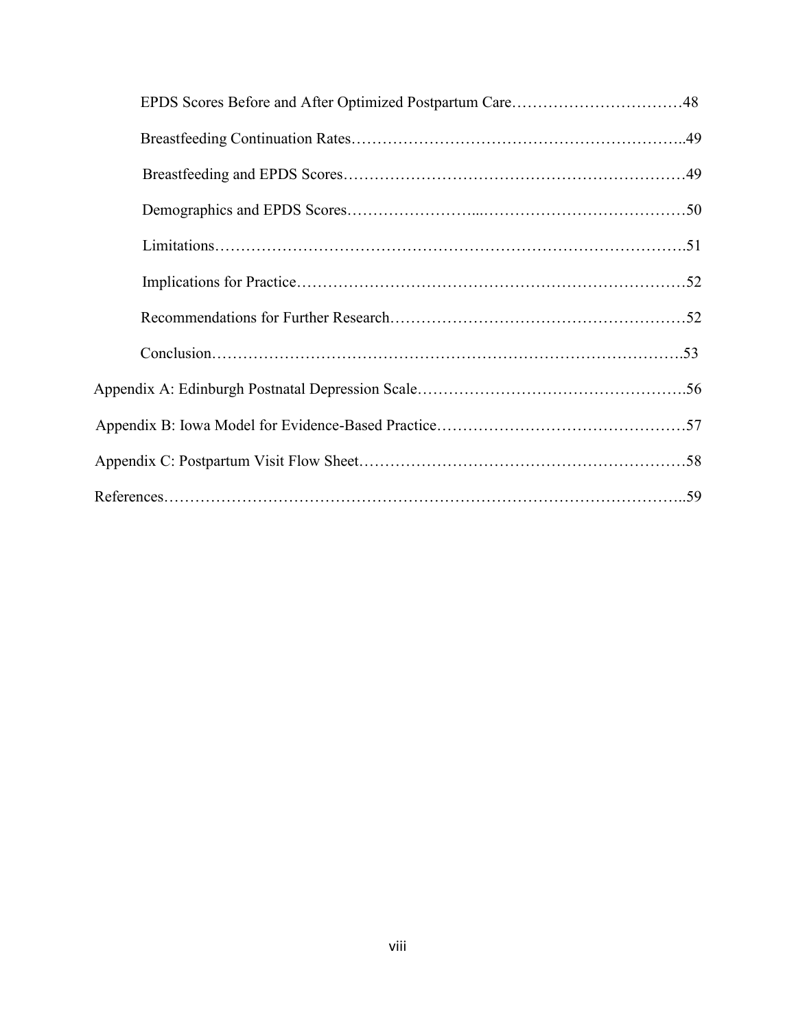EPDS Scores Before and After Optimized Postpartum Care……………………………48

Breastfeeding Continuation Rates……………………………………………………..49

Breastfeeding and EPDS Scores………………………………………………………49

Demographics and EPDS Scores…………………...…………………………………50

Limitations…………………………………………………………………………….51

Implications for Practice………………………………………………………………52

Recommendations for Further Research………………………………………………52

Conclusion…………………………………………………………………………….53

Appendix A: Edinburgh Postnatal Depression Scale……………………………………………56

Appendix B: Iowa Model for Evidence-Based Practice…………………………………………57

Appendix C: Postpartum Visit Flow Sheet………………………………………………………58

References………………………………………………………………………………………..59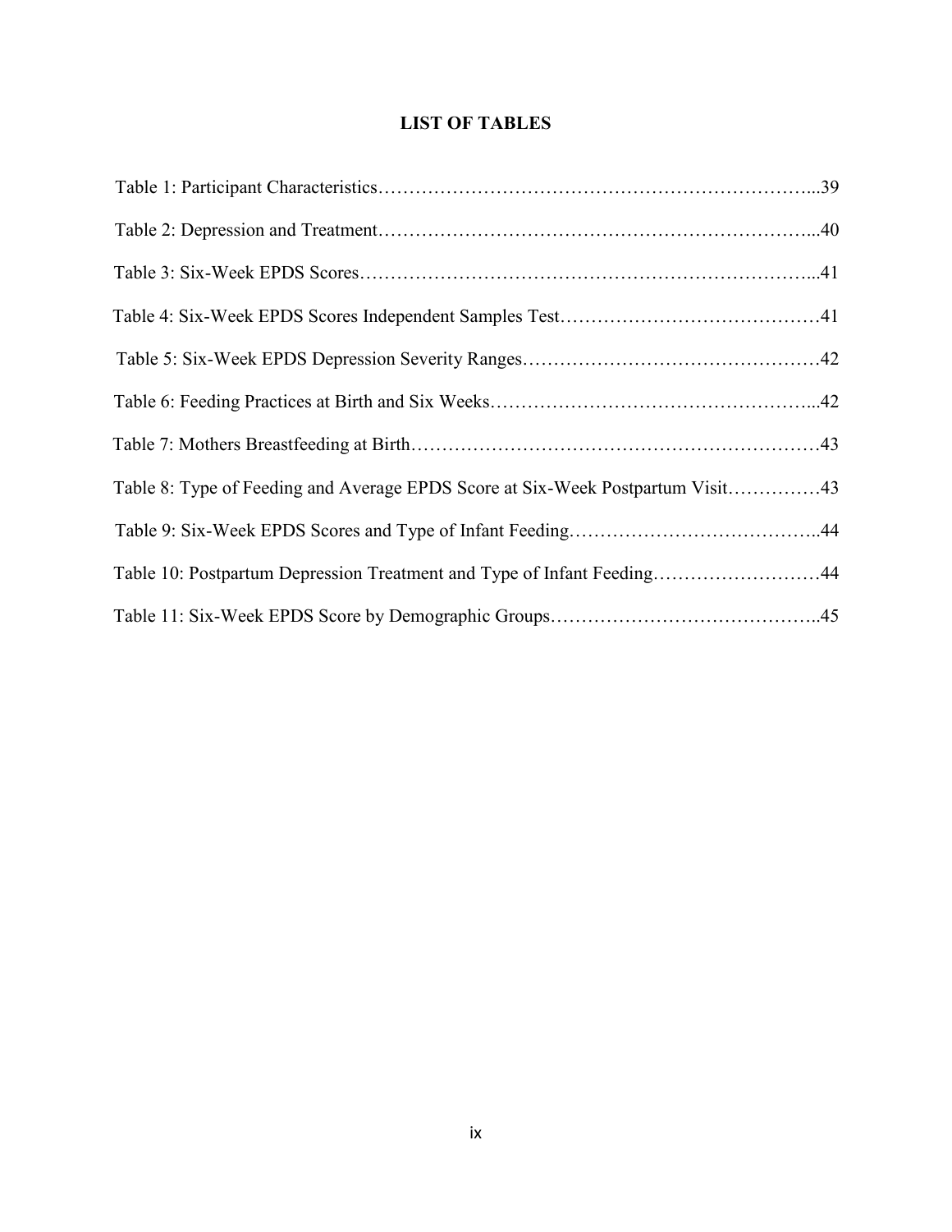# LIST OF TABLES

Table 1: Participant Characteristics……………………………………………………………...39

Table 2: Depression and Treatment……………………………………………………………...40

Table 3: Six-Week EPDS Scores………………………………………………………………...41

Table 4: Six-Week EPDS Scores Independent Samples Test……………………………………41

Table 5: Six-Week EPDS Depression Severity Ranges…………………………………………42

Table 6: Feeding Practices at Birth and Six Weeks……………………………………………...42

Table 7: Mothers Breastfeeding at Birth…………………………………………………………43

Table 8: Type of Feeding and Average EPDS Score at Six-Week Postpartum Visit……………43

Table 9: Six-Week EPDS Scores and Type of Infant Feeding…………………………………..44

Table 10: Postpartum Depression Treatment and Type of Infant Feeding………………………44

Table 11: Six-Week EPDS Score by Demographic Groups……………………………………..45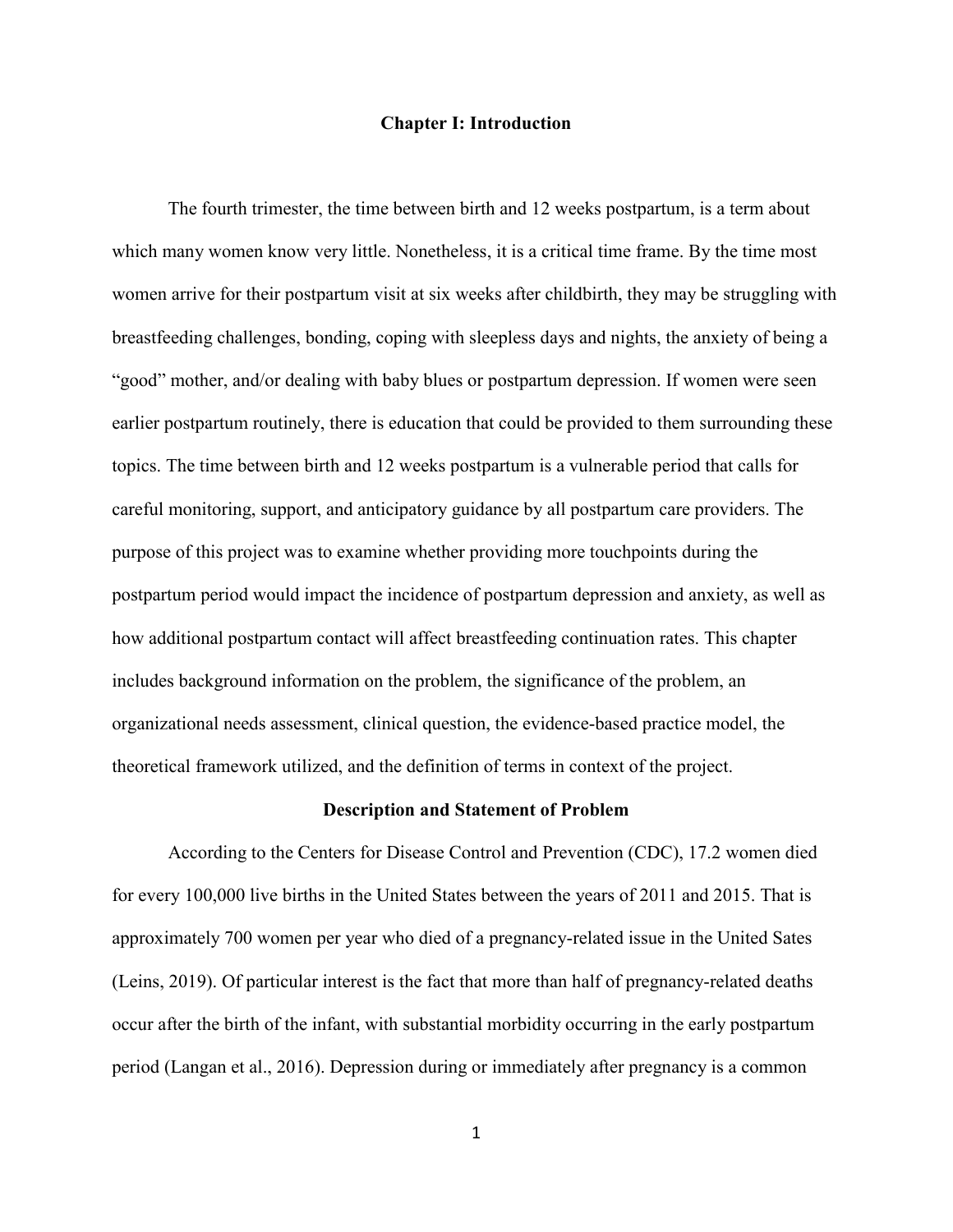# Chapter I: Introduction

The fourth trimester, the time between birth and 12 weeks postpartum, is a term about which many women know very little. Nonetheless, it is a critical time frame. By the time most women arrive for their postpartum visit at six weeks after childbirth, they may be struggling with breastfeeding challenges, bonding, coping with sleepless days and nights, the anxiety of being a "good" mother, and/or dealing with baby blues or postpartum depression. If women were seen earlier postpartum routinely, there is education that could be provided to them surrounding these topics. The time between birth and 12 weeks postpartum is a vulnerable period that calls for careful monitoring, support, and anticipatory guidance by all postpartum care providers. The purpose of this project was to examine whether providing more touchpoints during the postpartum period would impact the incidence of postpartum depression and anxiety, as well as how additional postpartum contact will affect breastfeeding continuation rates. This chapter includes background information on the problem, the significance of the problem, an organizational needs assessment, clinical question, the evidence-based practice model, the theoretical framework utilized, and the definition of terms in context of the project.

## Description and Statement of Problem

According to the Centers for Disease Control and Prevention (CDC), 17.2 women died for every 100,000 live births in the United States between the years of 2011 and 2015. That is approximately 700 women per year who died of a pregnancy-related issue in the United Sates (Leins, 2019). Of particular interest is the fact that more than half of pregnancy-related deaths occur after the birth of the infant, with substantial morbidity occurring in the early postpartum period (Langan et al., 2016). Depression during or immediately after pregnancy is a common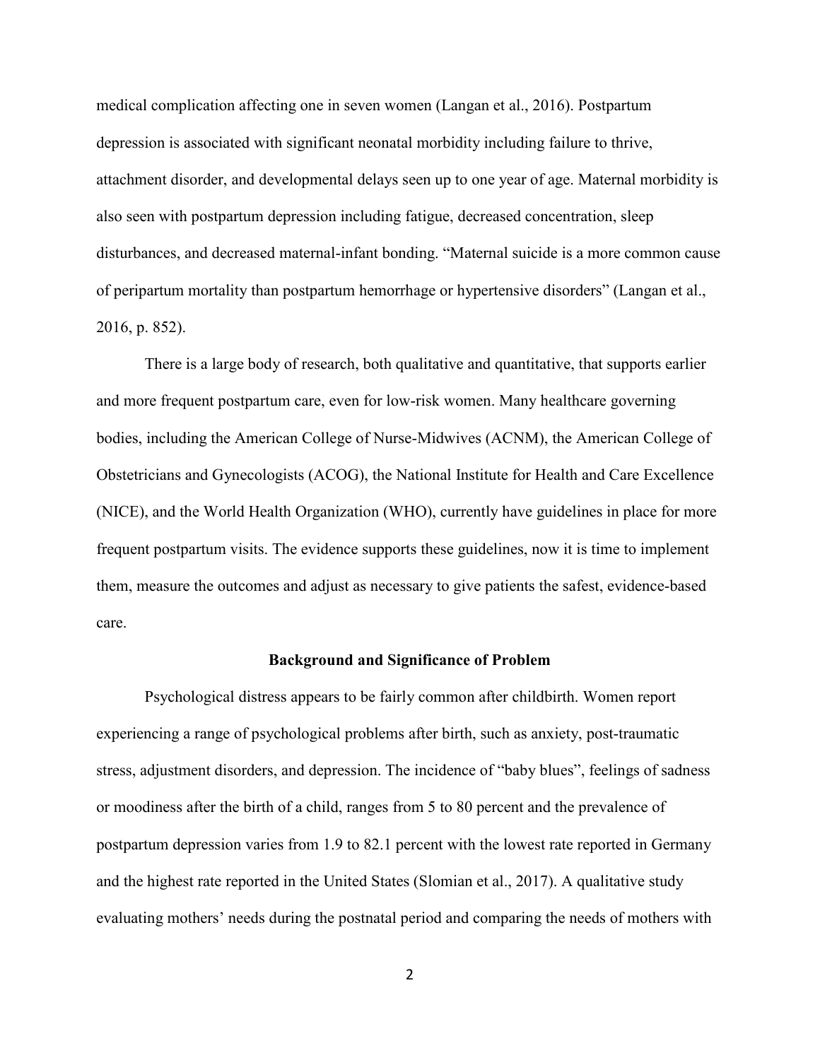medical complication affecting one in seven women (Langan et al., 2016). Postpartum depression is associated with significant neonatal morbidity including failure to thrive, attachment disorder, and developmental delays seen up to one year of age. Maternal morbidity is also seen with postpartum depression including fatigue, decreased concentration, sleep disturbances, and decreased maternal-infant bonding. "Maternal suicide is a more common cause of peripartum mortality than postpartum hemorrhage or hypertensive disorders" (Langan et al., 2016, p. 852).

There is a large body of research, both qualitative and quantitative, that supports earlier and more frequent postpartum care, even for low-risk women. Many healthcare governing bodies, including the American College of Nurse-Midwives (ACNM), the American College of Obstetricians and Gynecologists (ACOG), the National Institute for Health and Care Excellence (NICE), and the World Health Organization (WHO), currently have guidelines in place for more frequent postpartum visits. The evidence supports these guidelines, now it is time to implement them, measure the outcomes and adjust as necessary to give patients the safest, evidence-based care.

## Background and Significance of Problem

Psychological distress appears to be fairly common after childbirth. Women report experiencing a range of psychological problems after birth, such as anxiety, post-traumatic stress, adjustment disorders, and depression. The incidence of "baby blues", feelings of sadness or moodiness after the birth of a child, ranges from 5 to 80 percent and the prevalence of postpartum depression varies from 1.9 to 82.1 percent with the lowest rate reported in Germany and the highest rate reported in the United States (Slomian et al., 2017). A qualitative study evaluating mothers' needs during the postnatal period and comparing the needs of mothers with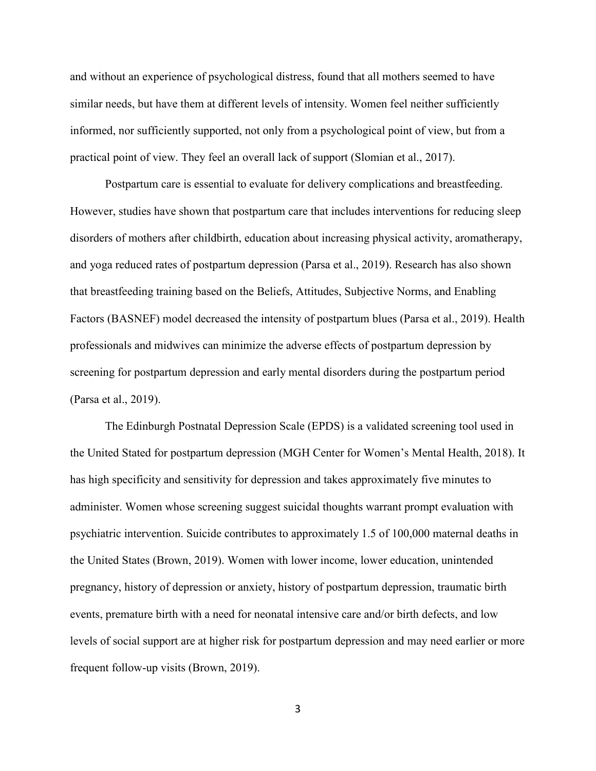and without an experience of psychological distress, found that all mothers seemed to have similar needs, but have them at different levels of intensity. Women feel neither sufficiently informed, nor sufficiently supported, not only from a psychological point of view, but from a practical point of view. They feel an overall lack of support (Slomian et al., 2017).

Postpartum care is essential to evaluate for delivery complications and breastfeeding. However, studies have shown that postpartum care that includes interventions for reducing sleep disorders of mothers after childbirth, education about increasing physical activity, aromatherapy, and yoga reduced rates of postpartum depression (Parsa et al., 2019). Research has also shown that breastfeeding training based on the Beliefs, Attitudes, Subjective Norms, and Enabling Factors (BASNEF) model decreased the intensity of postpartum blues (Parsa et al., 2019). Health professionals and midwives can minimize the adverse effects of postpartum depression by screening for postpartum depression and early mental disorders during the postpartum period (Parsa et al., 2019).

The Edinburgh Postnatal Depression Scale (EPDS) is a validated screening tool used in the United Stated for postpartum depression (MGH Center for Women's Mental Health, 2018). It has high specificity and sensitivity for depression and takes approximately five minutes to administer. Women whose screening suggest suicidal thoughts warrant prompt evaluation with psychiatric intervention. Suicide contributes to approximately 1.5 of 100,000 maternal deaths in the United States (Brown, 2019). Women with lower income, lower education, unintended pregnancy, history of depression or anxiety, history of postpartum depression, traumatic birth events, premature birth with a need for neonatal intensive care and/or birth defects, and low levels of social support are at higher risk for postpartum depression and may need earlier or more frequent follow-up visits (Brown, 2019).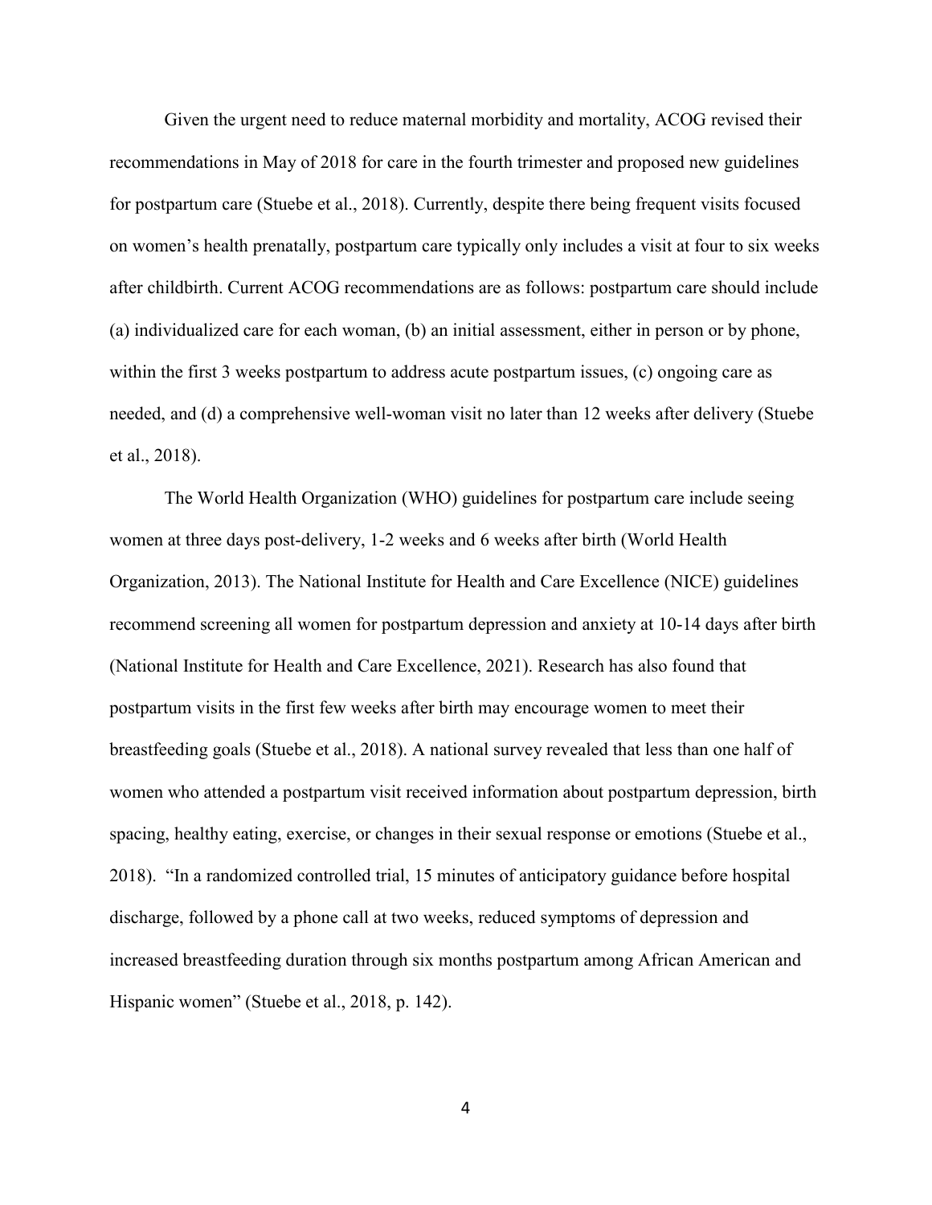Given the urgent need to reduce maternal morbidity and mortality, ACOG revised their recommendations in May of 2018 for care in the fourth trimester and proposed new guidelines for postpartum care (Stuebe et al., 2018). Currently, despite there being frequent visits focused on women's health prenatally, postpartum care typically only includes a visit at four to six weeks after childbirth. Current ACOG recommendations are as follows: postpartum care should include (a) individualized care for each woman, (b) an initial assessment, either in person or by phone, within the first 3 weeks postpartum to address acute postpartum issues, (c) ongoing care as needed, and (d) a comprehensive well-woman visit no later than 12 weeks after delivery (Stuebe et al., 2018).

The World Health Organization (WHO) guidelines for postpartum care include seeing women at three days post-delivery, 1-2 weeks and 6 weeks after birth (World Health Organization, 2013). The National Institute for Health and Care Excellence (NICE) guidelines recommend screening all women for postpartum depression and anxiety at 10-14 days after birth (National Institute for Health and Care Excellence, 2021). Research has also found that postpartum visits in the first few weeks after birth may encourage women to meet their breastfeeding goals (Stuebe et al., 2018). A national survey revealed that less than one half of women who attended a postpartum visit received information about postpartum depression, birth spacing, healthy eating, exercise, or changes in their sexual response or emotions (Stuebe et al., 2018). "In a randomized controlled trial, 15 minutes of anticipatory guidance before hospital discharge, followed by a phone call at two weeks, reduced symptoms of depression and increased breastfeeding duration through six months postpartum among African American and Hispanic women" (Stuebe et al., 2018, p. 142).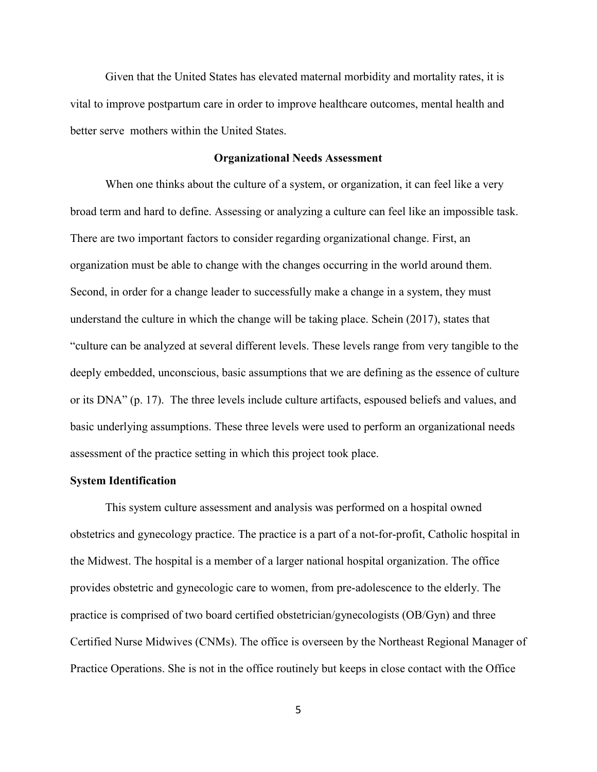Given that the United States has elevated maternal morbidity and mortality rates, it is vital to improve postpartum care in order to improve healthcare outcomes, mental health and better serve mothers within the United States.

## Organizational Needs Assessment

When one thinks about the culture of a system, or organization, it can feel like a very broad term and hard to define. Assessing or analyzing a culture can feel like an impossible task. There are two important factors to consider regarding organizational change. First, an organization must be able to change with the changes occurring in the world around them. Second, in order for a change leader to successfully make a change in a system, they must understand the culture in which the change will be taking place. Schein (2017), states that "culture can be analyzed at several different levels. These levels range from very tangible to the deeply embedded, unconscious, basic assumptions that we are defining as the essence of culture or its DNA" (p. 17). The three levels include culture artifacts, espoused beliefs and values, and basic underlying assumptions. These three levels were used to perform an organizational needs assessment of the practice setting in which this project took place.

### System Identification

This system culture assessment and analysis was performed on a hospital owned obstetrics and gynecology practice. The practice is a part of a not-for-profit, Catholic hospital in the Midwest. The hospital is a member of a larger national hospital organization. The office provides obstetric and gynecologic care to women, from pre-adolescence to the elderly. The practice is comprised of two board certified obstetrician/gynecologists (OB/Gyn) and three Certified Nurse Midwives (CNMs). The office is overseen by the Northeast Regional Manager of Practice Operations. She is not in the office routinely but keeps in close contact with the Office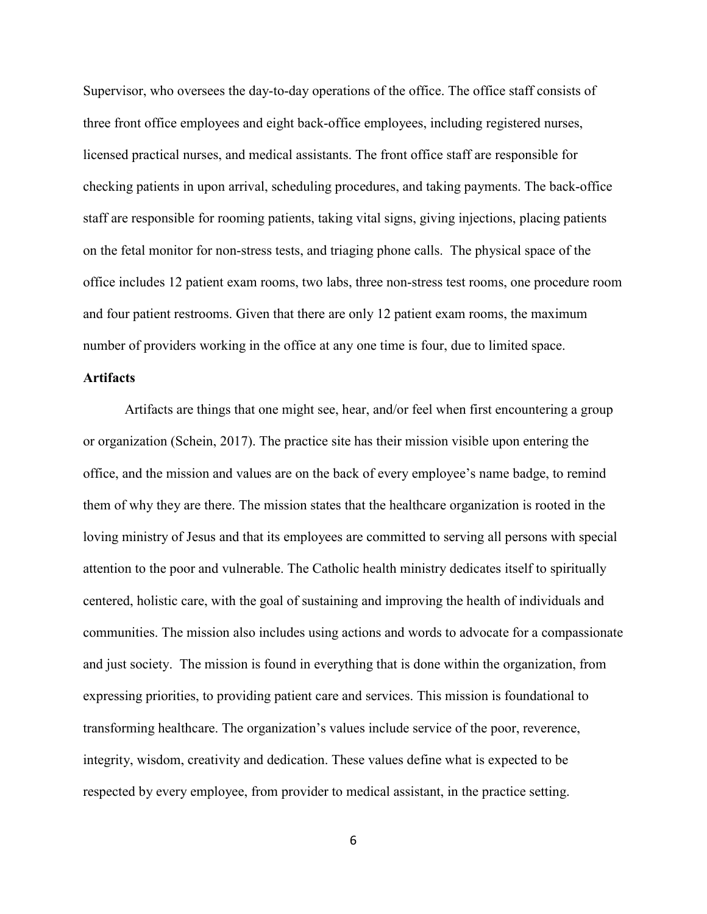Supervisor, who oversees the day-to-day operations of the office. The office staff consists of three front office employees and eight back-office employees, including registered nurses, licensed practical nurses, and medical assistants. The front office staff are responsible for checking patients in upon arrival, scheduling procedures, and taking payments. The back-office staff are responsible for rooming patients, taking vital signs, giving injections, placing patients on the fetal monitor for non-stress tests, and triaging phone calls. The physical space of the office includes 12 patient exam rooms, two labs, three non-stress test rooms, one procedure room and four patient restrooms. Given that there are only 12 patient exam rooms, the maximum number of providers working in the office at any one time is four, due to limited space.

## Artifacts

Artifacts are things that one might see, hear, and/or feel when first encountering a group or organization (Schein, 2017). The practice site has their mission visible upon entering the office, and the mission and values are on the back of every employee's name badge, to remind them of why they are there. The mission states that the healthcare organization is rooted in the loving ministry of Jesus and that its employees are committed to serving all persons with special attention to the poor and vulnerable. The Catholic health ministry dedicates itself to spiritually centered, holistic care, with the goal of sustaining and improving the health of individuals and communities. The mission also includes using actions and words to advocate for a compassionate and just society. The mission is found in everything that is done within the organization, from expressing priorities, to providing patient care and services. This mission is foundational to transforming healthcare. The organization's values include service of the poor, reverence, integrity, wisdom, creativity and dedication. These values define what is expected to be respected by every employee, from provider to medical assistant, in the practice setting.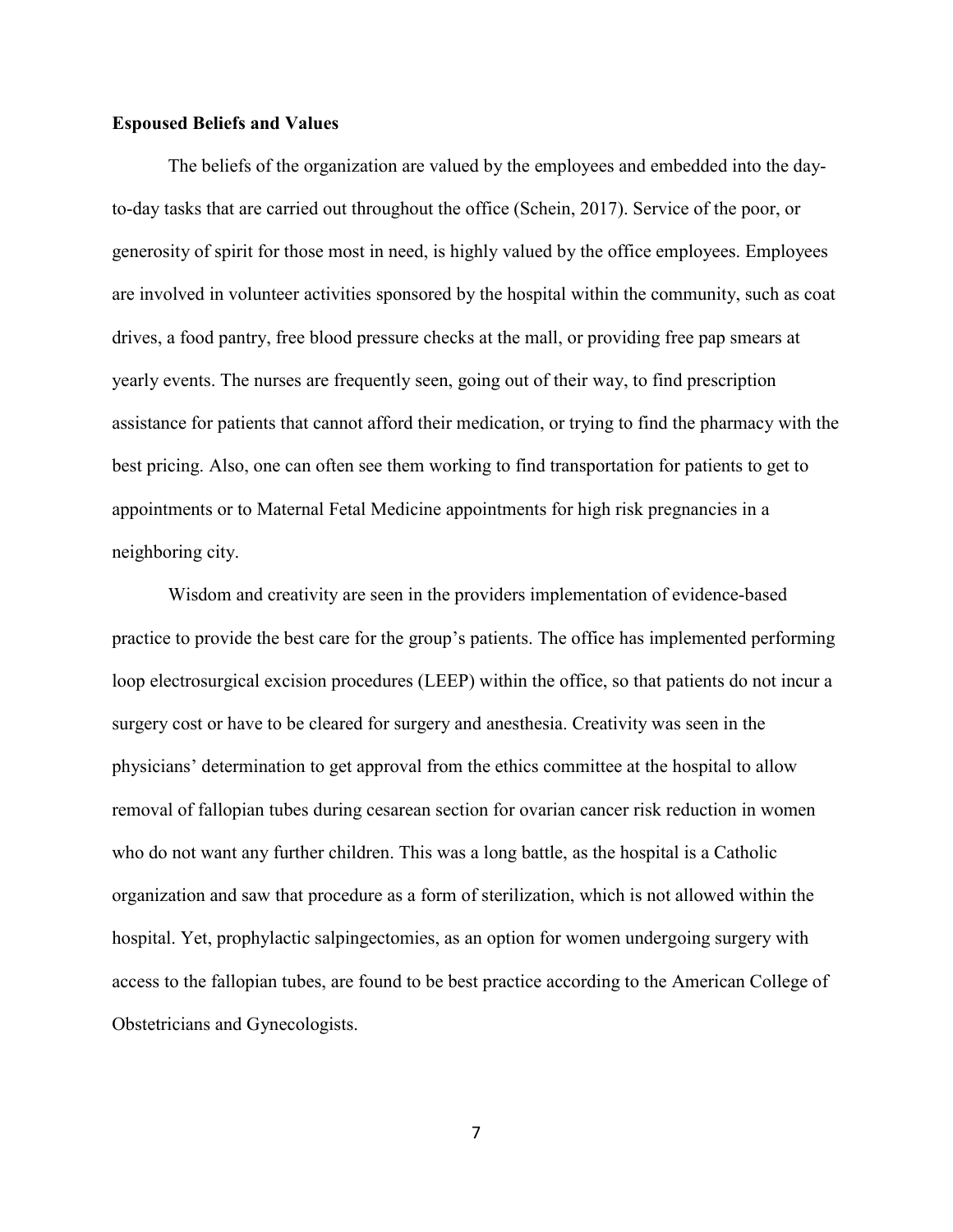**Espoused Beliefs and Values**

The beliefs of the organization are valued by the employees and embedded into the day-to-day tasks that are carried out throughout the office (Schein, 2017). Service of the poor, or generosity of spirit for those most in need, is highly valued by the office employees. Employees are involved in volunteer activities sponsored by the hospital within the community, such as coat drives, a food pantry, free blood pressure checks at the mall, or providing free pap smears at yearly events. The nurses are frequently seen, going out of their way, to find prescription assistance for patients that cannot afford their medication, or trying to find the pharmacy with the best pricing. Also, one can often see them working to find transportation for patients to get to appointments or to Maternal Fetal Medicine appointments for high risk pregnancies in a neighboring city.

Wisdom and creativity are seen in the providers implementation of evidence-based practice to provide the best care for the group's patients. The office has implemented performing loop electrosurgical excision procedures (LEEP) within the office, so that patients do not incur a surgery cost or have to be cleared for surgery and anesthesia. Creativity was seen in the physicians' determination to get approval from the ethics committee at the hospital to allow removal of fallopian tubes during cesarean section for ovarian cancer risk reduction in women who do not want any further children. This was a long battle, as the hospital is a Catholic organization and saw that procedure as a form of sterilization, which is not allowed within the hospital. Yet, prophylactic salpingectomies, as an option for women undergoing surgery with access to the fallopian tubes, are found to be best practice according to the American College of Obstetricians and Gynecologists.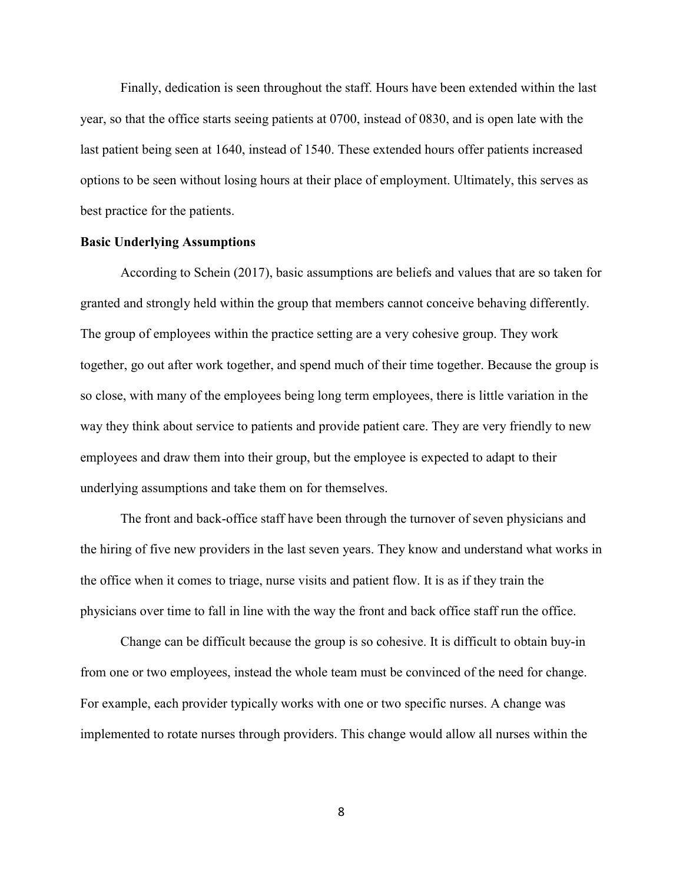Finally, dedication is seen throughout the staff. Hours have been extended within the last year, so that the office starts seeing patients at 0700, instead of 0830, and is open late with the last patient being seen at 1640, instead of 1540. These extended hours offer patients increased options to be seen without losing hours at their place of employment. Ultimately, this serves as best practice for the patients.

**Basic Underlying Assumptions**

According to Schein (2017), basic assumptions are beliefs and values that are so taken for granted and strongly held within the group that members cannot conceive behaving differently. The group of employees within the practice setting are a very cohesive group. They work together, go out after work together, and spend much of their time together. Because the group is so close, with many of the employees being long term employees, there is little variation in the way they think about service to patients and provide patient care. They are very friendly to new employees and draw them into their group, but the employee is expected to adapt to their underlying assumptions and take them on for themselves.

The front and back-office staff have been through the turnover of seven physicians and the hiring of five new providers in the last seven years. They know and understand what works in the office when it comes to triage, nurse visits and patient flow. It is as if they train the physicians over time to fall in line with the way the front and back office staff run the office.

Change can be difficult because the group is so cohesive. It is difficult to obtain buy-in from one or two employees, instead the whole team must be convinced of the need for change. For example, each provider typically works with one or two specific nurses. A change was implemented to rotate nurses through providers. This change would allow all nurses within the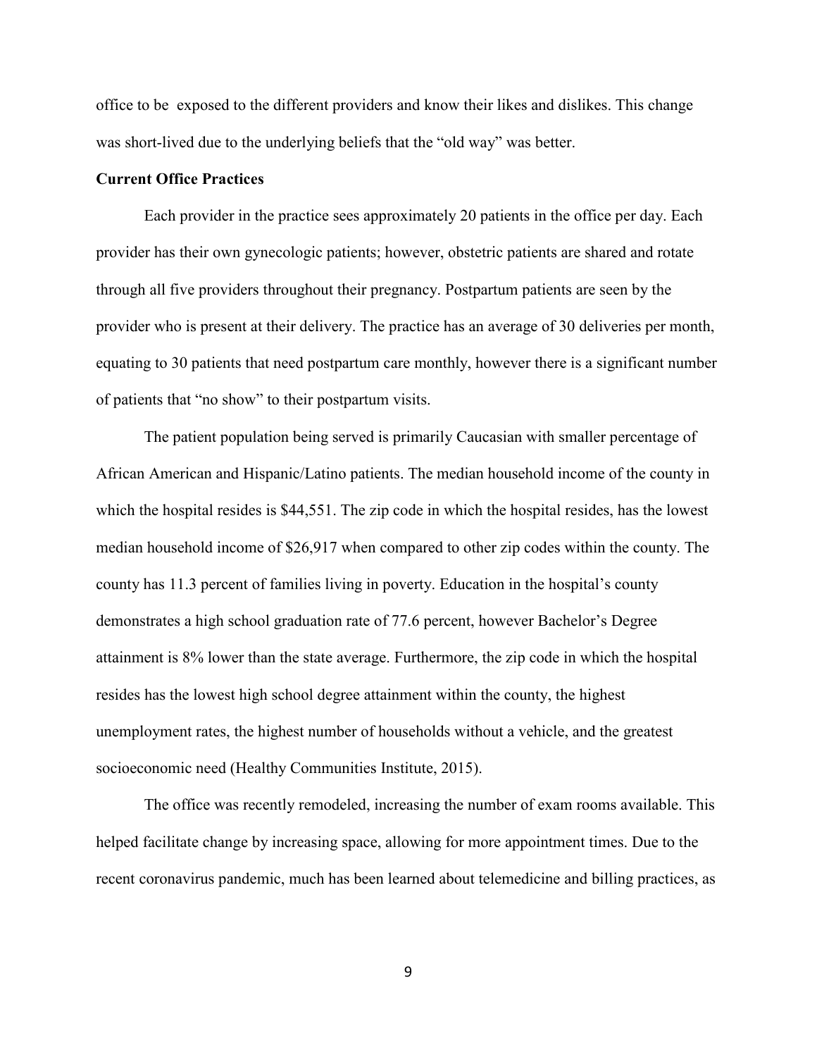office to be  exposed to the different providers and know their likes and dislikes. This change was short-lived due to the underlying beliefs that the "old way" was better.

**Current Office Practices**

Each provider in the practice sees approximately 20 patients in the office per day. Each provider has their own gynecologic patients; however, obstetric patients are shared and rotate through all five providers throughout their pregnancy. Postpartum patients are seen by the provider who is present at their delivery. The practice has an average of 30 deliveries per month, equating to 30 patients that need postpartum care monthly, however there is a significant number of patients that "no show" to their postpartum visits.

The patient population being served is primarily Caucasian with smaller percentage of African American and Hispanic/Latino patients. The median household income of the county in which the hospital resides is $44,551. The zip code in which the hospital resides, has the lowest median household income of $26,917 when compared to other zip codes within the county. The county has 11.3 percent of families living in poverty. Education in the hospital's county demonstrates a high school graduation rate of 77.6 percent, however Bachelor's Degree attainment is 8% lower than the state average. Furthermore, the zip code in which the hospital resides has the lowest high school degree attainment within the county, the highest unemployment rates, the highest number of households without a vehicle, and the greatest socioeconomic need (Healthy Communities Institute, 2015).

The office was recently remodeled, increasing the number of exam rooms available. This helped facilitate change by increasing space, allowing for more appointment times. Due to the recent coronavirus pandemic, much has been learned about telemedicine and billing practices, as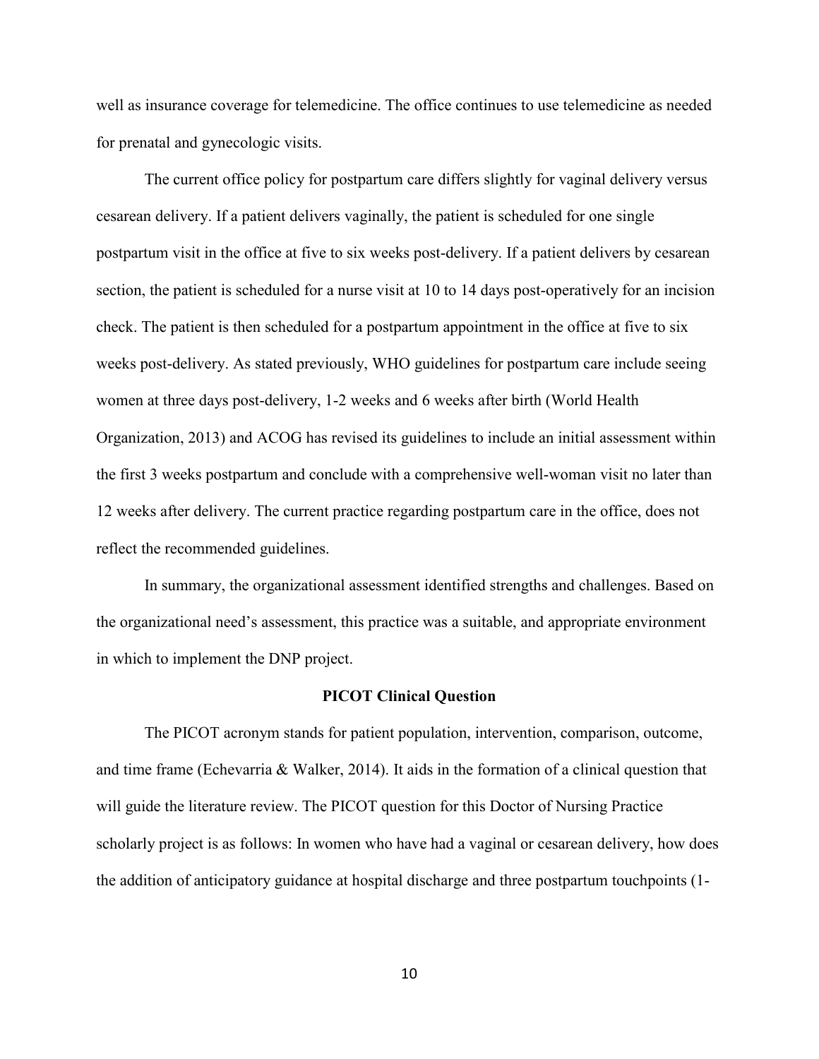well as insurance coverage for telemedicine. The office continues to use telemedicine as needed for prenatal and gynecologic visits.

The current office policy for postpartum care differs slightly for vaginal delivery versus cesarean delivery. If a patient delivers vaginally, the patient is scheduled for one single postpartum visit in the office at five to six weeks post-delivery. If a patient delivers by cesarean section, the patient is scheduled for a nurse visit at 10 to 14 days post-operatively for an incision check. The patient is then scheduled for a postpartum appointment in the office at five to six weeks post-delivery. As stated previously, WHO guidelines for postpartum care include seeing women at three days post-delivery, 1-2 weeks and 6 weeks after birth (World Health Organization, 2013) and ACOG has revised its guidelines to include an initial assessment within the first 3 weeks postpartum and conclude with a comprehensive well-woman visit no later than 12 weeks after delivery. The current practice regarding postpartum care in the office, does not reflect the recommended guidelines.

In summary, the organizational assessment identified strengths and challenges. Based on the organizational need's assessment, this practice was a suitable, and appropriate environment in which to implement the DNP project.

## PICOT Clinical Question

The PICOT acronym stands for patient population, intervention, comparison, outcome, and time frame (Echevarria & Walker, 2014). It aids in the formation of a clinical question that will guide the literature review. The PICOT question for this Doctor of Nursing Practice scholarly project is as follows: In women who have had a vaginal or cesarean delivery, how does the addition of anticipatory guidance at hospital discharge and three postpartum touchpoints (1-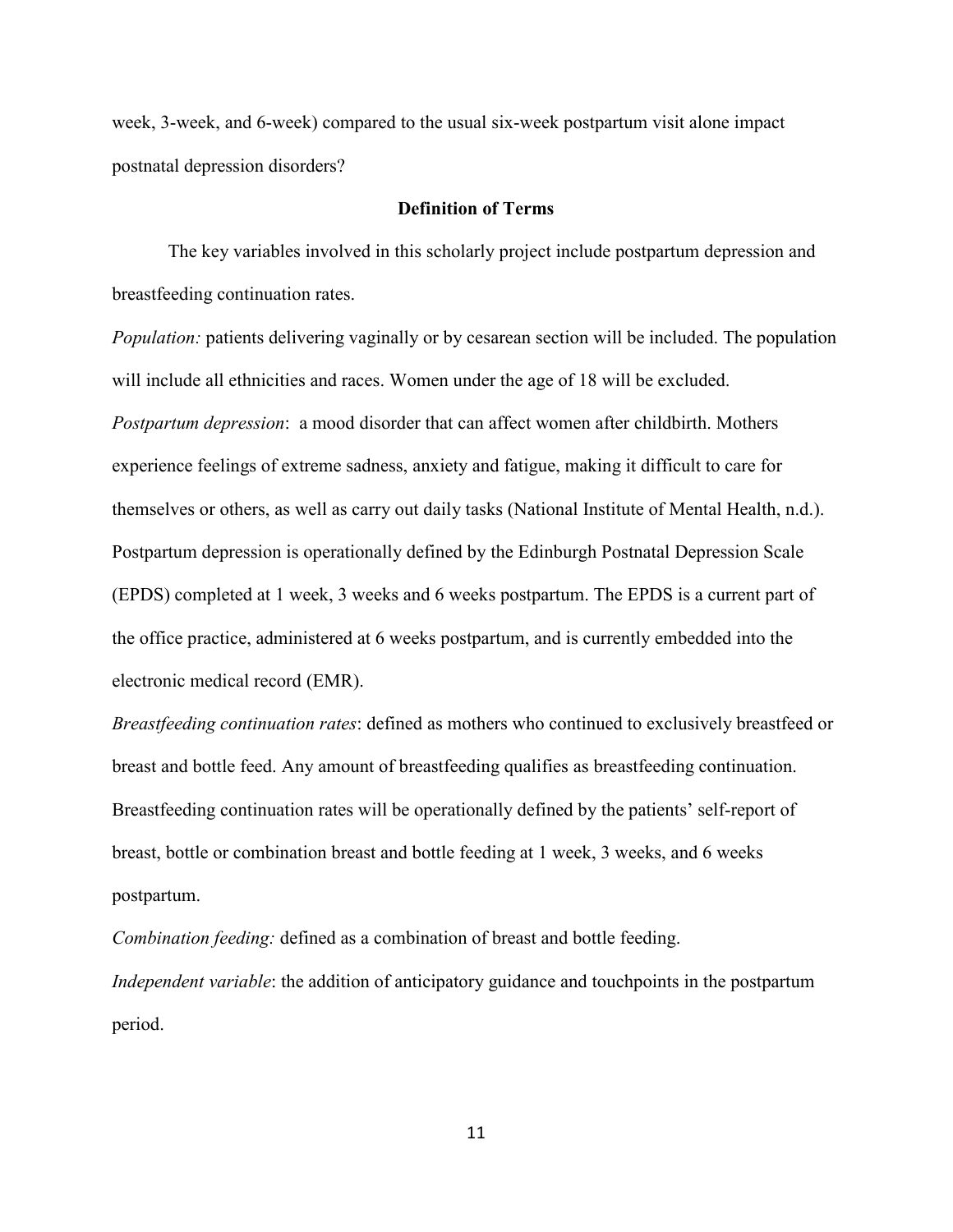week, 3-week, and 6-week) compared to the usual six-week postpartum visit alone impact postnatal depression disorders?

## Definition of Terms

The key variables involved in this scholarly project include postpartum depression and breastfeeding continuation rates.

*Population:* patients delivering vaginally or by cesarean section will be included. The population will include all ethnicities and races. Women under the age of 18 will be excluded.

*Postpartum depression*: a mood disorder that can affect women after childbirth. Mothers experience feelings of extreme sadness, anxiety and fatigue, making it difficult to care for themselves or others, as well as carry out daily tasks (National Institute of Mental Health, n.d.). Postpartum depression is operationally defined by the Edinburgh Postnatal Depression Scale (EPDS) completed at 1 week, 3 weeks and 6 weeks postpartum. The EPDS is a current part of the office practice, administered at 6 weeks postpartum, and is currently embedded into the electronic medical record (EMR).

*Breastfeeding continuation rates*: defined as mothers who continued to exclusively breastfeed or breast and bottle feed. Any amount of breastfeeding qualifies as breastfeeding continuation. Breastfeeding continuation rates will be operationally defined by the patients' self-report of breast, bottle or combination breast and bottle feeding at 1 week, 3 weeks, and 6 weeks postpartum.

*Combination feeding:* defined as a combination of breast and bottle feeding.

*Independent variable*: the addition of anticipatory guidance and touchpoints in the postpartum period.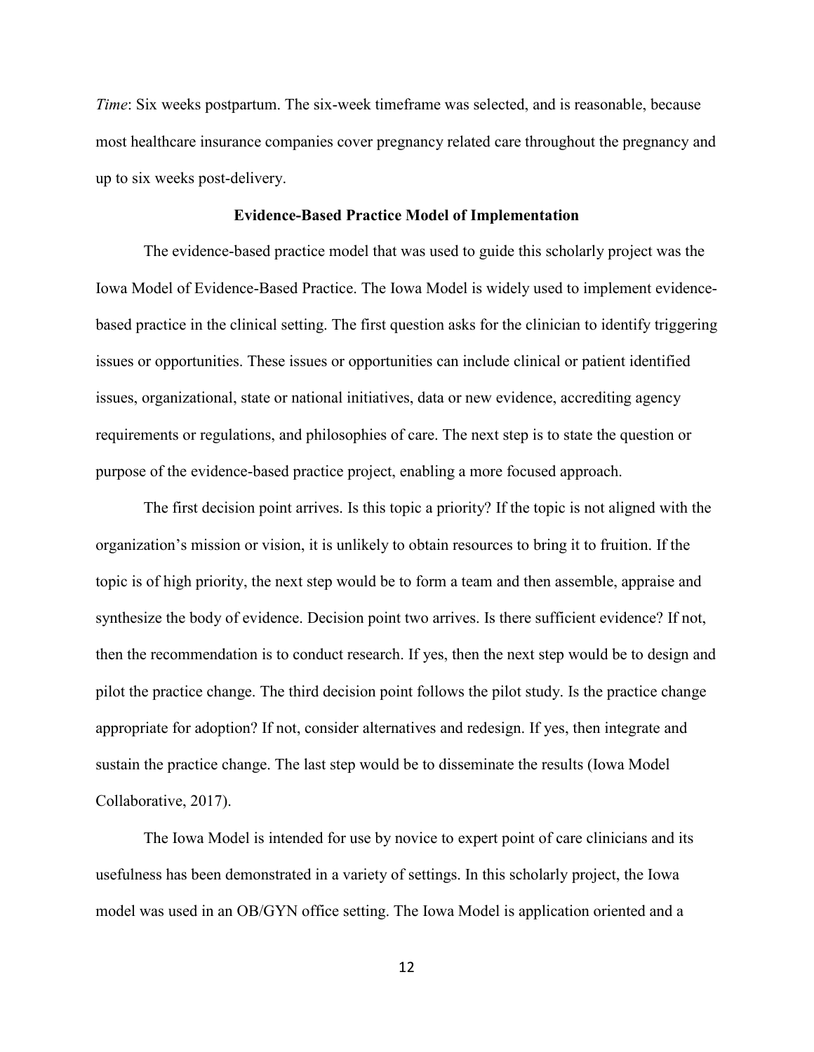*Time*: Six weeks postpartum. The six-week timeframe was selected, and is reasonable, because most healthcare insurance companies cover pregnancy related care throughout the pregnancy and up to six weeks post-delivery.

## Evidence-Based Practice Model of Implementation

The evidence-based practice model that was used to guide this scholarly project was the Iowa Model of Evidence-Based Practice. The Iowa Model is widely used to implement evidence-based practice in the clinical setting. The first question asks for the clinician to identify triggering issues or opportunities. These issues or opportunities can include clinical or patient identified issues, organizational, state or national initiatives, data or new evidence, accrediting agency requirements or regulations, and philosophies of care. The next step is to state the question or purpose of the evidence-based practice project, enabling a more focused approach.

The first decision point arrives. Is this topic a priority? If the topic is not aligned with the organization's mission or vision, it is unlikely to obtain resources to bring it to fruition. If the topic is of high priority, the next step would be to form a team and then assemble, appraise and synthesize the body of evidence. Decision point two arrives. Is there sufficient evidence? If not, then the recommendation is to conduct research. If yes, then the next step would be to design and pilot the practice change. The third decision point follows the pilot study. Is the practice change appropriate for adoption? If not, consider alternatives and redesign. If yes, then integrate and sustain the practice change. The last step would be to disseminate the results (Iowa Model Collaborative, 2017).

The Iowa Model is intended for use by novice to expert point of care clinicians and its usefulness has been demonstrated in a variety of settings. In this scholarly project, the Iowa model was used in an OB/GYN office setting. The Iowa Model is application oriented and a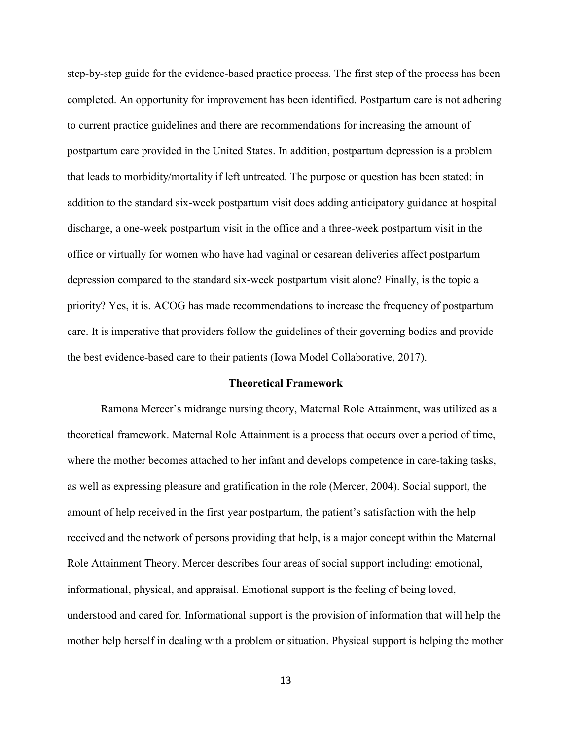step-by-step guide for the evidence-based practice process. The first step of the process has been completed. An opportunity for improvement has been identified. Postpartum care is not adhering to current practice guidelines and there are recommendations for increasing the amount of postpartum care provided in the United States. In addition, postpartum depression is a problem that leads to morbidity/mortality if left untreated. The purpose or question has been stated: in addition to the standard six-week postpartum visit does adding anticipatory guidance at hospital discharge, a one-week postpartum visit in the office and a three-week postpartum visit in the office or virtually for women who have had vaginal or cesarean deliveries affect postpartum depression compared to the standard six-week postpartum visit alone? Finally, is the topic a priority? Yes, it is. ACOG has made recommendations to increase the frequency of postpartum care. It is imperative that providers follow the guidelines of their governing bodies and provide the best evidence-based care to their patients (Iowa Model Collaborative, 2017).

## Theoretical Framework

Ramona Mercer's midrange nursing theory, Maternal Role Attainment, was utilized as a theoretical framework. Maternal Role Attainment is a process that occurs over a period of time, where the mother becomes attached to her infant and develops competence in care-taking tasks, as well as expressing pleasure and gratification in the role (Mercer, 2004). Social support, the amount of help received in the first year postpartum, the patient's satisfaction with the help received and the network of persons providing that help, is a major concept within the Maternal Role Attainment Theory. Mercer describes four areas of social support including: emotional, informational, physical, and appraisal. Emotional support is the feeling of being loved, understood and cared for. Informational support is the provision of information that will help the mother help herself in dealing with a problem or situation. Physical support is helping the mother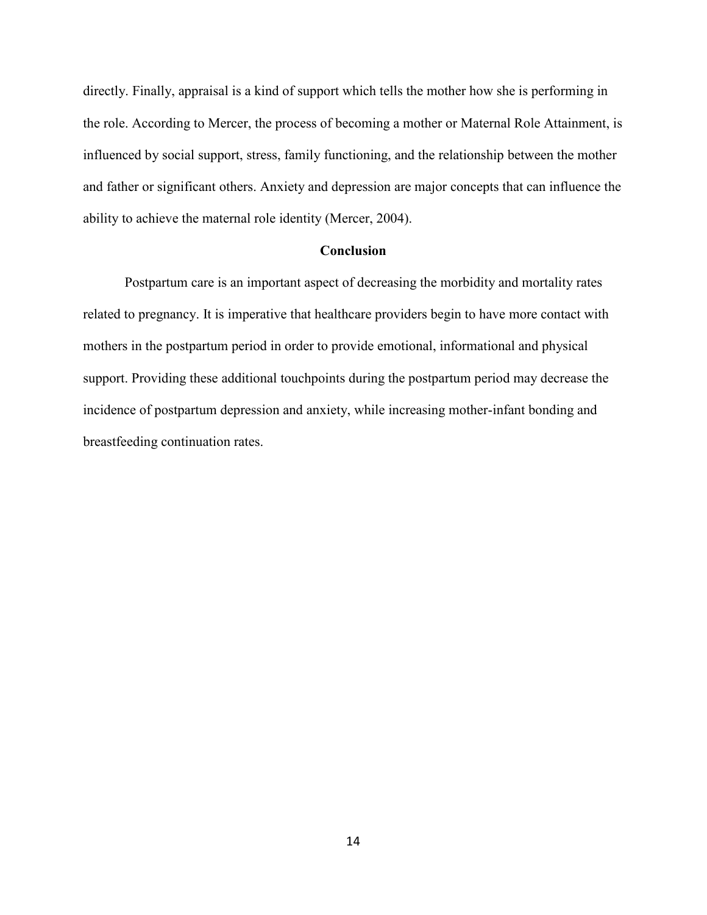directly. Finally, appraisal is a kind of support which tells the mother how she is performing in the role. According to Mercer, the process of becoming a mother or Maternal Role Attainment, is influenced by social support, stress, family functioning, and the relationship between the mother and father or significant others. Anxiety and depression are major concepts that can influence the ability to achieve the maternal role identity (Mercer, 2004).

## Conclusion

Postpartum care is an important aspect of decreasing the morbidity and mortality rates related to pregnancy. It is imperative that healthcare providers begin to have more contact with mothers in the postpartum period in order to provide emotional, informational and physical support. Providing these additional touchpoints during the postpartum period may decrease the incidence of postpartum depression and anxiety, while increasing mother-infant bonding and breastfeeding continuation rates.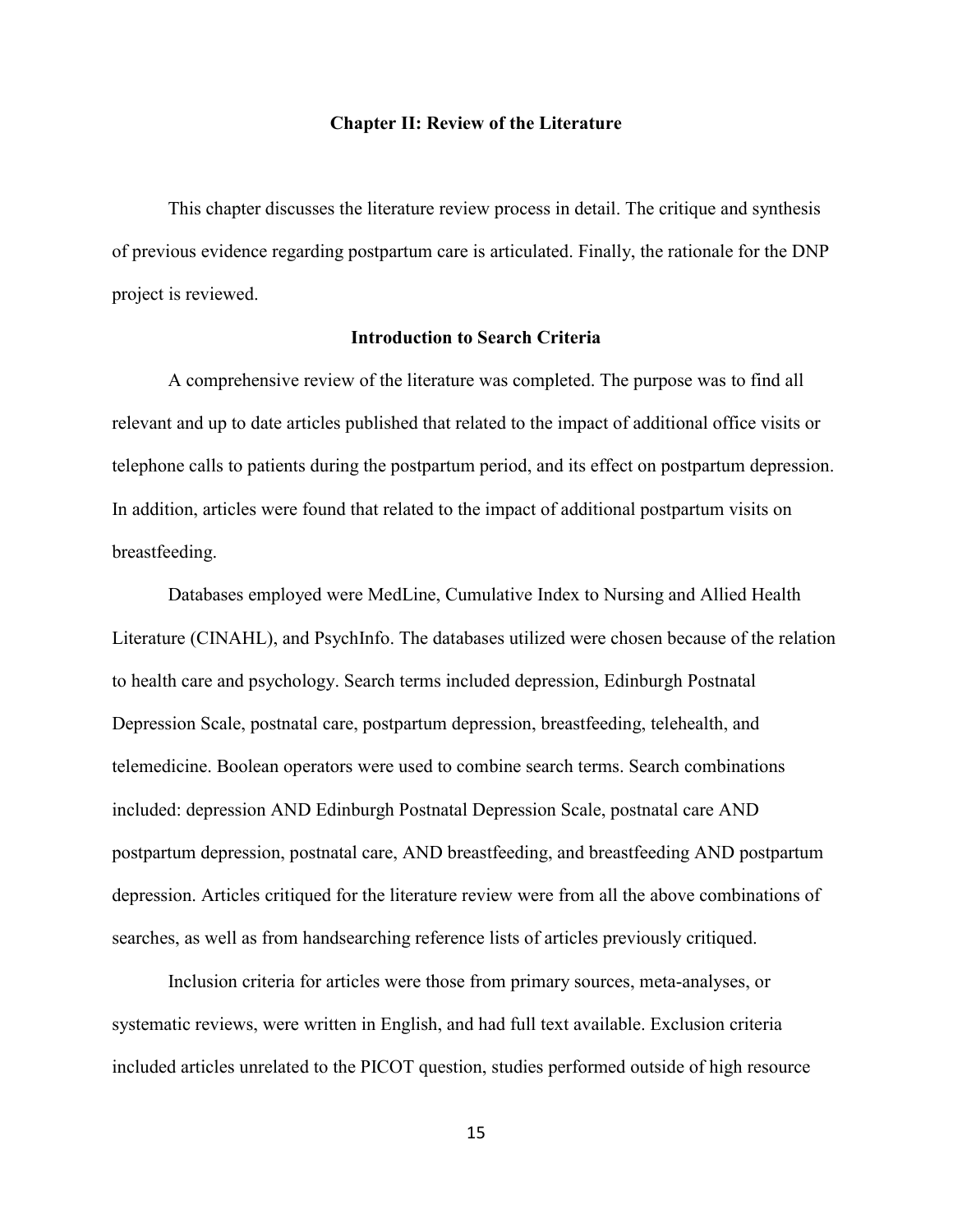## Chapter II: Review of the Literature

This chapter discusses the literature review process in detail. The critique and synthesis of previous evidence regarding postpartum care is articulated. Finally, the rationale for the DNP project is reviewed.

### Introduction to Search Criteria

A comprehensive review of the literature was completed. The purpose was to find all relevant and up to date articles published that related to the impact of additional office visits or telephone calls to patients during the postpartum period, and its effect on postpartum depression. In addition, articles were found that related to the impact of additional postpartum visits on breastfeeding.

Databases employed were MedLine, Cumulative Index to Nursing and Allied Health Literature (CINAHL), and PsychInfo. The databases utilized were chosen because of the relation to health care and psychology. Search terms included depression, Edinburgh Postnatal Depression Scale, postnatal care, postpartum depression, breastfeeding, telehealth, and telemedicine. Boolean operators were used to combine search terms. Search combinations included: depression AND Edinburgh Postnatal Depression Scale, postnatal care AND postpartum depression, postnatal care, AND breastfeeding, and breastfeeding AND postpartum depression. Articles critiqued for the literature review were from all the above combinations of searches, as well as from handsearching reference lists of articles previously critiqued.

Inclusion criteria for articles were those from primary sources, meta-analyses, or systematic reviews, were written in English, and had full text available. Exclusion criteria included articles unrelated to the PICOT question, studies performed outside of high resource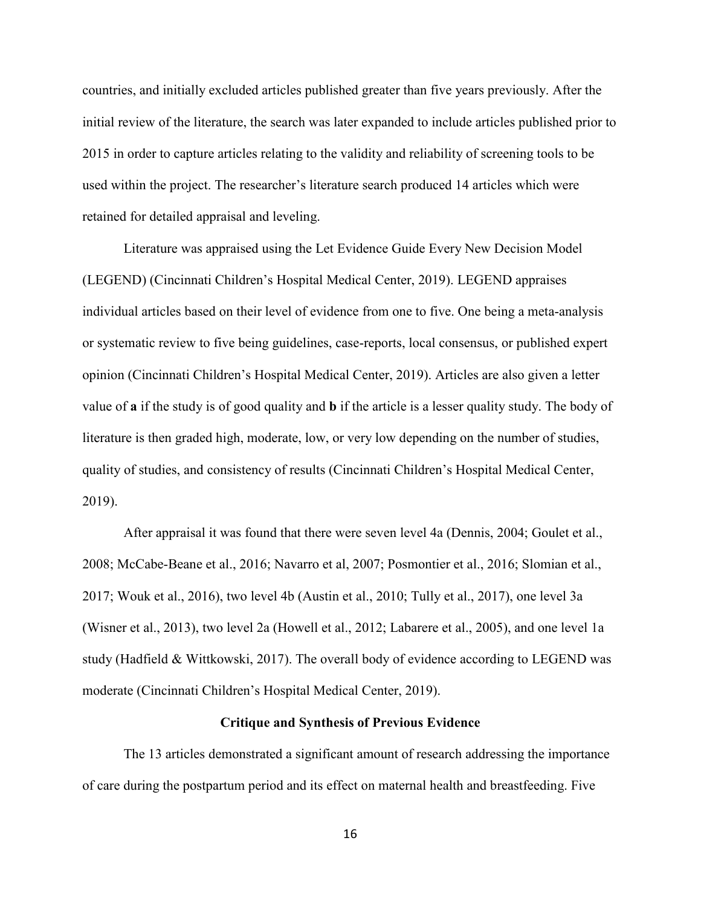countries, and initially excluded articles published greater than five years previously. After the initial review of the literature, the search was later expanded to include articles published prior to 2015 in order to capture articles relating to the validity and reliability of screening tools to be used within the project. The researcher's literature search produced 14 articles which were retained for detailed appraisal and leveling.

Literature was appraised using the Let Evidence Guide Every New Decision Model (LEGEND) (Cincinnati Children's Hospital Medical Center, 2019). LEGEND appraises individual articles based on their level of evidence from one to five. One being a meta-analysis or systematic review to five being guidelines, case-reports, local consensus, or published expert opinion (Cincinnati Children's Hospital Medical Center, 2019). Articles are also given a letter value of **a** if the study is of good quality and **b** if the article is a lesser quality study. The body of literature is then graded high, moderate, low, or very low depending on the number of studies, quality of studies, and consistency of results (Cincinnati Children's Hospital Medical Center, 2019).

After appraisal it was found that there were seven level 4a (Dennis, 2004; Goulet et al., 2008; McCabe-Beane et al., 2016; Navarro et al, 2007; Posmontier et al., 2016; Slomian et al., 2017; Wouk et al., 2016), two level 4b (Austin et al., 2010; Tully et al., 2017), one level 3a (Wisner et al., 2013), two level 2a (Howell et al., 2012; Labarere et al., 2005), and one level 1a study (Hadfield & Wittkowski, 2017). The overall body of evidence according to LEGEND was moderate (Cincinnati Children's Hospital Medical Center, 2019).

## Critique and Synthesis of Previous Evidence

The 13 articles demonstrated a significant amount of research addressing the importance of care during the postpartum period and its effect on maternal health and breastfeeding. Five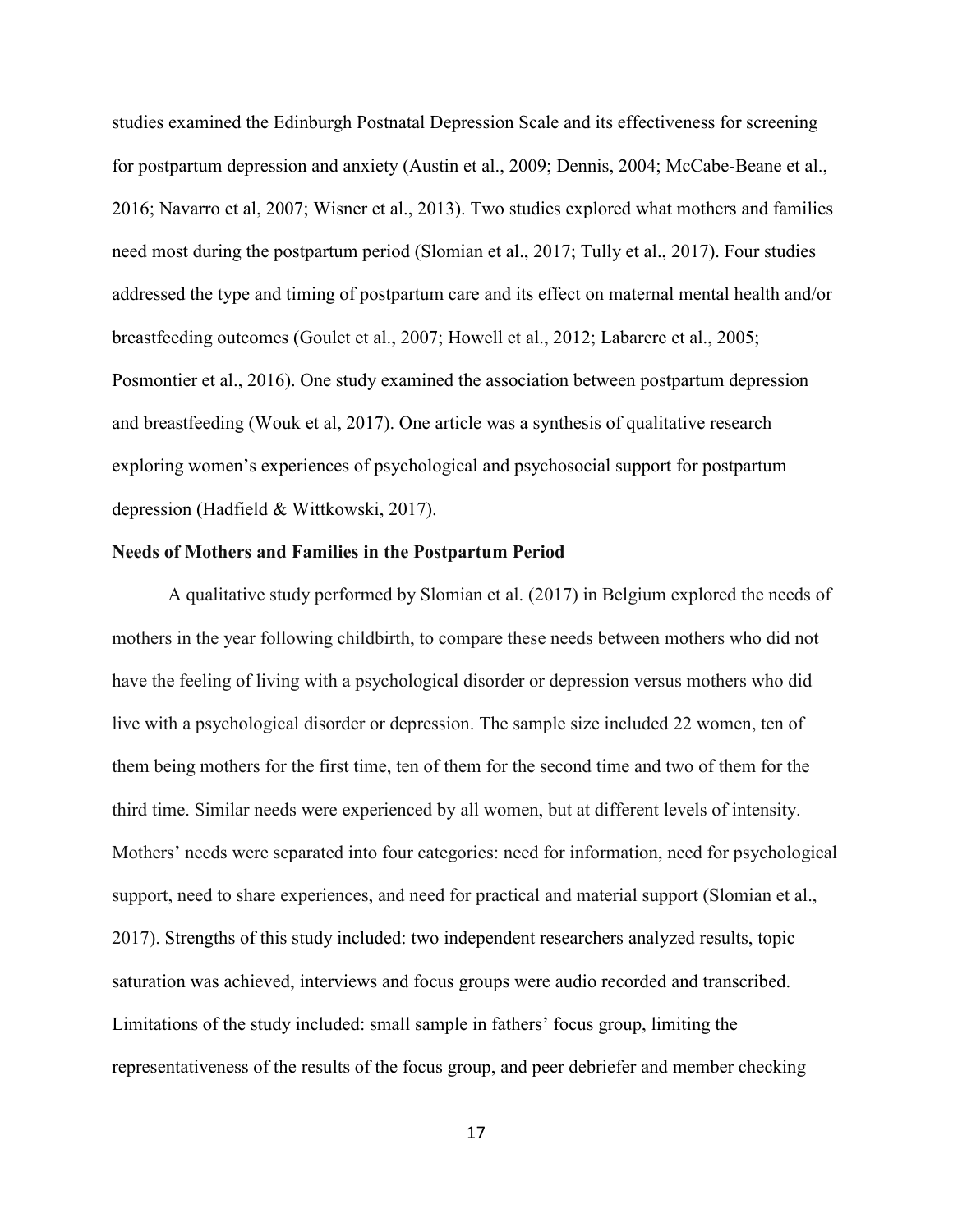studies examined the Edinburgh Postnatal Depression Scale and its effectiveness for screening for postpartum depression and anxiety (Austin et al., 2009; Dennis, 2004; McCabe-Beane et al., 2016; Navarro et al, 2007; Wisner et al., 2013). Two studies explored what mothers and families need most during the postpartum period (Slomian et al., 2017; Tully et al., 2017). Four studies addressed the type and timing of postpartum care and its effect on maternal mental health and/or breastfeeding outcomes (Goulet et al., 2007; Howell et al., 2012; Labarere et al., 2005; Posmontier et al., 2016). One study examined the association between postpartum depression and breastfeeding (Wouk et al, 2017). One article was a synthesis of qualitative research exploring women's experiences of psychological and psychosocial support for postpartum depression (Hadfield & Wittkowski, 2017).

**Needs of Mothers and Families in the Postpartum Period**

A qualitative study performed by Slomian et al. (2017) in Belgium explored the needs of mothers in the year following childbirth, to compare these needs between mothers who did not have the feeling of living with a psychological disorder or depression versus mothers who did live with a psychological disorder or depression. The sample size included 22 women, ten of them being mothers for the first time, ten of them for the second time and two of them for the third time. Similar needs were experienced by all women, but at different levels of intensity. Mothers' needs were separated into four categories: need for information, need for psychological support, need to share experiences, and need for practical and material support (Slomian et al., 2017). Strengths of this study included: two independent researchers analyzed results, topic saturation was achieved, interviews and focus groups were audio recorded and transcribed. Limitations of the study included: small sample in fathers' focus group, limiting the representativeness of the results of the focus group, and peer debriefer and member checking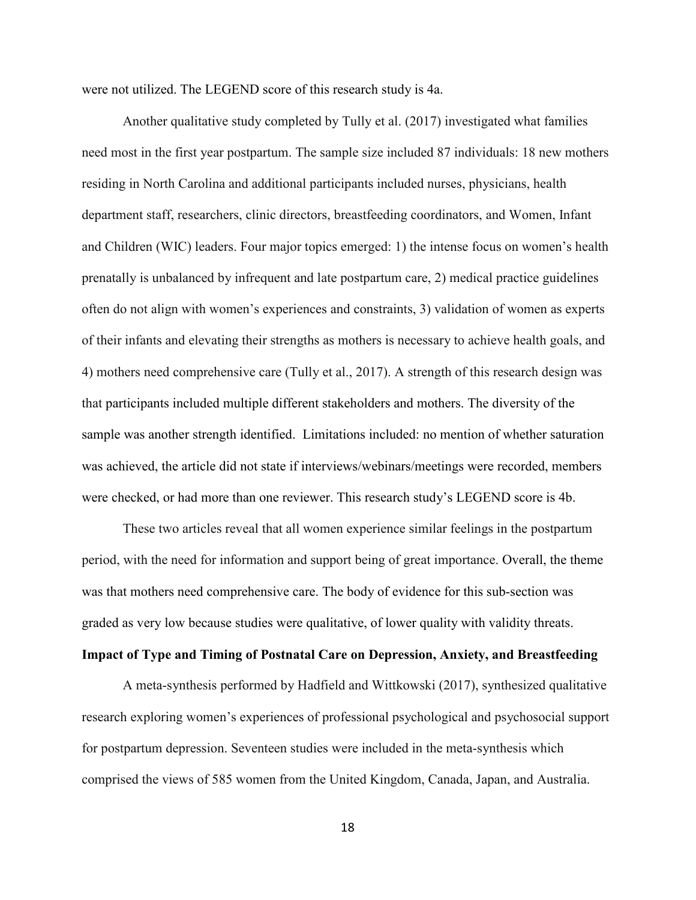were not utilized. The LEGEND score of this research study is 4a.

Another qualitative study completed by Tully et al. (2017) investigated what families need most in the first year postpartum. The sample size included 87 individuals: 18 new mothers residing in North Carolina and additional participants included nurses, physicians, health department staff, researchers, clinic directors, breastfeeding coordinators, and Women, Infant and Children (WIC) leaders. Four major topics emerged: 1) the intense focus on women's health prenatally is unbalanced by infrequent and late postpartum care, 2) medical practice guidelines often do not align with women's experiences and constraints, 3) validation of women as experts of their infants and elevating their strengths as mothers is necessary to achieve health goals, and 4) mothers need comprehensive care (Tully et al., 2017). A strength of this research design was that participants included multiple different stakeholders and mothers. The diversity of the sample was another strength identified. Limitations included: no mention of whether saturation was achieved, the article did not state if interviews/webinars/meetings were recorded, members were checked, or had more than one reviewer. This research study's LEGEND score is 4b.

These two articles reveal that all women experience similar feelings in the postpartum period, with the need for information and support being of great importance. Overall, the theme was that mothers need comprehensive care. The body of evidence for this sub-section was graded as very low because studies were qualitative, of lower quality with validity threats.

**Impact of Type and Timing of Postnatal Care on Depression, Anxiety, and Breastfeeding**

A meta-synthesis performed by Hadfield and Wittkowski (2017), synthesized qualitative research exploring women's experiences of professional psychological and psychosocial support for postpartum depression. Seventeen studies were included in the meta-synthesis which comprised the views of 585 women from the United Kingdom, Canada, Japan, and Australia.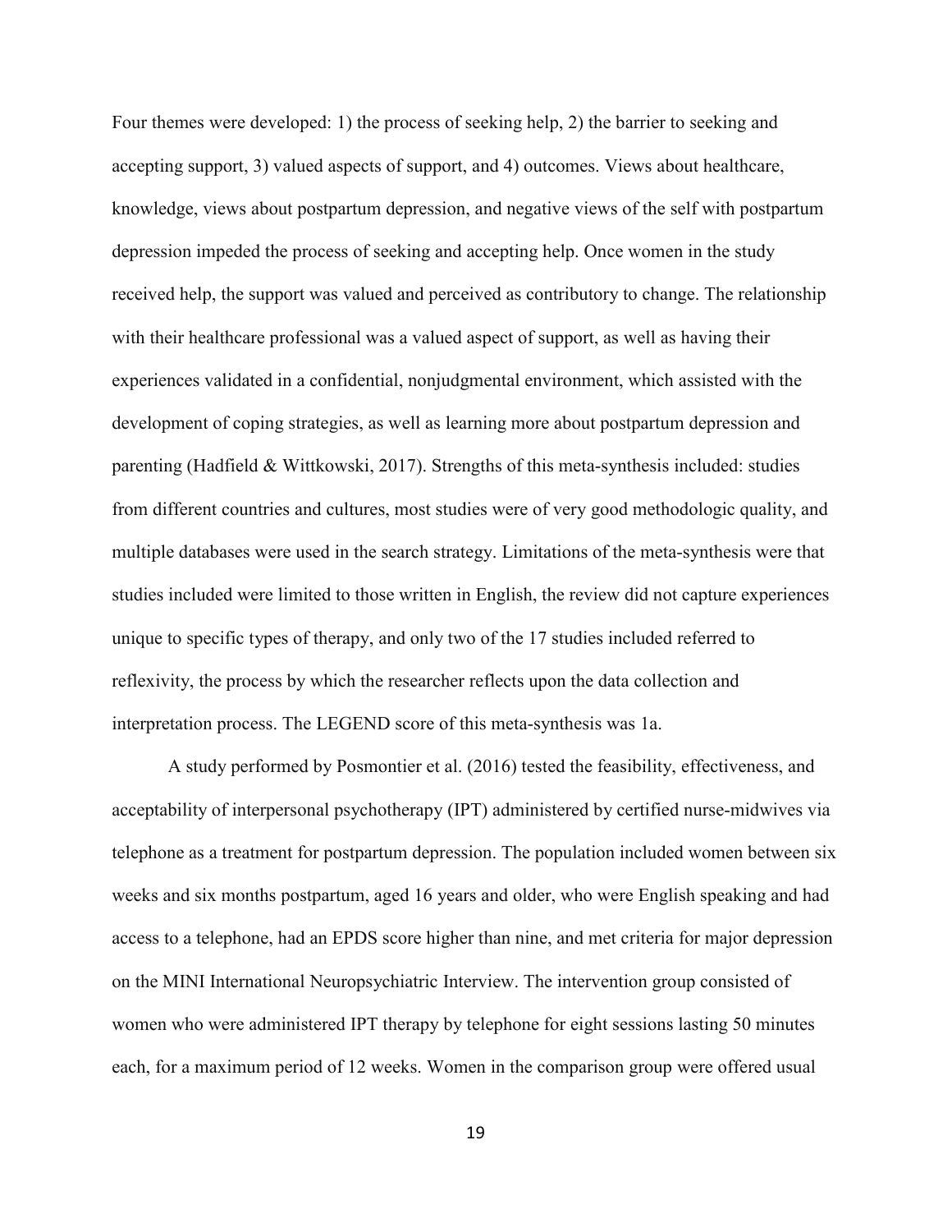Four themes were developed: 1) the process of seeking help, 2) the barrier to seeking and accepting support, 3) valued aspects of support, and 4) outcomes. Views about healthcare, knowledge, views about postpartum depression, and negative views of the self with postpartum depression impeded the process of seeking and accepting help. Once women in the study received help, the support was valued and perceived as contributory to change. The relationship with their healthcare professional was a valued aspect of support, as well as having their experiences validated in a confidential, nonjudgmental environment, which assisted with the development of coping strategies, as well as learning more about postpartum depression and parenting (Hadfield & Wittkowski, 2017). Strengths of this meta-synthesis included: studies from different countries and cultures, most studies were of very good methodologic quality, and multiple databases were used in the search strategy. Limitations of the meta-synthesis were that studies included were limited to those written in English, the review did not capture experiences unique to specific types of therapy, and only two of the 17 studies included referred to reflexivity, the process by which the researcher reflects upon the data collection and interpretation process. The LEGEND score of this meta-synthesis was 1a.

A study performed by Posmontier et al. (2016) tested the feasibility, effectiveness, and acceptability of interpersonal psychotherapy (IPT) administered by certified nurse-midwives via telephone as a treatment for postpartum depression. The population included women between six weeks and six months postpartum, aged 16 years and older, who were English speaking and had access to a telephone, had an EPDS score higher than nine, and met criteria for major depression on the MINI International Neuropsychiatric Interview. The intervention group consisted of women who were administered IPT therapy by telephone for eight sessions lasting 50 minutes each, for a maximum period of 12 weeks. Women in the comparison group were offered usual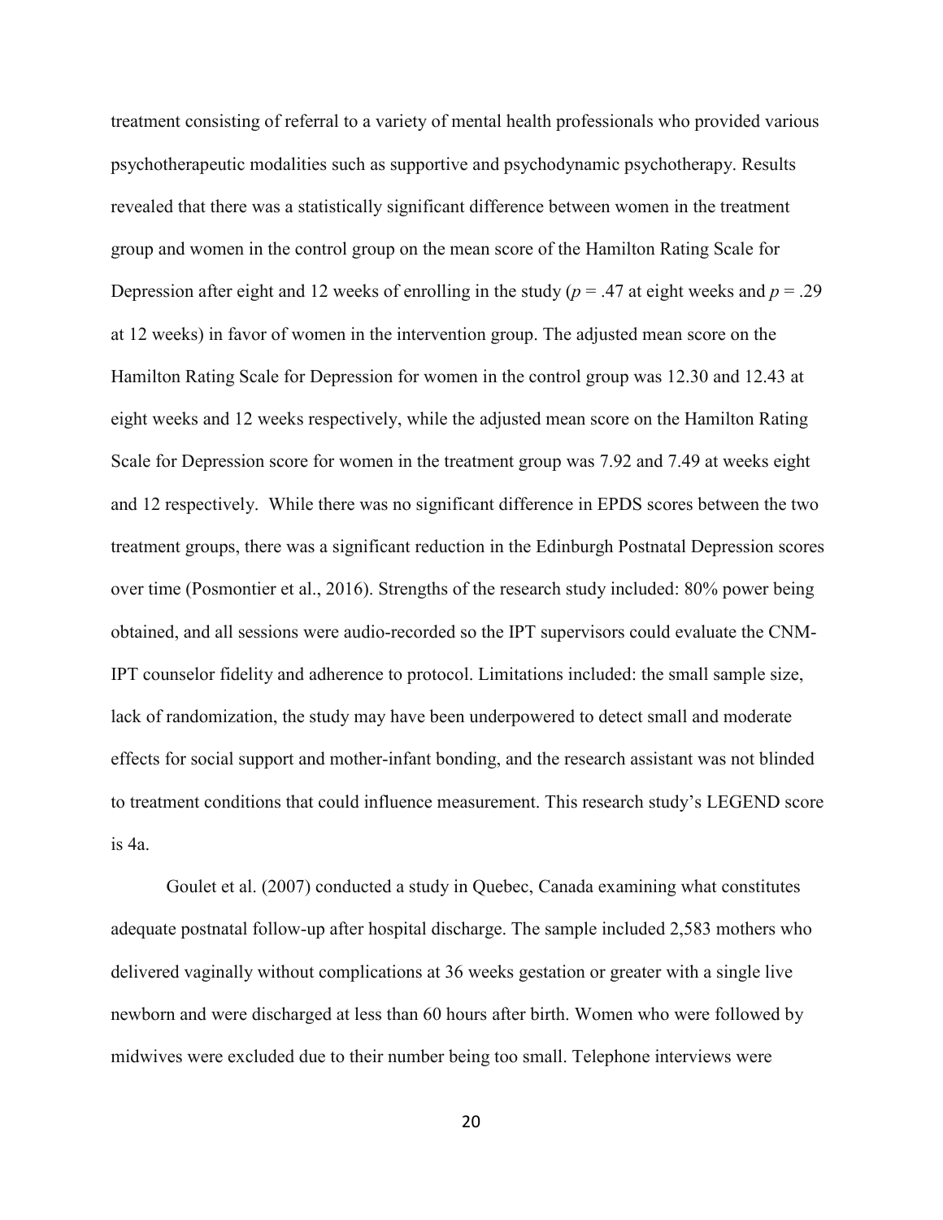treatment consisting of referral to a variety of mental health professionals who provided various psychotherapeutic modalities such as supportive and psychodynamic psychotherapy. Results revealed that there was a statistically significant difference between women in the treatment group and women in the control group on the mean score of the Hamilton Rating Scale for Depression after eight and 12 weeks of enrolling in the study ($p = .47$ at eight weeks and $p = .29$ at 12 weeks) in favor of women in the intervention group. The adjusted mean score on the Hamilton Rating Scale for Depression for women in the control group was 12.30 and 12.43 at eight weeks and 12 weeks respectively, while the adjusted mean score on the Hamilton Rating Scale for Depression score for women in the treatment group was 7.92 and 7.49 at weeks eight and 12 respectively. While there was no significant difference in EPDS scores between the two treatment groups, there was a significant reduction in the Edinburgh Postnatal Depression scores over time (Posmontier et al., 2016). Strengths of the research study included: 80% power being obtained, and all sessions were audio-recorded so the IPT supervisors could evaluate the CNM-IPT counselor fidelity and adherence to protocol. Limitations included: the small sample size, lack of randomization, the study may have been underpowered to detect small and moderate effects for social support and mother-infant bonding, and the research assistant was not blinded to treatment conditions that could influence measurement. This research study's LEGEND score is 4a.

Goulet et al. (2007) conducted a study in Quebec, Canada examining what constitutes adequate postnatal follow-up after hospital discharge. The sample included 2,583 mothers who delivered vaginally without complications at 36 weeks gestation or greater with a single live newborn and were discharged at less than 60 hours after birth. Women who were followed by midwives were excluded due to their number being too small. Telephone interviews were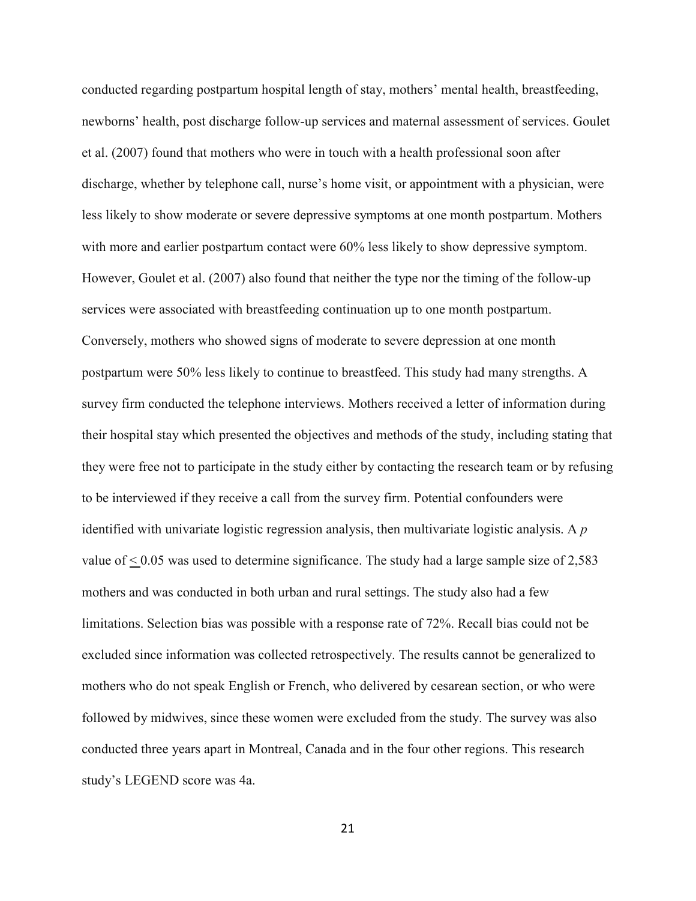conducted regarding postpartum hospital length of stay, mothers' mental health, breastfeeding, newborns' health, post discharge follow-up services and maternal assessment of services. Goulet et al. (2007) found that mothers who were in touch with a health professional soon after discharge, whether by telephone call, nurse's home visit, or appointment with a physician, were less likely to show moderate or severe depressive symptoms at one month postpartum. Mothers with more and earlier postpartum contact were 60% less likely to show depressive symptom. However, Goulet et al. (2007) also found that neither the type nor the timing of the follow-up services were associated with breastfeeding continuation up to one month postpartum. Conversely, mothers who showed signs of moderate to severe depression at one month postpartum were 50% less likely to continue to breastfeed. This study had many strengths. A survey firm conducted the telephone interviews. Mothers received a letter of information during their hospital stay which presented the objectives and methods of the study, including stating that they were free not to participate in the study either by contacting the research team or by refusing to be interviewed if they receive a call from the survey firm. Potential confounders were identified with univariate logistic regression analysis, then multivariate logistic analysis. A $p$ value of $\leq 0.05$ was used to determine significance. The study had a large sample size of 2,583 mothers and was conducted in both urban and rural settings. The study also had a few limitations. Selection bias was possible with a response rate of 72%. Recall bias could not be excluded since information was collected retrospectively. The results cannot be generalized to mothers who do not speak English or French, who delivered by cesarean section, or who were followed by midwives, since these women were excluded from the study. The survey was also conducted three years apart in Montreal, Canada and in the four other regions. This research study's LEGEND score was 4a.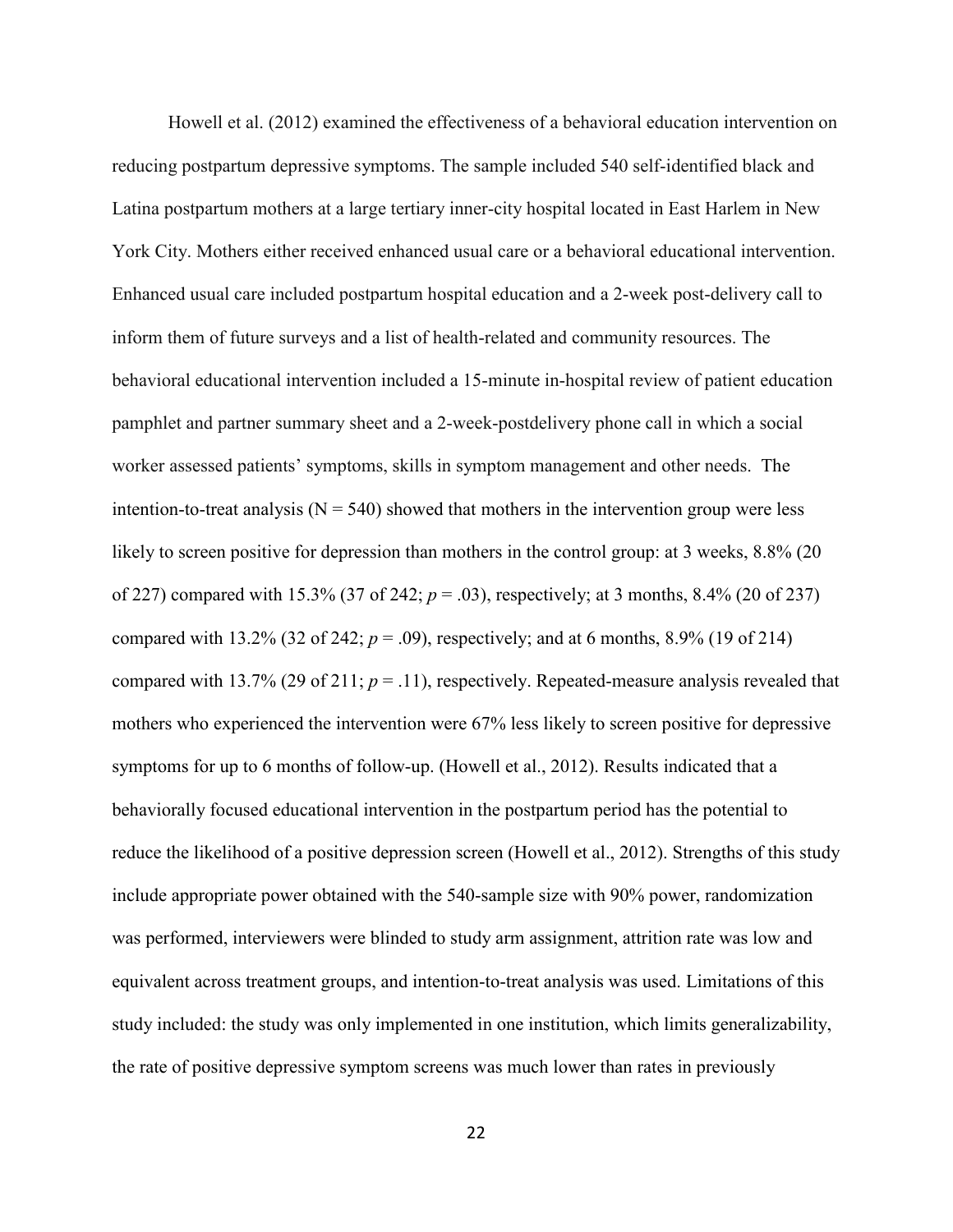Howell et al. (2012) examined the effectiveness of a behavioral education intervention on reducing postpartum depressive symptoms. The sample included 540 self-identified black and Latina postpartum mothers at a large tertiary inner-city hospital located in East Harlem in New York City. Mothers either received enhanced usual care or a behavioral educational intervention. Enhanced usual care included postpartum hospital education and a 2-week post-delivery call to inform them of future surveys and a list of health-related and community resources. The behavioral educational intervention included a 15-minute in-hospital review of patient education pamphlet and partner summary sheet and a 2-week-postdelivery phone call in which a social worker assessed patients' symptoms, skills in symptom management and other needs. The intention-to-treat analysis (N = 540) showed that mothers in the intervention group were less likely to screen positive for depression than mothers in the control group: at 3 weeks, 8.8% (20 of 227) compared with 15.3% (37 of 242; *p* = .03), respectively; at 3 months, 8.4% (20 of 237) compared with 13.2% (32 of 242; *p* = .09), respectively; and at 6 months, 8.9% (19 of 214) compared with 13.7% (29 of 211; *p* = .11), respectively. Repeated-measure analysis revealed that mothers who experienced the intervention were 67% less likely to screen positive for depressive symptoms for up to 6 months of follow-up. (Howell et al., 2012). Results indicated that a behaviorally focused educational intervention in the postpartum period has the potential to reduce the likelihood of a positive depression screen (Howell et al., 2012). Strengths of this study include appropriate power obtained with the 540-sample size with 90% power, randomization was performed, interviewers were blinded to study arm assignment, attrition rate was low and equivalent across treatment groups, and intention-to-treat analysis was used. Limitations of this study included: the study was only implemented in one institution, which limits generalizability, the rate of positive depressive symptom screens was much lower than rates in previously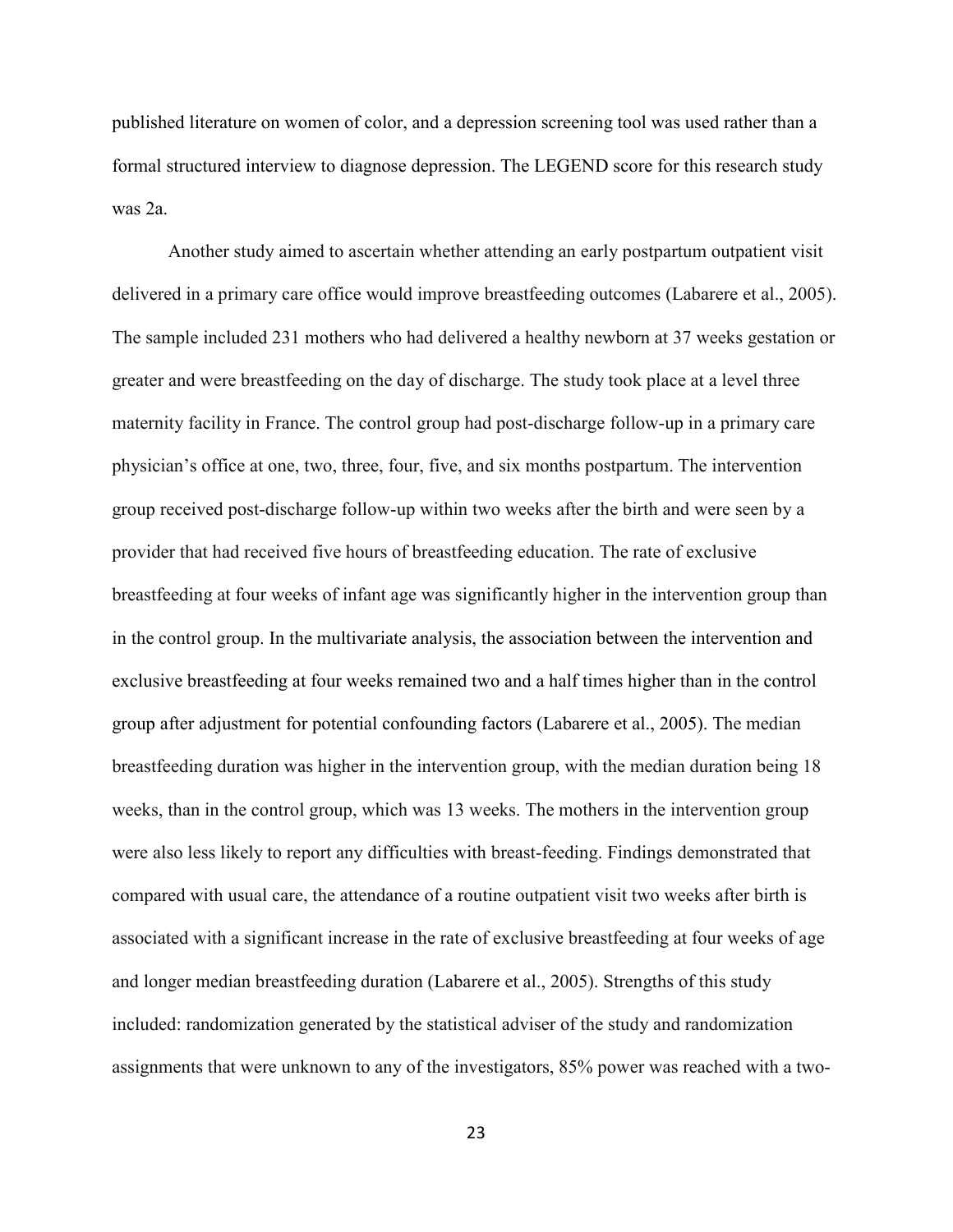published literature on women of color, and a depression screening tool was used rather than a formal structured interview to diagnose depression. The LEGEND score for this research study was 2a.

Another study aimed to ascertain whether attending an early postpartum outpatient visit delivered in a primary care office would improve breastfeeding outcomes (Labarere et al., 2005). The sample included 231 mothers who had delivered a healthy newborn at 37 weeks gestation or greater and were breastfeeding on the day of discharge. The study took place at a level three maternity facility in France. The control group had post-discharge follow-up in a primary care physician's office at one, two, three, four, five, and six months postpartum. The intervention group received post-discharge follow-up within two weeks after the birth and were seen by a provider that had received five hours of breastfeeding education. The rate of exclusive breastfeeding at four weeks of infant age was significantly higher in the intervention group than in the control group. In the multivariate analysis, the association between the intervention and exclusive breastfeeding at four weeks remained two and a half times higher than in the control group after adjustment for potential confounding factors (Labarere et al., 2005). The median breastfeeding duration was higher in the intervention group, with the median duration being 18 weeks, than in the control group, which was 13 weeks. The mothers in the intervention group were also less likely to report any difficulties with breast-feeding. Findings demonstrated that compared with usual care, the attendance of a routine outpatient visit two weeks after birth is associated with a significant increase in the rate of exclusive breastfeeding at four weeks of age and longer median breastfeeding duration (Labarere et al., 2005). Strengths of this study included: randomization generated by the statistical adviser of the study and randomization assignments that were unknown to any of the investigators, 85% power was reached with a two-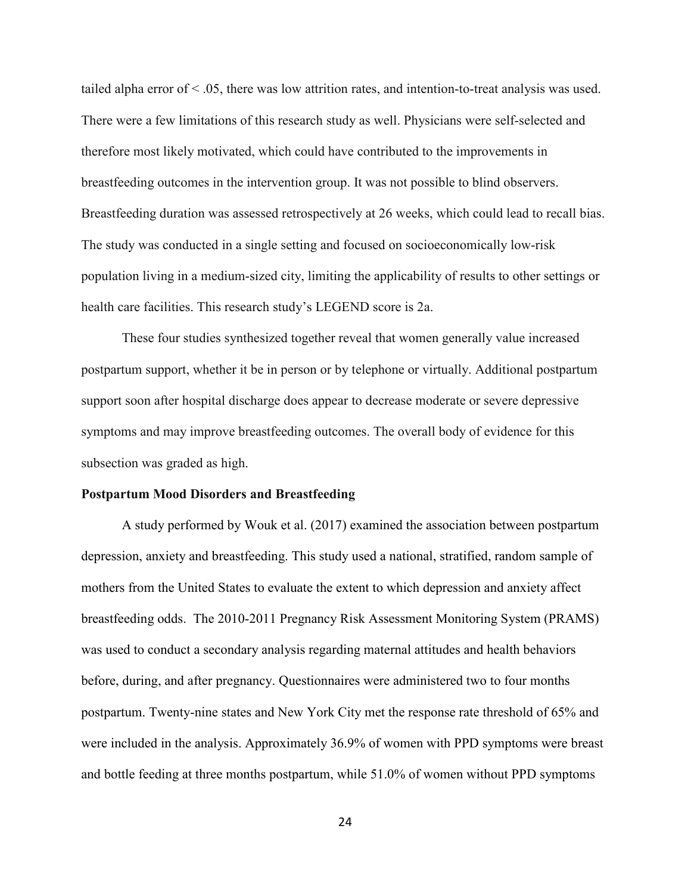tailed alpha error of < .05, there was low attrition rates, and intention-to-treat analysis was used. There were a few limitations of this research study as well. Physicians were self-selected and therefore most likely motivated, which could have contributed to the improvements in breastfeeding outcomes in the intervention group. It was not possible to blind observers. Breastfeeding duration was assessed retrospectively at 26 weeks, which could lead to recall bias. The study was conducted in a single setting and focused on socioeconomically low-risk population living in a medium-sized city, limiting the applicability of results to other settings or health care facilities. This research study's LEGEND score is 2a.

These four studies synthesized together reveal that women generally value increased postpartum support, whether it be in person or by telephone or virtually. Additional postpartum support soon after hospital discharge does appear to decrease moderate or severe depressive symptoms and may improve breastfeeding outcomes. The overall body of evidence for this subsection was graded as high.

**Postpartum Mood Disorders and Breastfeeding**

A study performed by Wouk et al. (2017) examined the association between postpartum depression, anxiety and breastfeeding. This study used a national, stratified, random sample of mothers from the United States to evaluate the extent to which depression and anxiety affect breastfeeding odds. The 2010-2011 Pregnancy Risk Assessment Monitoring System (PRAMS) was used to conduct a secondary analysis regarding maternal attitudes and health behaviors before, during, and after pregnancy. Questionnaires were administered two to four months postpartum. Twenty-nine states and New York City met the response rate threshold of 65% and were included in the analysis. Approximately 36.9% of women with PPD symptoms were breast and bottle feeding at three months postpartum, while 51.0% of women without PPD symptoms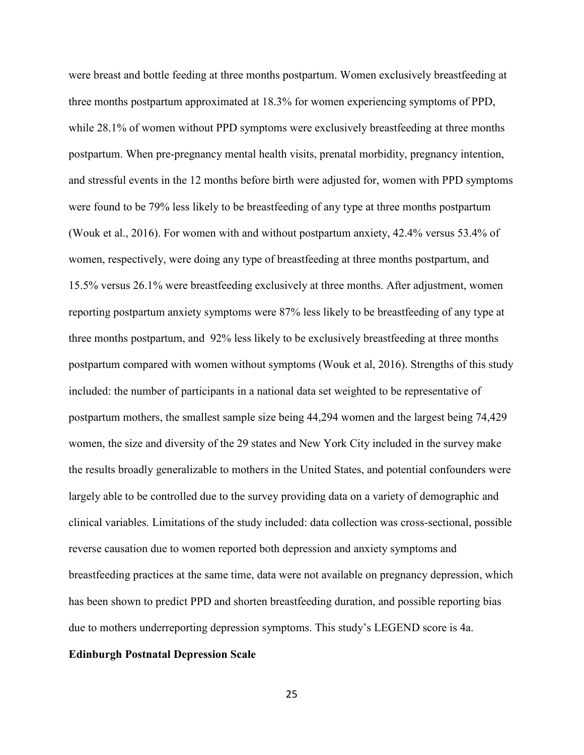were breast and bottle feeding at three months postpartum. Women exclusively breastfeeding at three months postpartum approximated at 18.3% for women experiencing symptoms of PPD, while 28.1% of women without PPD symptoms were exclusively breastfeeding at three months postpartum. When pre-pregnancy mental health visits, prenatal morbidity, pregnancy intention, and stressful events in the 12 months before birth were adjusted for, women with PPD symptoms were found to be 79% less likely to be breastfeeding of any type at three months postpartum (Wouk et al., 2016). For women with and without postpartum anxiety, 42.4% versus 53.4% of women, respectively, were doing any type of breastfeeding at three months postpartum, and 15.5% versus 26.1% were breastfeeding exclusively at three months. After adjustment, women reporting postpartum anxiety symptoms were 87% less likely to be breastfeeding of any type at three months postpartum, and 92% less likely to be exclusively breastfeeding at three months postpartum compared with women without symptoms (Wouk et al, 2016). Strengths of this study included: the number of participants in a national data set weighted to be representative of postpartum mothers, the smallest sample size being 44,294 women and the largest being 74,429 women, the size and diversity of the 29 states and New York City included in the survey make the results broadly generalizable to mothers in the United States, and potential confounders were largely able to be controlled due to the survey providing data on a variety of demographic and clinical variables. Limitations of the study included: data collection was cross-sectional, possible reverse causation due to women reported both depression and anxiety symptoms and breastfeeding practices at the same time, data were not available on pregnancy depression, which has been shown to predict PPD and shorten breastfeeding duration, and possible reporting bias due to mothers underreporting depression symptoms. This study's LEGEND score is 4a.

**Edinburgh Postnatal Depression Scale**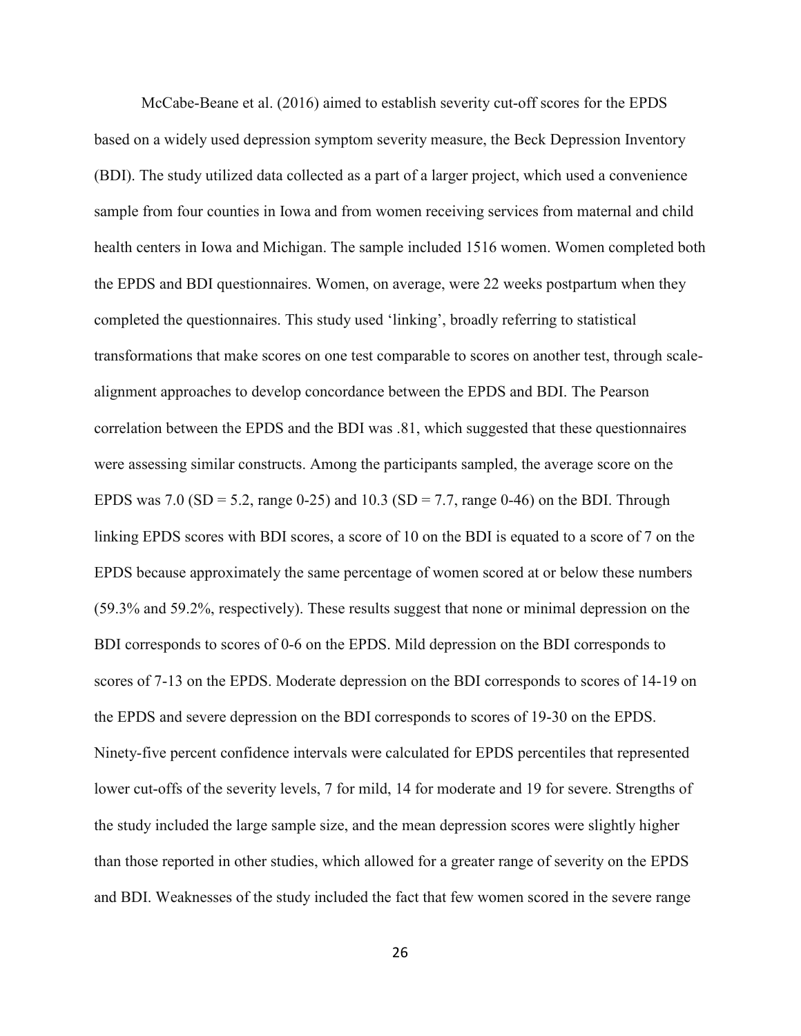McCabe-Beane et al. (2016) aimed to establish severity cut-off scores for the EPDS based on a widely used depression symptom severity measure, the Beck Depression Inventory (BDI). The study utilized data collected as a part of a larger project, which used a convenience sample from four counties in Iowa and from women receiving services from maternal and child health centers in Iowa and Michigan. The sample included 1516 women. Women completed both the EPDS and BDI questionnaires. Women, on average, were 22 weeks postpartum when they completed the questionnaires. This study used 'linking', broadly referring to statistical transformations that make scores on one test comparable to scores on another test, through scale-alignment approaches to develop concordance between the EPDS and BDI. The Pearson correlation between the EPDS and the BDI was .81, which suggested that these questionnaires were assessing similar constructs. Among the participants sampled, the average score on the EPDS was 7.0 (SD = 5.2, range 0-25) and 10.3 (SD = 7.7, range 0-46) on the BDI. Through linking EPDS scores with BDI scores, a score of 10 on the BDI is equated to a score of 7 on the EPDS because approximately the same percentage of women scored at or below these numbers (59.3% and 59.2%, respectively). These results suggest that none or minimal depression on the BDI corresponds to scores of 0-6 on the EPDS. Mild depression on the BDI corresponds to scores of 7-13 on the EPDS. Moderate depression on the BDI corresponds to scores of 14-19 on the EPDS and severe depression on the BDI corresponds to scores of 19-30 on the EPDS. Ninety-five percent confidence intervals were calculated for EPDS percentiles that represented lower cut-offs of the severity levels, 7 for mild, 14 for moderate and 19 for severe. Strengths of the study included the large sample size, and the mean depression scores were slightly higher than those reported in other studies, which allowed for a greater range of severity on the EPDS and BDI. Weaknesses of the study included the fact that few women scored in the severe range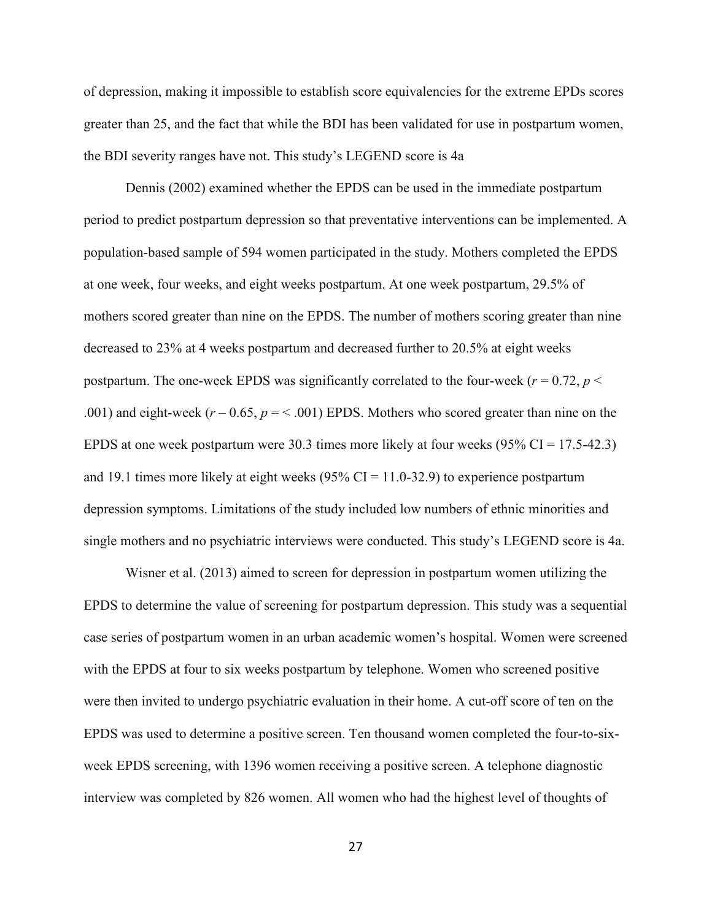of depression, making it impossible to establish score equivalencies for the extreme EPDs scores greater than 25, and the fact that while the BDI has been validated for use in postpartum women, the BDI severity ranges have not. This study's LEGEND score is 4a

Dennis (2002) examined whether the EPDS can be used in the immediate postpartum period to predict postpartum depression so that preventative interventions can be implemented. A population-based sample of 594 women participated in the study. Mothers completed the EPDS at one week, four weeks, and eight weeks postpartum. At one week postpartum, 29.5% of mothers scored greater than nine on the EPDS. The number of mothers scoring greater than nine decreased to 23% at 4 weeks postpartum and decreased further to 20.5% at eight weeks postpartum. The one-week EPDS was significantly correlated to the four-week ($r = 0.72$, $p < .001$) and eight-week ($r – 0.65$, $p = < .001$) EPDS. Mothers who scored greater than nine on the EPDS at one week postpartum were 30.3 times more likely at four weeks (95% CI = 17.5-42.3) and 19.1 times more likely at eight weeks (95% CI = 11.0-32.9) to experience postpartum depression symptoms. Limitations of the study included low numbers of ethnic minorities and single mothers and no psychiatric interviews were conducted. This study's LEGEND score is 4a.

Wisner et al. (2013) aimed to screen for depression in postpartum women utilizing the EPDS to determine the value of screening for postpartum depression. This study was a sequential case series of postpartum women in an urban academic women's hospital. Women were screened with the EPDS at four to six weeks postpartum by telephone. Women who screened positive were then invited to undergo psychiatric evaluation in their home. A cut-off score of ten on the EPDS was used to determine a positive screen. Ten thousand women completed the four-to-six-week EPDS screening, with 1396 women receiving a positive screen. A telephone diagnostic interview was completed by 826 women. All women who had the highest level of thoughts of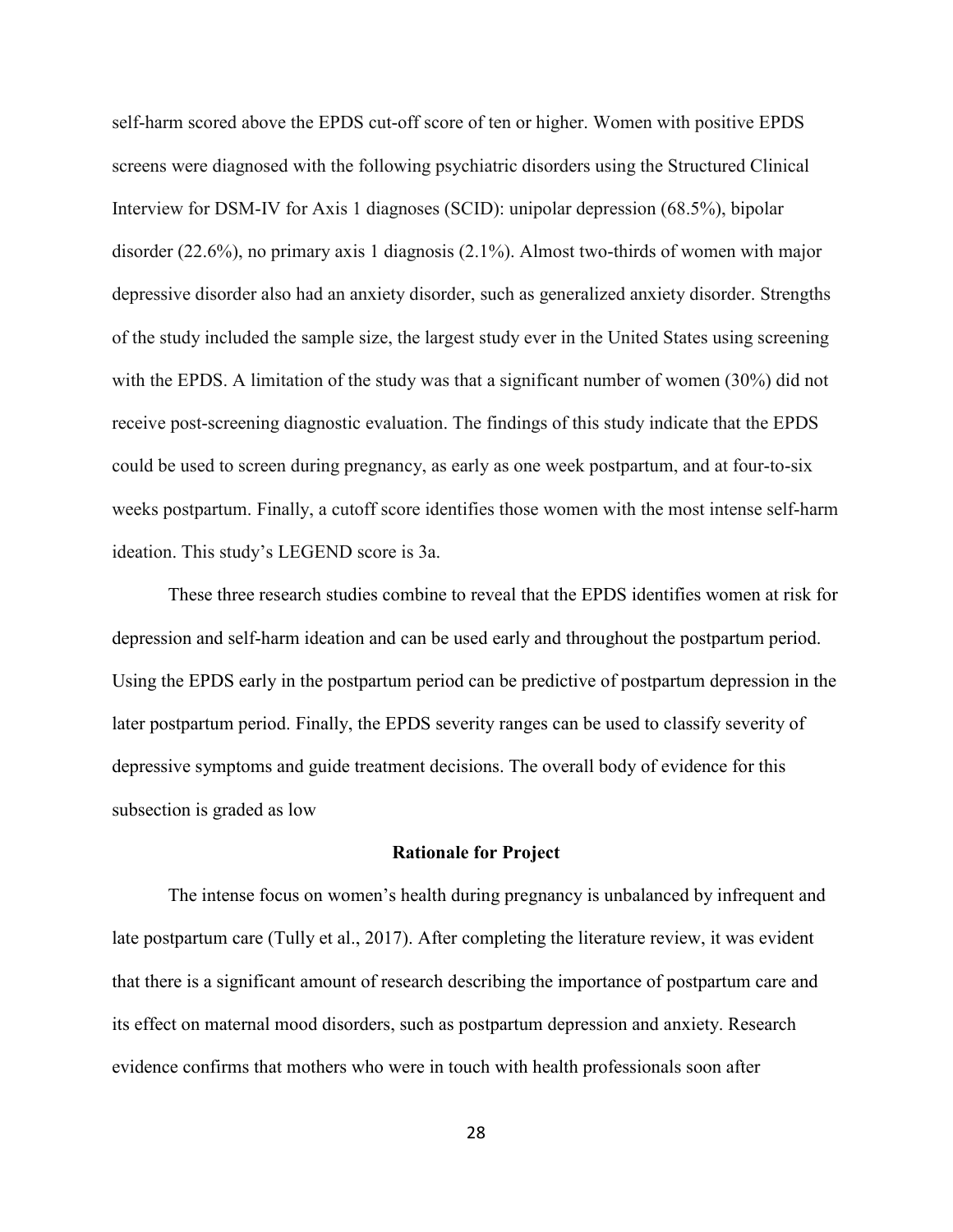self-harm scored above the EPDS cut-off score of ten or higher. Women with positive EPDS screens were diagnosed with the following psychiatric disorders using the Structured Clinical Interview for DSM-IV for Axis 1 diagnoses (SCID): unipolar depression (68.5%), bipolar disorder (22.6%), no primary axis 1 diagnosis (2.1%). Almost two-thirds of women with major depressive disorder also had an anxiety disorder, such as generalized anxiety disorder. Strengths of the study included the sample size, the largest study ever in the United States using screening with the EPDS. A limitation of the study was that a significant number of women (30%) did not receive post-screening diagnostic evaluation. The findings of this study indicate that the EPDS could be used to screen during pregnancy, as early as one week postpartum, and at four-to-six weeks postpartum. Finally, a cutoff score identifies those women with the most intense self-harm ideation. This study's LEGEND score is 3a.

These three research studies combine to reveal that the EPDS identifies women at risk for depression and self-harm ideation and can be used early and throughout the postpartum period. Using the EPDS early in the postpartum period can be predictive of postpartum depression in the later postpartum period. Finally, the EPDS severity ranges can be used to classify severity of depressive symptoms and guide treatment decisions. The overall body of evidence for this subsection is graded as low

## Rationale for Project

The intense focus on women's health during pregnancy is unbalanced by infrequent and late postpartum care (Tully et al., 2017). After completing the literature review, it was evident that there is a significant amount of research describing the importance of postpartum care and its effect on maternal mood disorders, such as postpartum depression and anxiety. Research evidence confirms that mothers who were in touch with health professionals soon after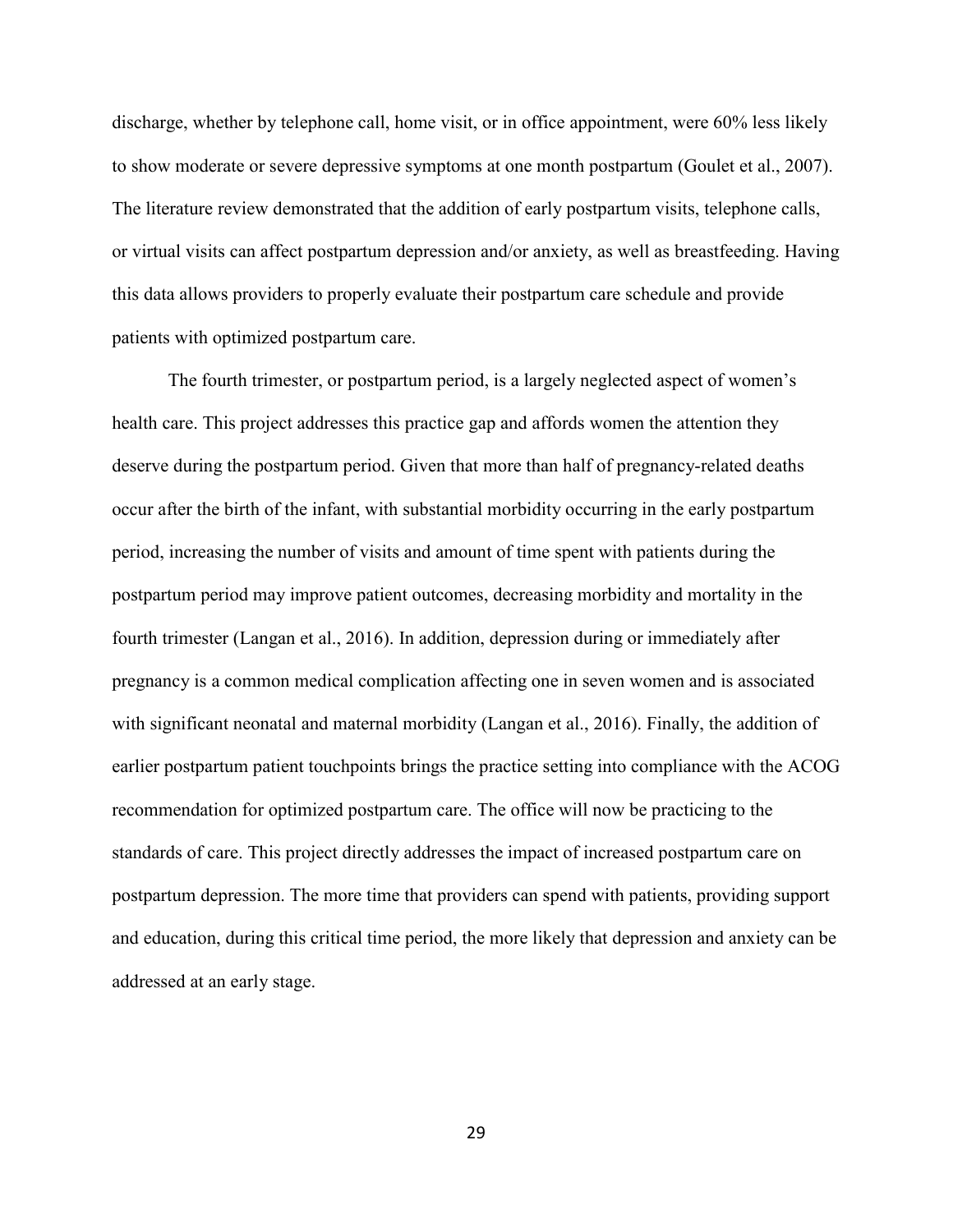discharge, whether by telephone call, home visit, or in office appointment, were 60% less likely to show moderate or severe depressive symptoms at one month postpartum (Goulet et al., 2007). The literature review demonstrated that the addition of early postpartum visits, telephone calls, or virtual visits can affect postpartum depression and/or anxiety, as well as breastfeeding. Having this data allows providers to properly evaluate their postpartum care schedule and provide patients with optimized postpartum care.

The fourth trimester, or postpartum period, is a largely neglected aspect of women's health care. This project addresses this practice gap and affords women the attention they deserve during the postpartum period. Given that more than half of pregnancy-related deaths occur after the birth of the infant, with substantial morbidity occurring in the early postpartum period, increasing the number of visits and amount of time spent with patients during the postpartum period may improve patient outcomes, decreasing morbidity and mortality in the fourth trimester (Langan et al., 2016). In addition, depression during or immediately after pregnancy is a common medical complication affecting one in seven women and is associated with significant neonatal and maternal morbidity (Langan et al., 2016). Finally, the addition of earlier postpartum patient touchpoints brings the practice setting into compliance with the ACOG recommendation for optimized postpartum care. The office will now be practicing to the standards of care. This project directly addresses the impact of increased postpartum care on postpartum depression. The more time that providers can spend with patients, providing support and education, during this critical time period, the more likely that depression and anxiety can be addressed at an early stage.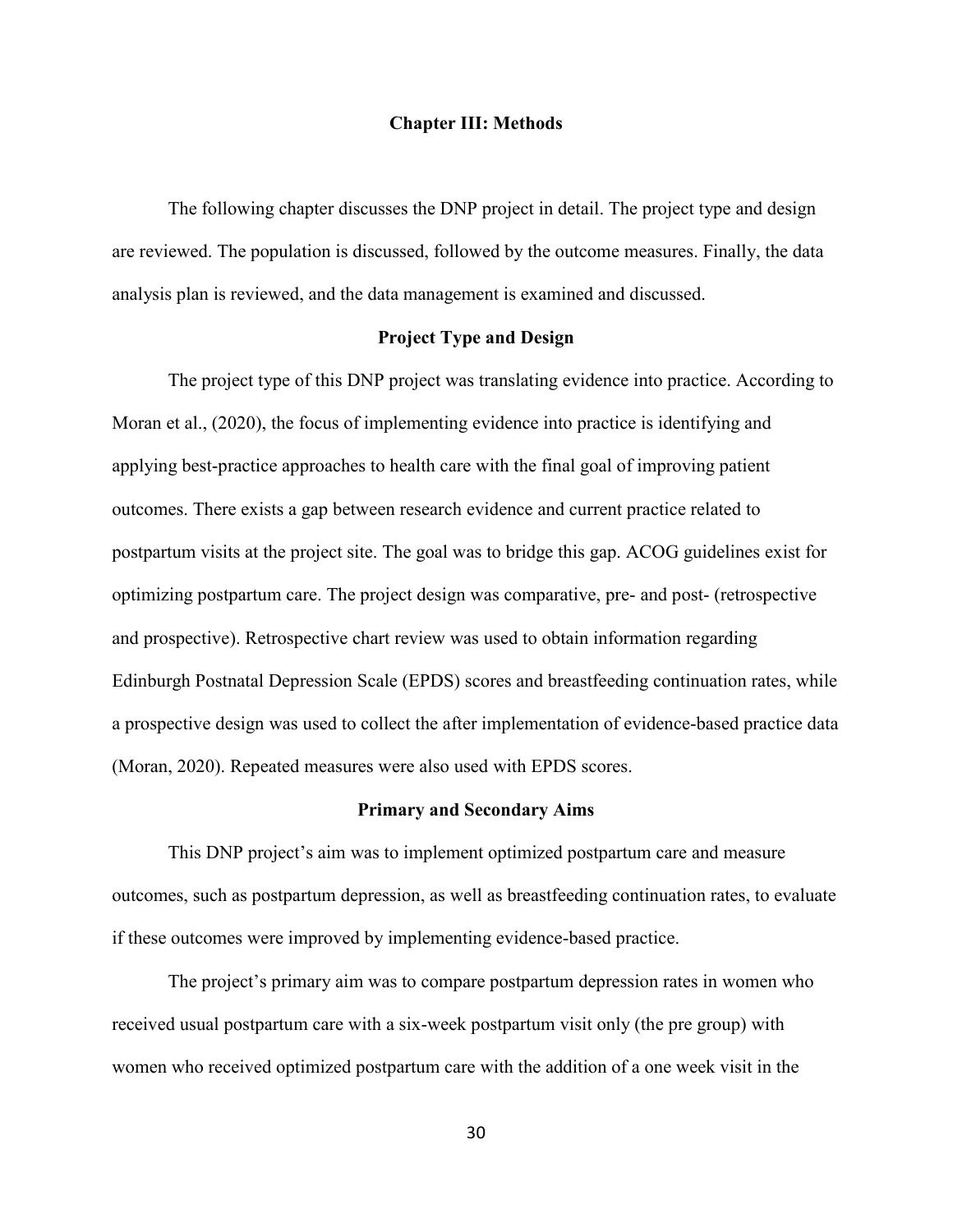# Chapter III: Methods

The following chapter discusses the DNP project in detail. The project type and design are reviewed. The population is discussed, followed by the outcome measures. Finally, the data analysis plan is reviewed, and the data management is examined and discussed.

## Project Type and Design

The project type of this DNP project was translating evidence into practice. According to Moran et al., (2020), the focus of implementing evidence into practice is identifying and applying best-practice approaches to health care with the final goal of improving patient outcomes. There exists a gap between research evidence and current practice related to postpartum visits at the project site. The goal was to bridge this gap. ACOG guidelines exist for optimizing postpartum care. The project design was comparative, pre- and post- (retrospective and prospective). Retrospective chart review was used to obtain information regarding Edinburgh Postnatal Depression Scale (EPDS) scores and breastfeeding continuation rates, while a prospective design was used to collect the after implementation of evidence-based practice data (Moran, 2020). Repeated measures were also used with EPDS scores.

## Primary and Secondary Aims

This DNP project's aim was to implement optimized postpartum care and measure outcomes, such as postpartum depression, as well as breastfeeding continuation rates, to evaluate if these outcomes were improved by implementing evidence-based practice.

The project's primary aim was to compare postpartum depression rates in women who received usual postpartum care with a six-week postpartum visit only (the pre group) with women who received optimized postpartum care with the addition of a one week visit in the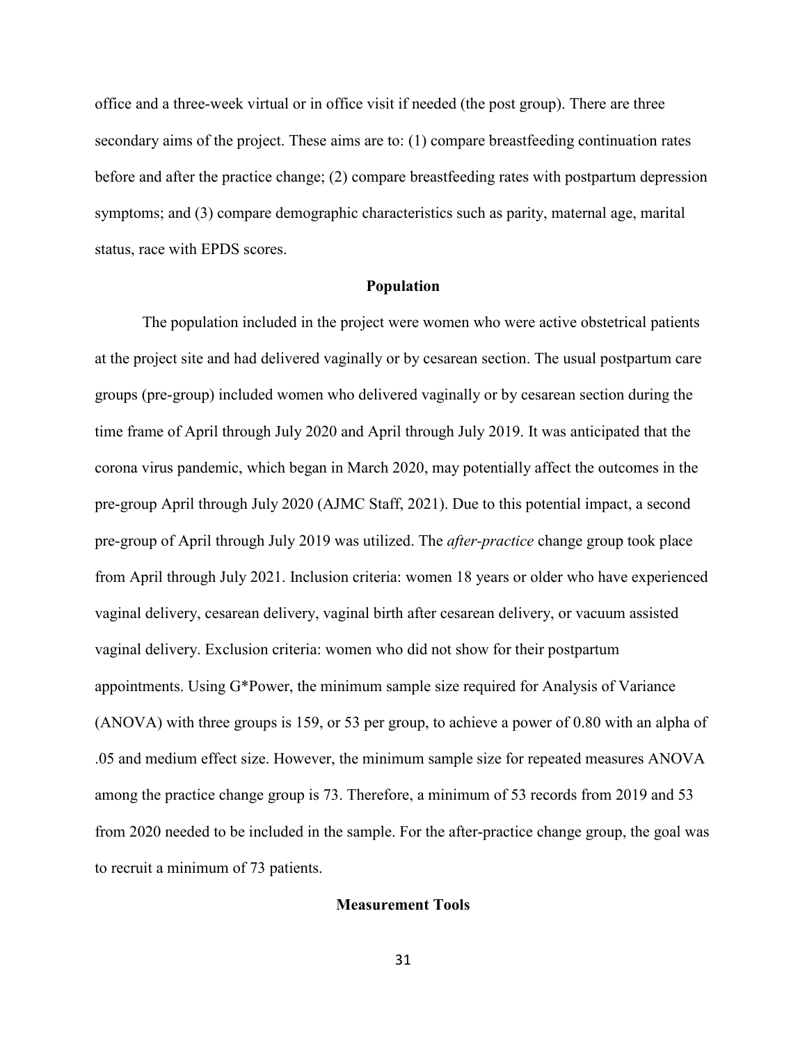office and a three-week virtual or in office visit if needed (the post group). There are three secondary aims of the project. These aims are to: (1) compare breastfeeding continuation rates before and after the practice change; (2) compare breastfeeding rates with postpartum depression symptoms; and (3) compare demographic characteristics such as parity, maternal age, marital status, race with EPDS scores.

## Population

The population included in the project were women who were active obstetrical patients at the project site and had delivered vaginally or by cesarean section. The usual postpartum care groups (pre-group) included women who delivered vaginally or by cesarean section during the time frame of April through July 2020 and April through July 2019. It was anticipated that the corona virus pandemic, which began in March 2020, may potentially affect the outcomes in the pre-group April through July 2020 (AJMC Staff, 2021). Due to this potential impact, a second pre-group of April through July 2019 was utilized. The *after-practice* change group took place from April through July 2021. Inclusion criteria: women 18 years or older who have experienced vaginal delivery, cesarean delivery, vaginal birth after cesarean delivery, or vacuum assisted vaginal delivery. Exclusion criteria: women who did not show for their postpartum appointments. Using G*Power, the minimum sample size required for Analysis of Variance (ANOVA) with three groups is 159, or 53 per group, to achieve a power of 0.80 with an alpha of .05 and medium effect size. However, the minimum sample size for repeated measures ANOVA among the practice change group is 73. Therefore, a minimum of 53 records from 2019 and 53 from 2020 needed to be included in the sample. For the after-practice change group, the goal was to recruit a minimum of 73 patients.

## Measurement Tools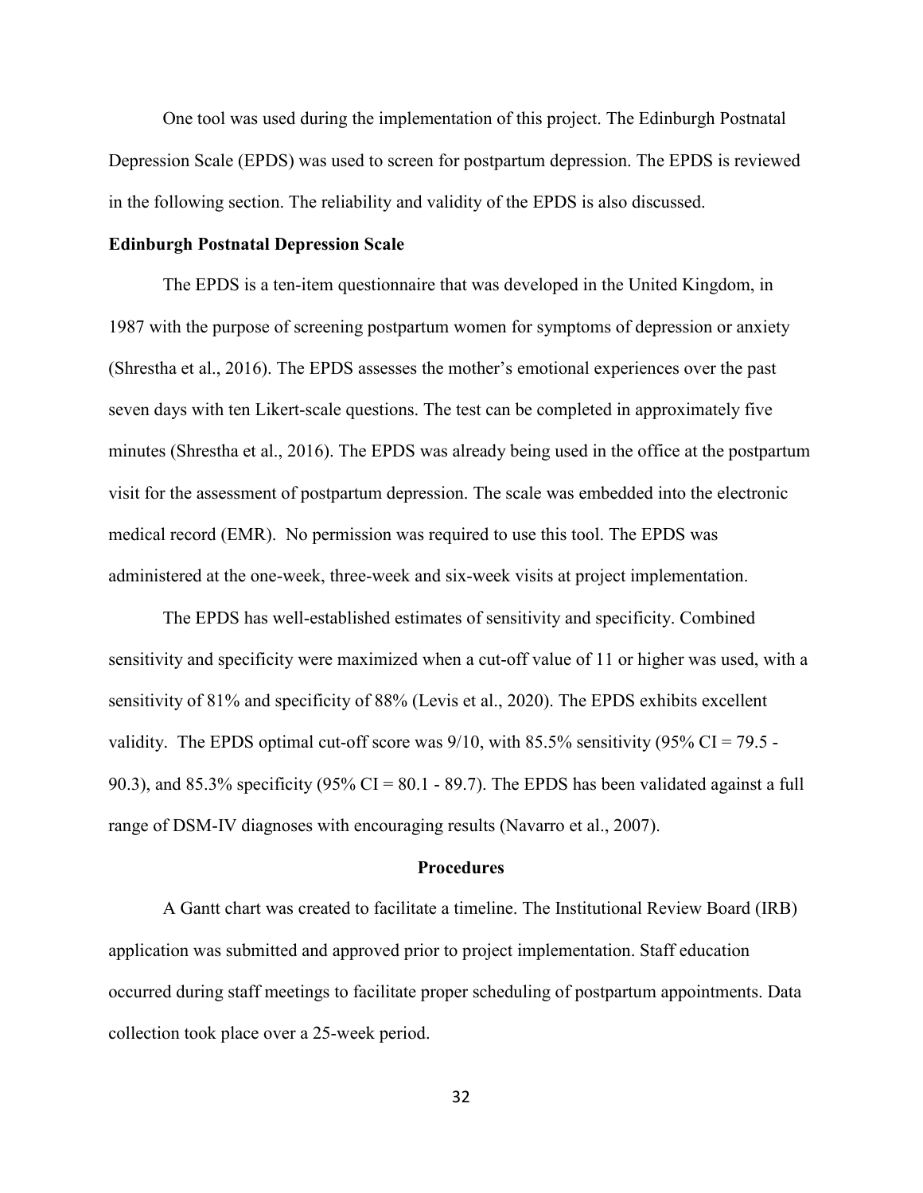One tool was used during the implementation of this project. The Edinburgh Postnatal Depression Scale (EPDS) was used to screen for postpartum depression. The EPDS is reviewed in the following section. The reliability and validity of the EPDS is also discussed.

**Edinburgh Postnatal Depression Scale**

The EPDS is a ten-item questionnaire that was developed in the United Kingdom, in 1987 with the purpose of screening postpartum women for symptoms of depression or anxiety (Shrestha et al., 2016). The EPDS assesses the mother's emotional experiences over the past seven days with ten Likert-scale questions. The test can be completed in approximately five minutes (Shrestha et al., 2016). The EPDS was already being used in the office at the postpartum visit for the assessment of postpartum depression. The scale was embedded into the electronic medical record (EMR). No permission was required to use this tool. The EPDS was administered at the one-week, three-week and six-week visits at project implementation.

The EPDS has well-established estimates of sensitivity and specificity. Combined sensitivity and specificity were maximized when a cut-off value of 11 or higher was used, with a sensitivity of 81% and specificity of 88% (Levis et al., 2020). The EPDS exhibits excellent validity. The EPDS optimal cut-off score was 9/10, with 85.5% sensitivity (95% CI = 79.5 - 90.3), and 85.3% specificity (95% CI = 80.1 - 89.7). The EPDS has been validated against a full range of DSM-IV diagnoses with encouraging results (Navarro et al., 2007).

## Procedures

A Gantt chart was created to facilitate a timeline. The Institutional Review Board (IRB) application was submitted and approved prior to project implementation. Staff education occurred during staff meetings to facilitate proper scheduling of postpartum appointments. Data collection took place over a 25-week period.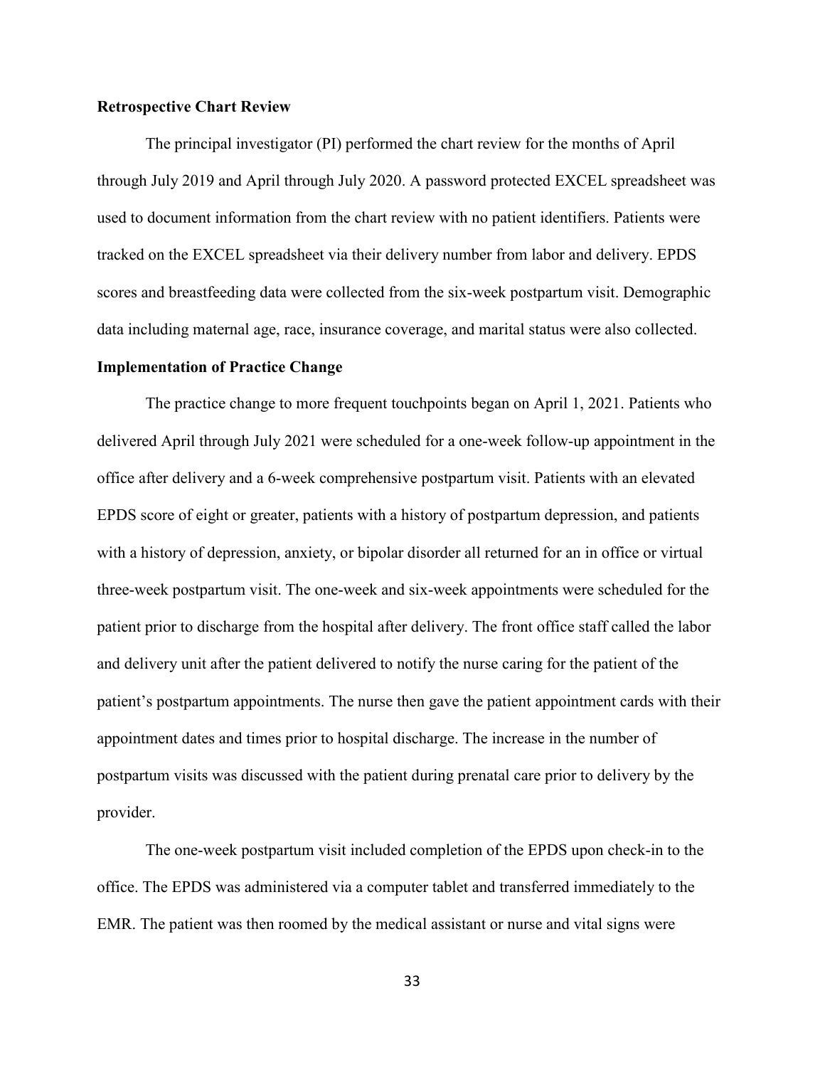**Retrospective Chart Review**

The principal investigator (PI) performed the chart review for the months of April through July 2019 and April through July 2020. A password protected EXCEL spreadsheet was used to document information from the chart review with no patient identifiers. Patients were tracked on the EXCEL spreadsheet via their delivery number from labor and delivery. EPDS scores and breastfeeding data were collected from the six-week postpartum visit. Demographic data including maternal age, race, insurance coverage, and marital status were also collected.

**Implementation of Practice Change**

The practice change to more frequent touchpoints began on April 1, 2021. Patients who delivered April through July 2021 were scheduled for a one-week follow-up appointment in the office after delivery and a 6-week comprehensive postpartum visit. Patients with an elevated EPDS score of eight or greater, patients with a history of postpartum depression, and patients with a history of depression, anxiety, or bipolar disorder all returned for an in office or virtual three-week postpartum visit. The one-week and six-week appointments were scheduled for the patient prior to discharge from the hospital after delivery. The front office staff called the labor and delivery unit after the patient delivered to notify the nurse caring for the patient of the patient's postpartum appointments. The nurse then gave the patient appointment cards with their appointment dates and times prior to hospital discharge. The increase in the number of postpartum visits was discussed with the patient during prenatal care prior to delivery by the provider.

The one-week postpartum visit included completion of the EPDS upon check-in to the office. The EPDS was administered via a computer tablet and transferred immediately to the EMR. The patient was then roomed by the medical assistant or nurse and vital signs were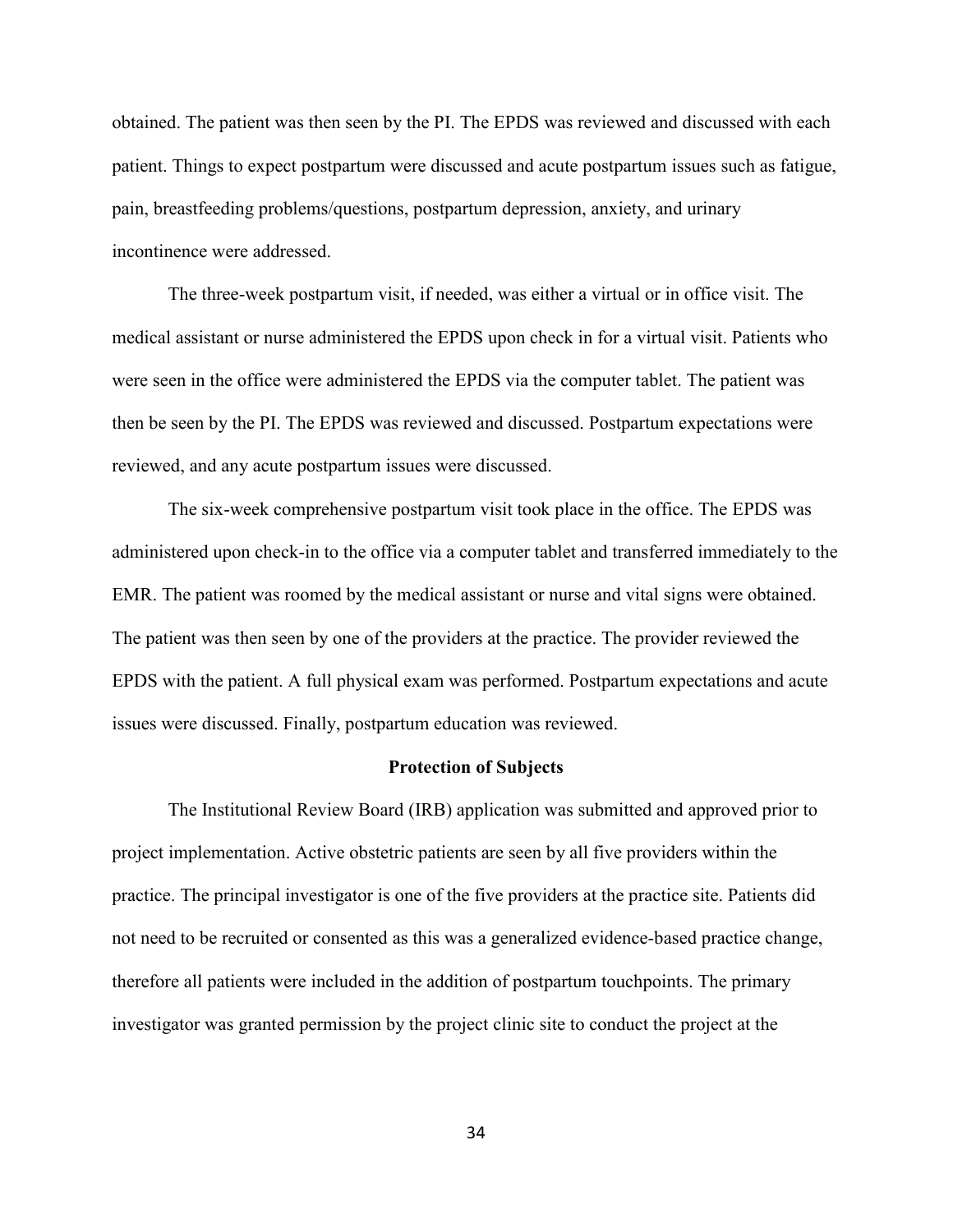obtained. The patient was then seen by the PI. The EPDS was reviewed and discussed with each patient. Things to expect postpartum were discussed and acute postpartum issues such as fatigue, pain, breastfeeding problems/questions, postpartum depression, anxiety, and urinary incontinence were addressed.

The three-week postpartum visit, if needed, was either a virtual or in office visit. The medical assistant or nurse administered the EPDS upon check in for a virtual visit. Patients who were seen in the office were administered the EPDS via the computer tablet. The patient was then be seen by the PI. The EPDS was reviewed and discussed. Postpartum expectations were reviewed, and any acute postpartum issues were discussed.

The six-week comprehensive postpartum visit took place in the office. The EPDS was administered upon check-in to the office via a computer tablet and transferred immediately to the EMR. The patient was roomed by the medical assistant or nurse and vital signs were obtained. The patient was then seen by one of the providers at the practice. The provider reviewed the EPDS with the patient. A full physical exam was performed. Postpartum expectations and acute issues were discussed. Finally, postpartum education was reviewed.

## Protection of Subjects

The Institutional Review Board (IRB) application was submitted and approved prior to project implementation. Active obstetric patients are seen by all five providers within the practice. The principal investigator is one of the five providers at the practice site. Patients did not need to be recruited or consented as this was a generalized evidence-based practice change, therefore all patients were included in the addition of postpartum touchpoints. The primary investigator was granted permission by the project clinic site to conduct the project at the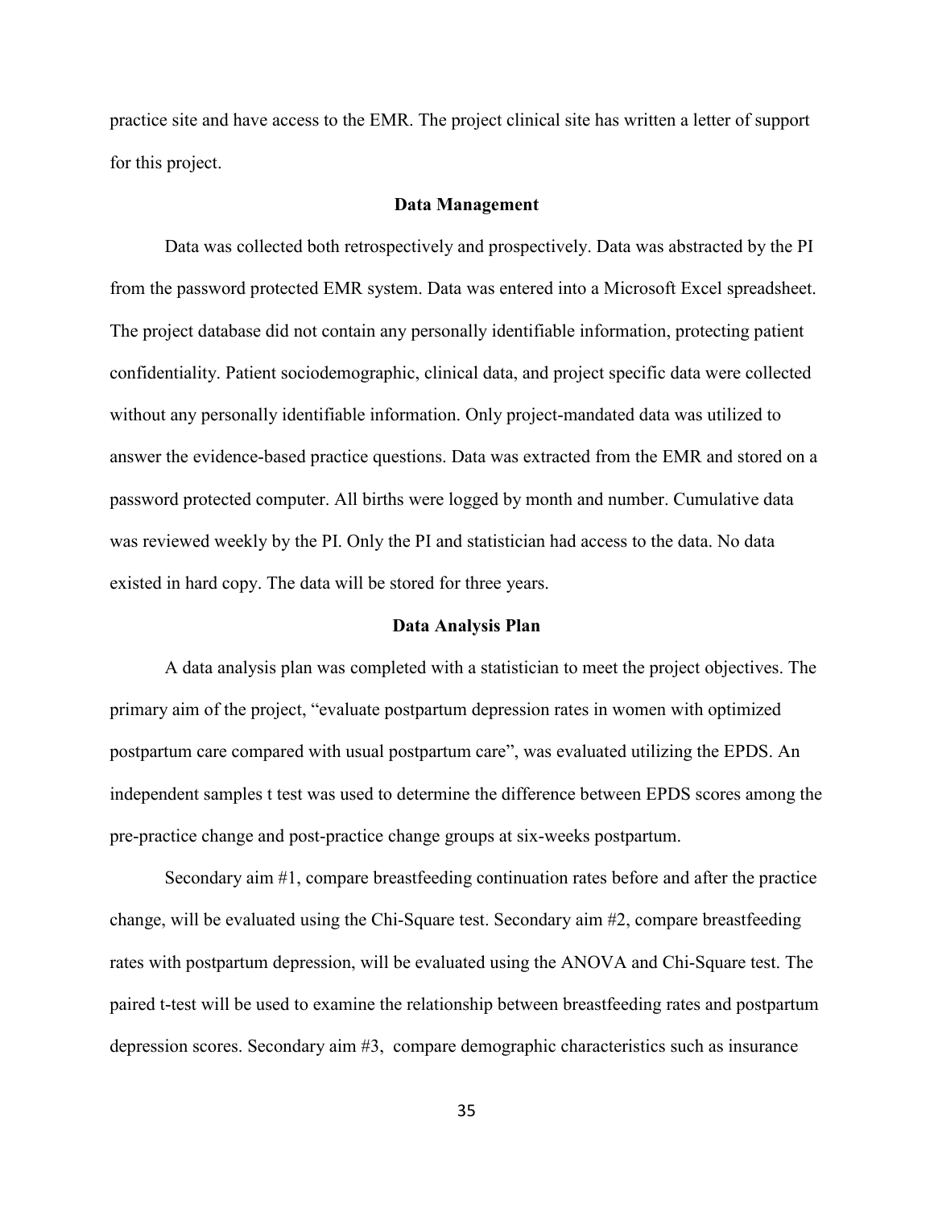practice site and have access to the EMR. The project clinical site has written a letter of support for this project.

## Data Management

Data was collected both retrospectively and prospectively. Data was abstracted by the PI from the password protected EMR system. Data was entered into a Microsoft Excel spreadsheet. The project database did not contain any personally identifiable information, protecting patient confidentiality. Patient sociodemographic, clinical data, and project specific data were collected without any personally identifiable information. Only project-mandated data was utilized to answer the evidence-based practice questions. Data was extracted from the EMR and stored on a password protected computer. All births were logged by month and number. Cumulative data was reviewed weekly by the PI. Only the PI and statistician had access to the data. No data existed in hard copy. The data will be stored for three years.

## Data Analysis Plan

A data analysis plan was completed with a statistician to meet the project objectives. The primary aim of the project, "evaluate postpartum depression rates in women with optimized postpartum care compared with usual postpartum care", was evaluated utilizing the EPDS. An independent samples t test was used to determine the difference between EPDS scores among the pre-practice change and post-practice change groups at six-weeks postpartum.

Secondary aim #1, compare breastfeeding continuation rates before and after the practice change, will be evaluated using the Chi-Square test. Secondary aim #2, compare breastfeeding rates with postpartum depression, will be evaluated using the ANOVA and Chi-Square test. The paired t-test will be used to examine the relationship between breastfeeding rates and postpartum depression scores. Secondary aim #3, compare demographic characteristics such as insurance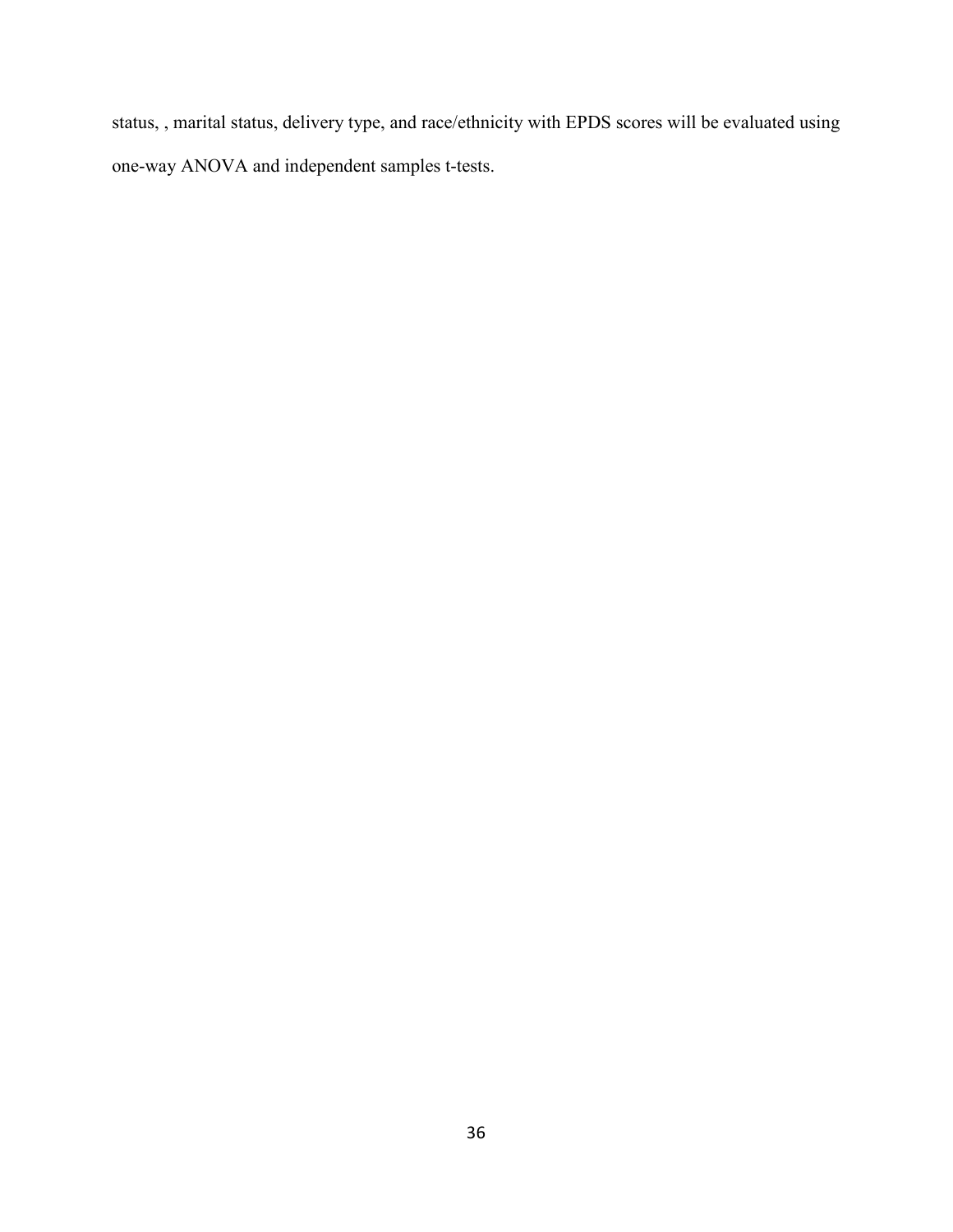status, , marital status, delivery type, and race/ethnicity with EPDS scores will be evaluated using one-way ANOVA and independent samples t-tests.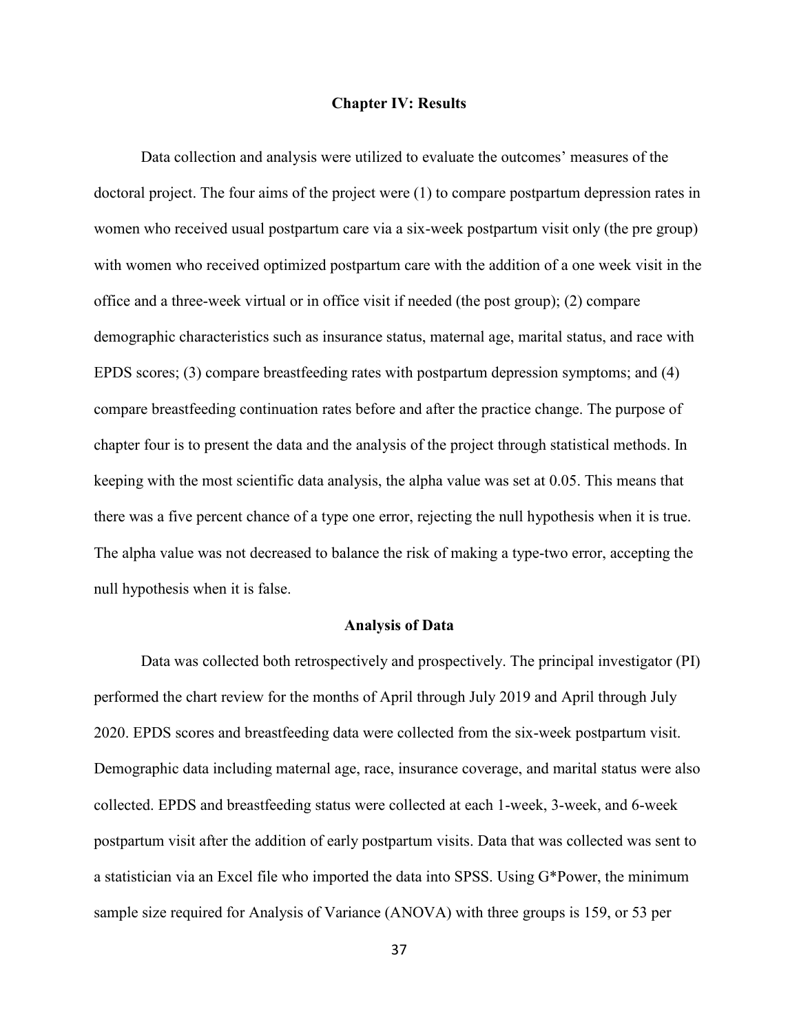# Chapter IV: Results

Data collection and analysis were utilized to evaluate the outcomes' measures of the doctoral project. The four aims of the project were (1) to compare postpartum depression rates in women who received usual postpartum care via a six-week postpartum visit only (the pre group) with women who received optimized postpartum care with the addition of a one week visit in the office and a three-week virtual or in office visit if needed (the post group); (2) compare demographic characteristics such as insurance status, maternal age, marital status, and race with EPDS scores; (3) compare breastfeeding rates with postpartum depression symptoms; and (4) compare breastfeeding continuation rates before and after the practice change. The purpose of chapter four is to present the data and the analysis of the project through statistical methods. In keeping with the most scientific data analysis, the alpha value was set at 0.05. This means that there was a five percent chance of a type one error, rejecting the null hypothesis when it is true. The alpha value was not decreased to balance the risk of making a type-two error, accepting the null hypothesis when it is false.

## Analysis of Data

Data was collected both retrospectively and prospectively. The principal investigator (PI) performed the chart review for the months of April through July 2019 and April through July 2020. EPDS scores and breastfeeding data were collected from the six-week postpartum visit. Demographic data including maternal age, race, insurance coverage, and marital status were also collected. EPDS and breastfeeding status were collected at each 1-week, 3-week, and 6-week postpartum visit after the addition of early postpartum visits. Data that was collected was sent to a statistician via an Excel file who imported the data into SPSS. Using G*Power, the minimum sample size required for Analysis of Variance (ANOVA) with three groups is 159, or 53 per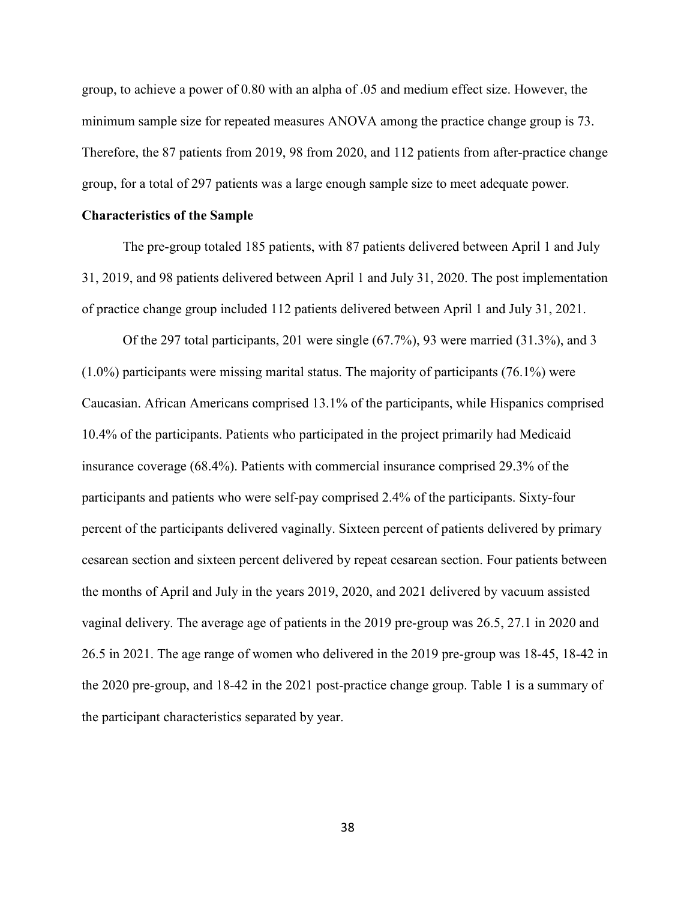group, to achieve a power of 0.80 with an alpha of .05 and medium effect size. However, the minimum sample size for repeated measures ANOVA among the practice change group is 73. Therefore, the 87 patients from 2019, 98 from 2020, and 112 patients from after-practice change group, for a total of 297 patients was a large enough sample size to meet adequate power.

**Characteristics of the Sample**

The pre-group totaled 185 patients, with 87 patients delivered between April 1 and July 31, 2019, and 98 patients delivered between April 1 and July 31, 2020. The post implementation of practice change group included 112 patients delivered between April 1 and July 31, 2021.

Of the 297 total participants, 201 were single (67.7%), 93 were married (31.3%), and 3 (1.0%) participants were missing marital status. The majority of participants (76.1%) were Caucasian. African Americans comprised 13.1% of the participants, while Hispanics comprised 10.4% of the participants. Patients who participated in the project primarily had Medicaid insurance coverage (68.4%). Patients with commercial insurance comprised 29.3% of the participants and patients who were self-pay comprised 2.4% of the participants. Sixty-four percent of the participants delivered vaginally. Sixteen percent of patients delivered by primary cesarean section and sixteen percent delivered by repeat cesarean section. Four patients between the months of April and July in the years 2019, 2020, and 2021 delivered by vacuum assisted vaginal delivery. The average age of patients in the 2019 pre-group was 26.5, 27.1 in 2020 and 26.5 in 2021. The age range of women who delivered in the 2019 pre-group was 18-45, 18-42 in the 2020 pre-group, and 18-42 in the 2021 post-practice change group. Table 1 is a summary of the participant characteristics separated by year.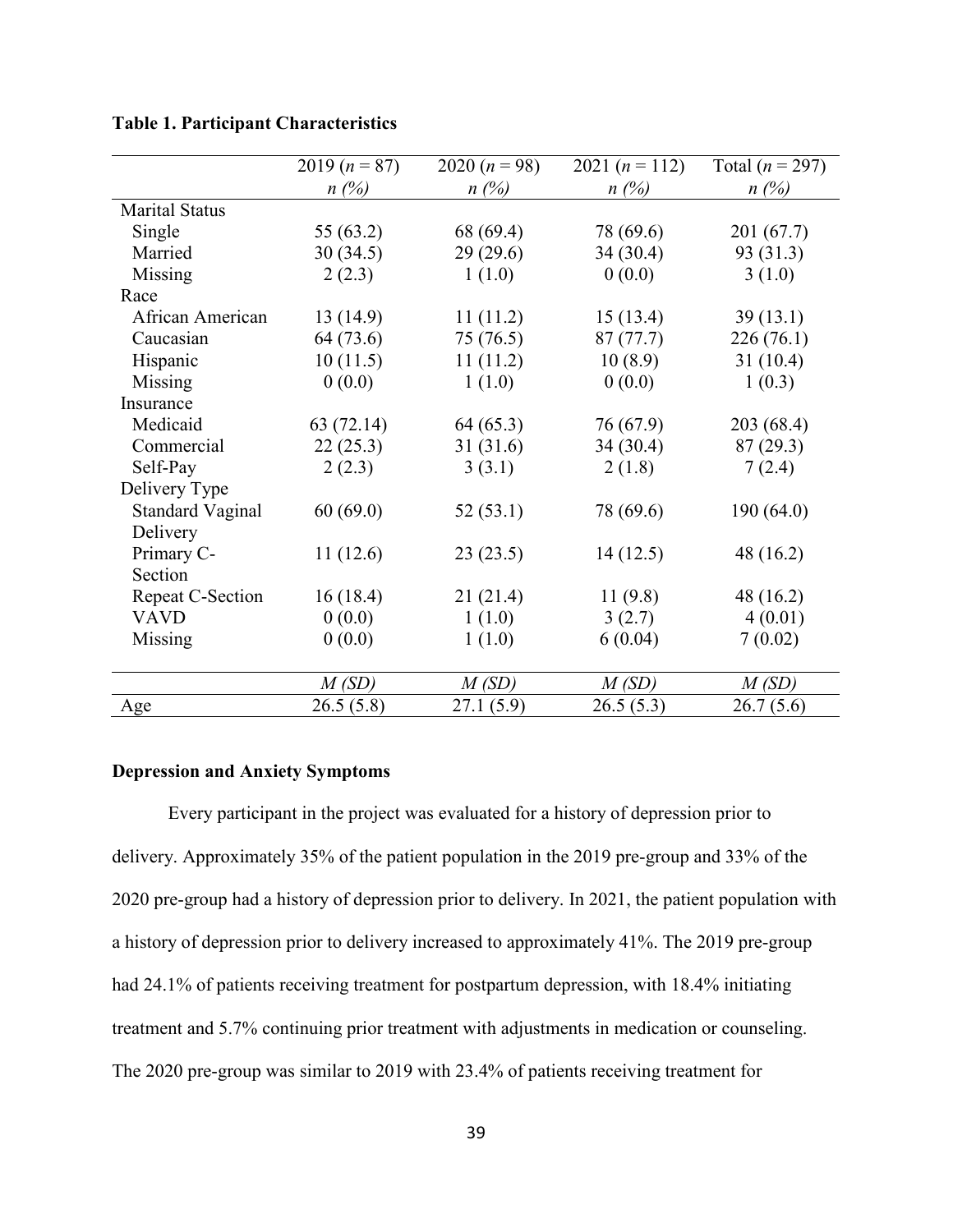**Table 1. Participant Characteristics**

| | 2019 ($n$ = 87) | 2020 ($n$ = 98) | 2021 ($n$ = 112) | Total ($n$ = 297) |
|---|---|---|---|---|
| | *n (%)* | *n (%)* | *n (%)* | *n (%)* |
| Marital Status | | | | |
| Single | 55 (63.2) | 68 (69.4) | 78 (69.6) | 201 (67.7) |
| Married | 30 (34.5) | 29 (29.6) | 34 (30.4) | 93 (31.3) |
| Missing | 2 (2.3) | 1 (1.0) | 0 (0.0) | 3 (1.0) |
| Race | | | | |
| African American | 13 (14.9) | 11 (11.2) | 15 (13.4) | 39 (13.1) |
| Caucasian | 64 (73.6) | 75 (76.5) | 87 (77.7) | 226 (76.1) |
| Hispanic | 10 (11.5) | 11 (11.2) | 10 (8.9) | 31 (10.4) |
| Missing | 0 (0.0) | 1 (1.0) | 0 (0.0) | 1 (0.3) |
| Insurance | | | | |
| Medicaid | 63 (72.14) | 64 (65.3) | 76 (67.9) | 203 (68.4) |
| Commercial | 22 (25.3) | 31 (31.6) | 34 (30.4) | 87 (29.3) |
| Self-Pay | 2 (2.3) | 3 (3.1) | 2 (1.8) | 7 (2.4) |
| Delivery Type | | | | |
| Standard Vaginal Delivery | 60 (69.0) | 52 (53.1) | 78 (69.6) | 190 (64.0) |
| Primary C-Section | 11 (12.6) | 23 (23.5) | 14 (12.5) | 48 (16.2) |
| Repeat C-Section | 16 (18.4) | 21 (21.4) | 11 (9.8) | 48 (16.2) |
| VAVD | 0 (0.0) | 1 (1.0) | 3 (2.7) | 4 (0.01) |
| Missing | 0 (0.0) | 1 (1.0) | 6 (0.04) | 7 (0.02) |
| | *M (SD)* | *M (SD)* | *M (SD)* | *M (SD)* |
| Age | 26.5 (5.8) | 27.1 (5.9) | 26.5 (5.3) | 26.7 (5.6) |

**Depression and Anxiety Symptoms**

Every participant in the project was evaluated for a history of depression prior to delivery. Approximately 35% of the patient population in the 2019 pre-group and 33% of the 2020 pre-group had a history of depression prior to delivery. In 2021, the patient population with a history of depression prior to delivery increased to approximately 41%. The 2019 pre-group had 24.1% of patients receiving treatment for postpartum depression, with 18.4% initiating treatment and 5.7% continuing prior treatment with adjustments in medication or counseling. The 2020 pre-group was similar to 2019 with 23.4% of patients receiving treatment for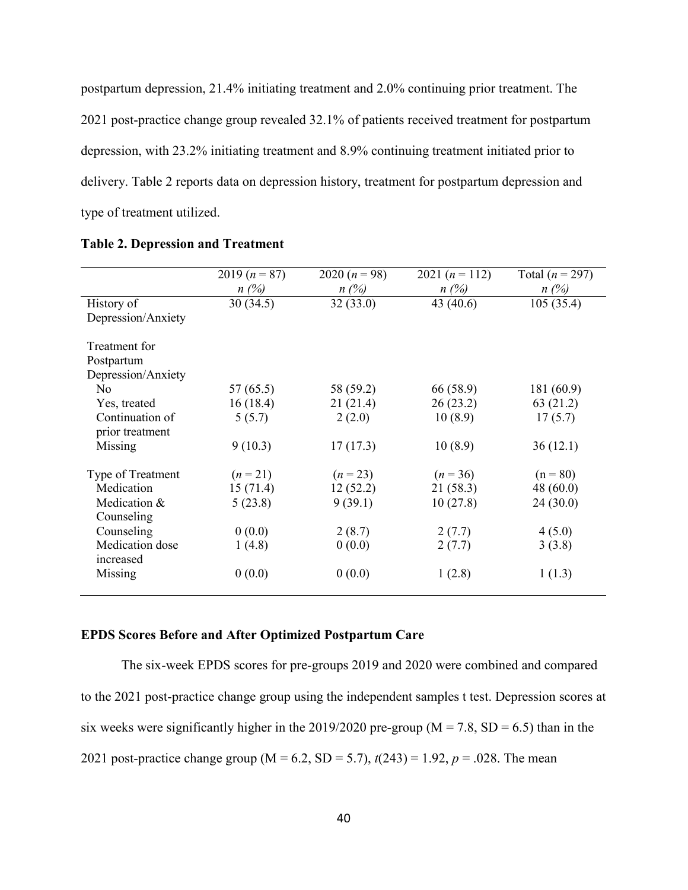postpartum depression, 21.4% initiating treatment and 2.0% continuing prior treatment. The 2021 post-practice change group revealed 32.1% of patients received treatment for postpartum depression, with 23.2% initiating treatment and 8.9% continuing treatment initiated prior to delivery. Table 2 reports data on depression history, treatment for postpartum depression and type of treatment utilized.

**Table 2. Depression and Treatment**

| | 2019 (*n* = 87) *n (%)* | 2020 (*n* = 98) *n (%)* | 2021 (*n* = 112) *n (%)* | Total (*n* = 297) *n (%)* |
|---|---|---|---|---|
| History of Depression/Anxiety | 30 (34.5) | 32 (33.0) | 43 (40.6) | 105 (35.4) |
| Treatment for Postpartum Depression/Anxiety | | | | |
| No | 57 (65.5) | 58 (59.2) | 66 (58.9) | 181 (60.9) |
| Yes, treated | 16 (18.4) | 21 (21.4) | 26 (23.2) | 63 (21.2) |
| Continuation of prior treatment | 5 (5.7) | 2 (2.0) | 10 (8.9) | 17 (5.7) |
| Missing | 9 (10.3) | 17 (17.3) | 10 (8.9) | 36 (12.1) |
| Type of Treatment | (*n* = 21) | (*n* = 23) | (*n* = 36) | (n = 80) |
| Medication | 15 (71.4) | 12 (52.2) | 21 (58.3) | 48 (60.0) |
| Medication & Counseling | 5 (23.8) | 9 (39.1) | 10 (27.8) | 24 (30.0) |
| Counseling | 0 (0.0) | 2 (8.7) | 2 (7.7) | 4 (5.0) |
| Medication dose increased | 1 (4.8) | 0 (0.0) | 2 (7.7) | 3 (3.8) |
| Missing | 0 (0.0) | 0 (0.0) | 1 (2.8) | 1 (1.3) |

### EPDS Scores Before and After Optimized Postpartum Care

The six-week EPDS scores for pre-groups 2019 and 2020 were combined and compared to the 2021 post-practice change group using the independent samples t test. Depression scores at six weeks were significantly higher in the 2019/2020 pre-group (M = 7.8, SD = 6.5) than in the 2021 post-practice change group (M = 6.2, SD = 5.7), $t(243) = 1.92$, $p = .028$. The mean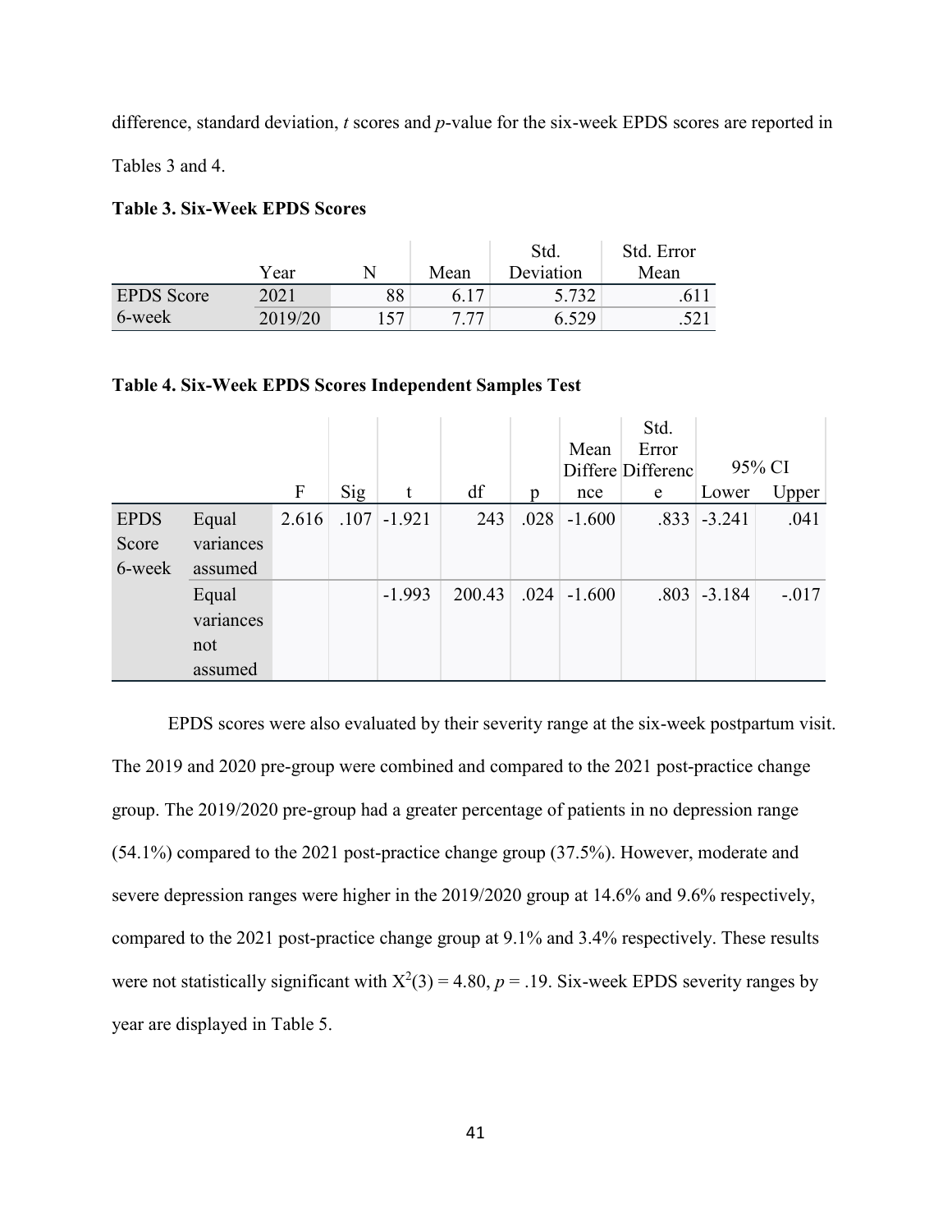difference, standard deviation, *t* scores and *p*-value for the six-week EPDS scores are reported in Tables 3 and 4.

**Table 3. Six-Week EPDS Scores**

| | Year | N | Mean | Std. Deviation | Std. Error Mean |
|---|---|---|---|---|---|
| EPDS Score 6-week | 2021 | 88 | 6.17 | 5.732 | .611 |
| | 2019/20 | 157 | 7.77 | 6.529 | .521 |

**Table 4. Six-Week EPDS Scores Independent Samples Test**

| | | F | Sig | t | df | p | Mean Difference | Std. Error Difference | 95% CI Lower | 95% CI Upper |
|---|---|---|---|---|---|---|---|---|---|---|
| EPDS Score 6-week | Equal variances assumed | 2.616 | .107 | -1.921 | 243 | .028 | -1.600 | .833 | -3.241 | .041 |
| | Equal variances not assumed | | | -1.993 | 200.43 | .024 | -1.600 | .803 | -3.184 | -.017 |

EPDS scores were also evaluated by their severity range at the six-week postpartum visit. The 2019 and 2020 pre-group were combined and compared to the 2021 post-practice change group. The 2019/2020 pre-group had a greater percentage of patients in no depression range (54.1%) compared to the 2021 post-practice change group (37.5%). However, moderate and severe depression ranges were higher in the 2019/2020 group at 14.6% and 9.6% respectively, compared to the 2021 post-practice change group at 9.1% and 3.4% respectively. These results were not statistically significant with $X^2(3) = 4.80$, $p = .19$. Six-week EPDS severity ranges by year are displayed in Table 5.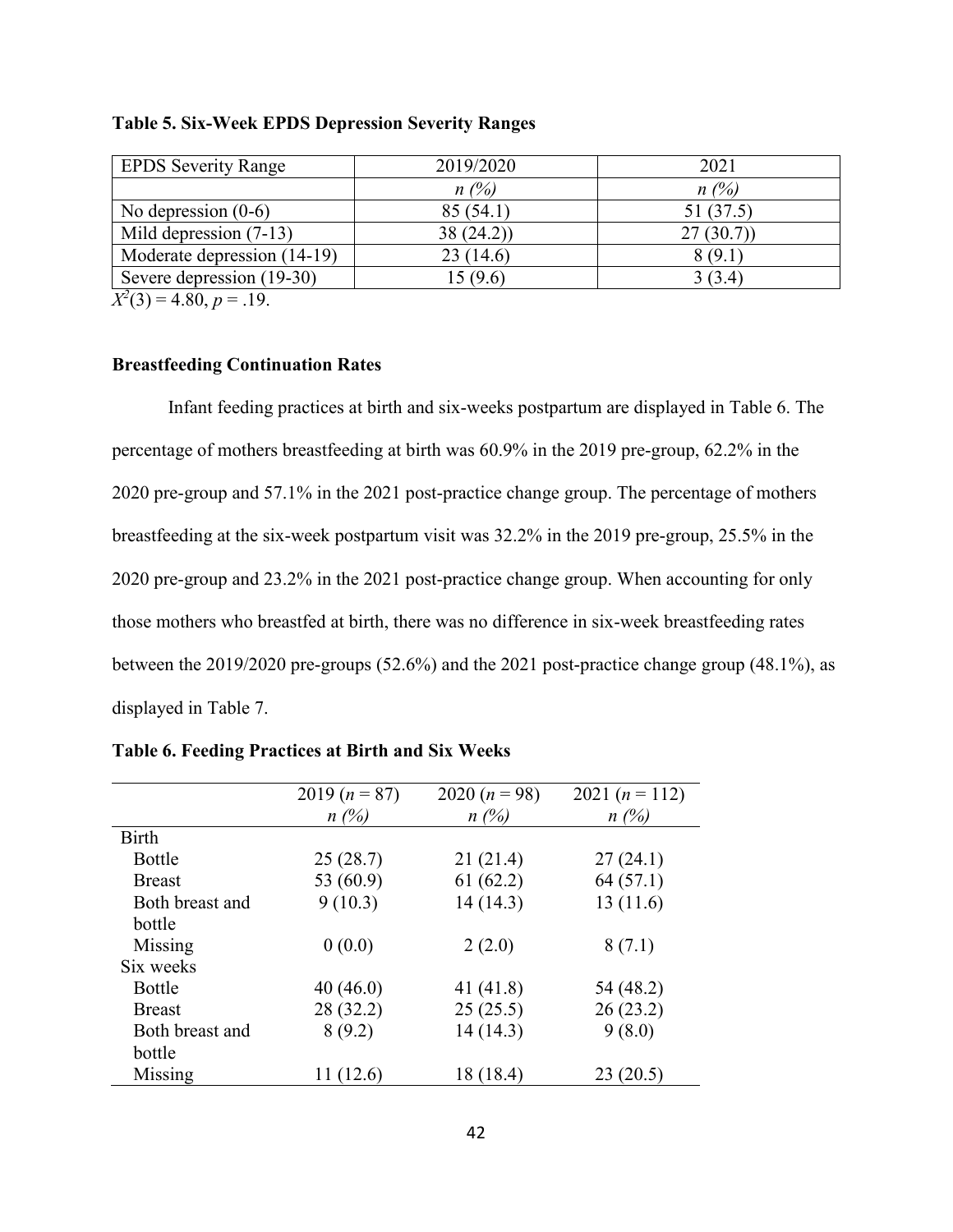**Table 5. Six-Week EPDS Depression Severity Ranges**

| EPDS Severity Range | 2019/2020 | 2021 |
|---|---|---|
| | *n (%)* | *n (%)* |
| No depression (0-6) | 85 (54.1) | 51 (37.5) |
| Mild depression (7-13) | 38 (24.2)) | 27 (30.7)) |
| Moderate depression (14-19) | 23 (14.6) | 8 (9.1) |
| Severe depression (19-30) | 15 (9.6) | 3 (3.4) |

$X^2(3) = 4.80$, $p = .19$.

### Breastfeeding Continuation Rates

Infant feeding practices at birth and six-weeks postpartum are displayed in Table 6. The percentage of mothers breastfeeding at birth was 60.9% in the 2019 pre-group, 62.2% in the 2020 pre-group and 57.1% in the 2021 post-practice change group. The percentage of mothers breastfeeding at the six-week postpartum visit was 32.2% in the 2019 pre-group, 25.5% in the 2020 pre-group and 23.2% in the 2021 post-practice change group. When accounting for only those mothers who breastfed at birth, there was no difference in six-week breastfeeding rates between the 2019/2020 pre-groups (52.6%) and the 2021 post-practice change group (48.1%), as displayed in Table 7.

**Table 6. Feeding Practices at Birth and Six Weeks**

| | 2019 ($n$ = 87) | 2020 ($n$ = 98) | 2021 ($n$ = 112) |
|---|---|---|---|
| | *n (%)* | *n (%)* | *n (%)* |
| Birth | | | |
| Bottle | 25 (28.7) | 21 (21.4) | 27 (24.1) |
| Breast | 53 (60.9) | 61 (62.2) | 64 (57.1) |
| Both breast and bottle | 9 (10.3) | 14 (14.3) | 13 (11.6) |
| Missing | 0 (0.0) | 2 (2.0) | 8 (7.1) |
| Six weeks | | | |
| Bottle | 40 (46.0) | 41 (41.8) | 54 (48.2) |
| Breast | 28 (32.2) | 25 (25.5) | 26 (23.2) |
| Both breast and bottle | 8 (9.2) | 14 (14.3) | 9 (8.0) |
| Missing | 11 (12.6) | 18 (18.4) | 23 (20.5) |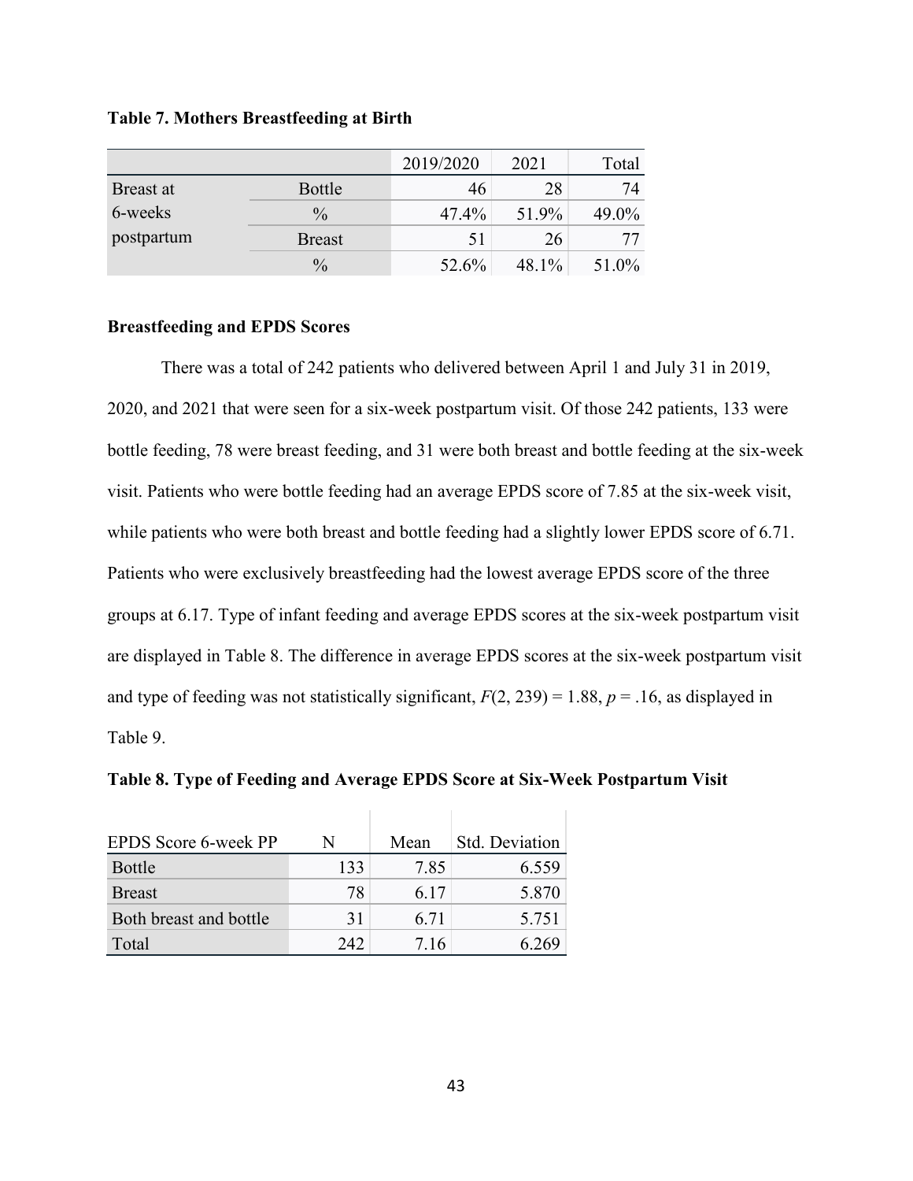**Table 7. Mothers Breastfeeding at Birth**

| | | 2019/2020 | 2021 | Total |
|---|---|---|---|---|
| Breast at 6-weeks postpartum | Bottle | 46 | 28 | 74 |
| | % | 47.4% | 51.9% | 49.0% |
| | Breast | 51 | 26 | 77 |
| | % | 52.6% | 48.1% | 51.0% |

**Breastfeeding and EPDS Scores**

There was a total of 242 patients who delivered between April 1 and July 31 in 2019, 2020, and 2021 that were seen for a six-week postpartum visit. Of those 242 patients, 133 were bottle feeding, 78 were breast feeding, and 31 were both breast and bottle feeding at the six-week visit. Patients who were bottle feeding had an average EPDS score of 7.85 at the six-week visit, while patients who were both breast and bottle feeding had a slightly lower EPDS score of 6.71. Patients who were exclusively breastfeeding had the lowest average EPDS score of the three groups at 6.17. Type of infant feeding and average EPDS scores at the six-week postpartum visit are displayed in Table 8. The difference in average EPDS scores at the six-week postpartum visit and type of feeding was not statistically significant, $F(2, 239) = 1.88$, $p = .16$, as displayed in Table 9.

**Table 8. Type of Feeding and Average EPDS Score at Six-Week Postpartum Visit**

| EPDS Score 6-week PP | N | Mean | Std. Deviation |
|---|---|---|---|
| Bottle | 133 | 7.85 | 6.559 |
| Breast | 78 | 6.17 | 5.870 |
| Both breast and bottle | 31 | 6.71 | 5.751 |
| Total | 242 | 7.16 | 6.269 |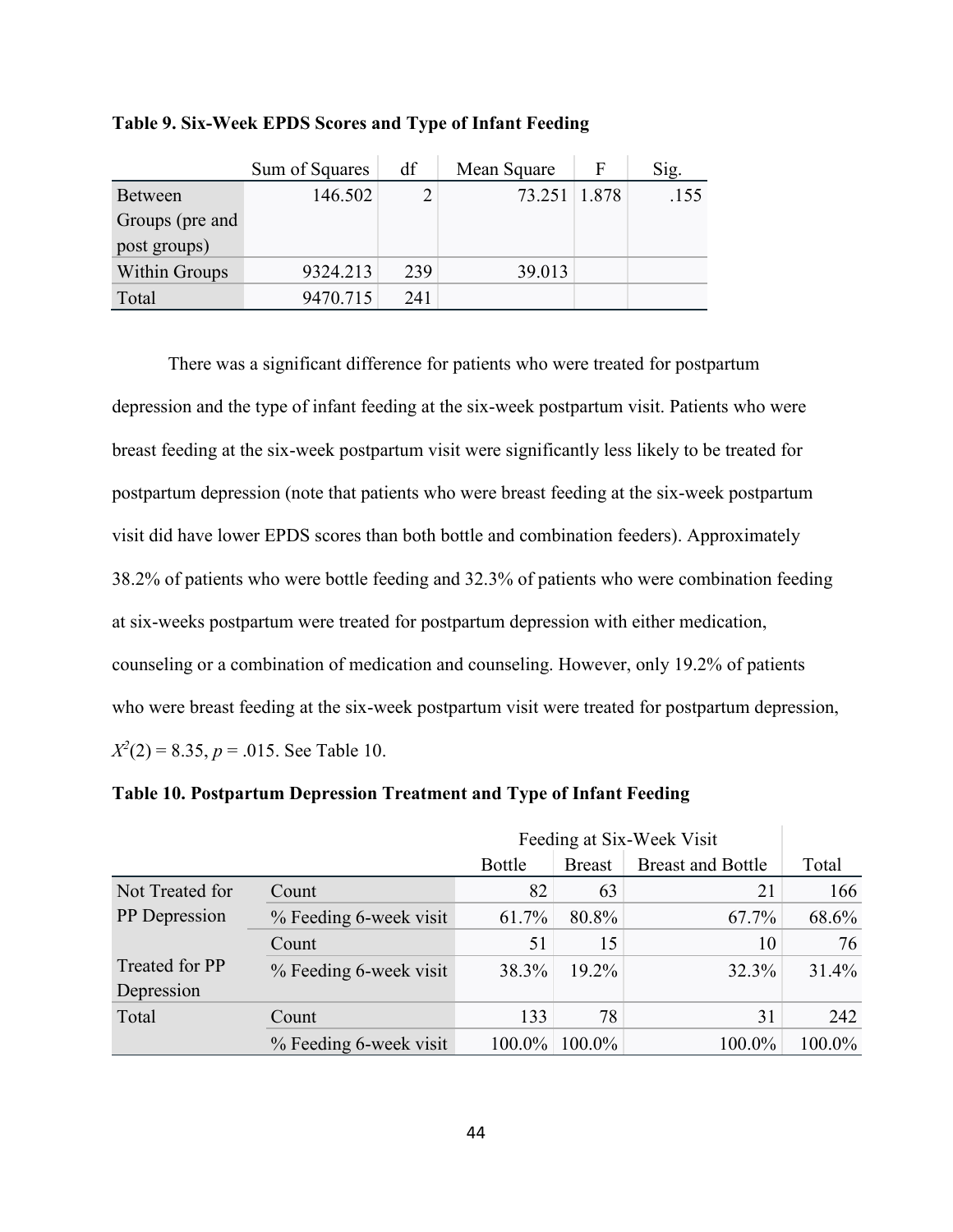**Table 9. Six-Week EPDS Scores and Type of Infant Feeding**

| | Sum of Squares | df | Mean Square | F | Sig. |
|---|---|---|---|---|---|
| Between Groups (pre and post groups) | 146.502 | 2 | 73.251 | 1.878 | .155 |
| Within Groups | 9324.213 | 239 | 39.013 | | |
| Total | 9470.715 | 241 | | | |

There was a significant difference for patients who were treated for postpartum depression and the type of infant feeding at the six-week postpartum visit. Patients who were breast feeding at the six-week postpartum visit were significantly less likely to be treated for postpartum depression (note that patients who were breast feeding at the six-week postpartum visit did have lower EPDS scores than both bottle and combination feeders). Approximately 38.2% of patients who were bottle feeding and 32.3% of patients who were combination feeding at six-weeks postpartum were treated for postpartum depression with either medication, counseling or a combination of medication and counseling. However, only 19.2% of patients who were breast feeding at the six-week postpartum visit were treated for postpartum depression, $X^2(2) = 8.35$, $p = .015$. See Table 10.

**Table 10. Postpartum Depression Treatment and Type of Infant Feeding**

| | | Feeding at Six-Week Visit | | | |
|---|---|---|---|---|---|
| | | Bottle | Breast | Breast and Bottle | Total |
| Not Treated for PP Depression | Count | 82 | 63 | 21 | 166 |
| | % Feeding 6-week visit | 61.7% | 80.8% | 67.7% | 68.6% |
| Treated for PP Depression | Count | 51 | 15 | 10 | 76 |
| | % Feeding 6-week visit | 38.3% | 19.2% | 32.3% | 31.4% |
| Total | Count | 133 | 78 | 31 | 242 |
| | % Feeding 6-week visit | 100.0% | 100.0% | 100.0% | 100.0% |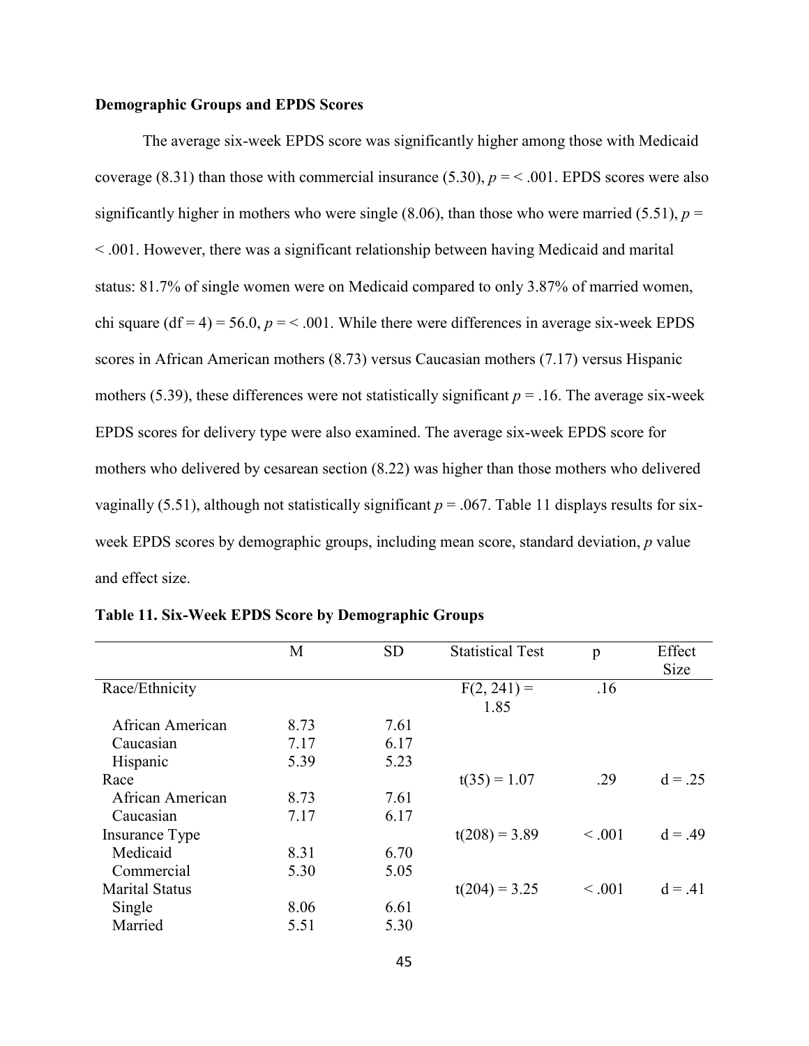**Demographic Groups and EPDS Scores**

The average six-week EPDS score was significantly higher among those with Medicaid coverage (8.31) than those with commercial insurance (5.30), $p = < .001$. EPDS scores were also significantly higher in mothers who were single (8.06), than those who were married (5.51), $p = < .001$. However, there was a significant relationship between having Medicaid and marital status: 81.7% of single women were on Medicaid compared to only 3.87% of married women, chi square (df = 4) = 56.0, $p = < .001$. While there were differences in average six-week EPDS scores in African American mothers (8.73) versus Caucasian mothers (7.17) versus Hispanic mothers (5.39), these differences were not statistically significant $p = .16$. The average six-week EPDS scores for delivery type were also examined. The average six-week EPDS score for mothers who delivered by cesarean section (8.22) was higher than those mothers who delivered vaginally (5.51), although not statistically significant $p = .067$. Table 11 displays results for six-week EPDS scores by demographic groups, including mean score, standard deviation, $p$ value and effect size.

**Table 11. Six-Week EPDS Score by Demographic Groups**

| | M | SD | Statistical Test | p | Effect Size |
|---|---|---|---|---|---|
| Race/Ethnicity | | | $F(2, 241) = 1.85$ | .16 | |
| African American | 8.73 | 7.61 | | | |
| Caucasian | 7.17 | 6.17 | | | |
| Hispanic | 5.39 | 5.23 | | | |
| Race | | | $t(35) = 1.07$ | .29 | d = .25 |
| African American | 8.73 | 7.61 | | | |
| Caucasian | 7.17 | 6.17 | | | |
| Insurance Type | | | $t(208) = 3.89$ | < .001 | d = .49 |
| Medicaid | 8.31 | 6.70 | | | |
| Commercial | 5.30 | 5.05 | | | |
| Marital Status | | | $t(204) = 3.25$ | < .001 | d = .41 |
| Single | 8.06 | 6.61 | | | |
| Married | 5.51 | 5.30 | | | |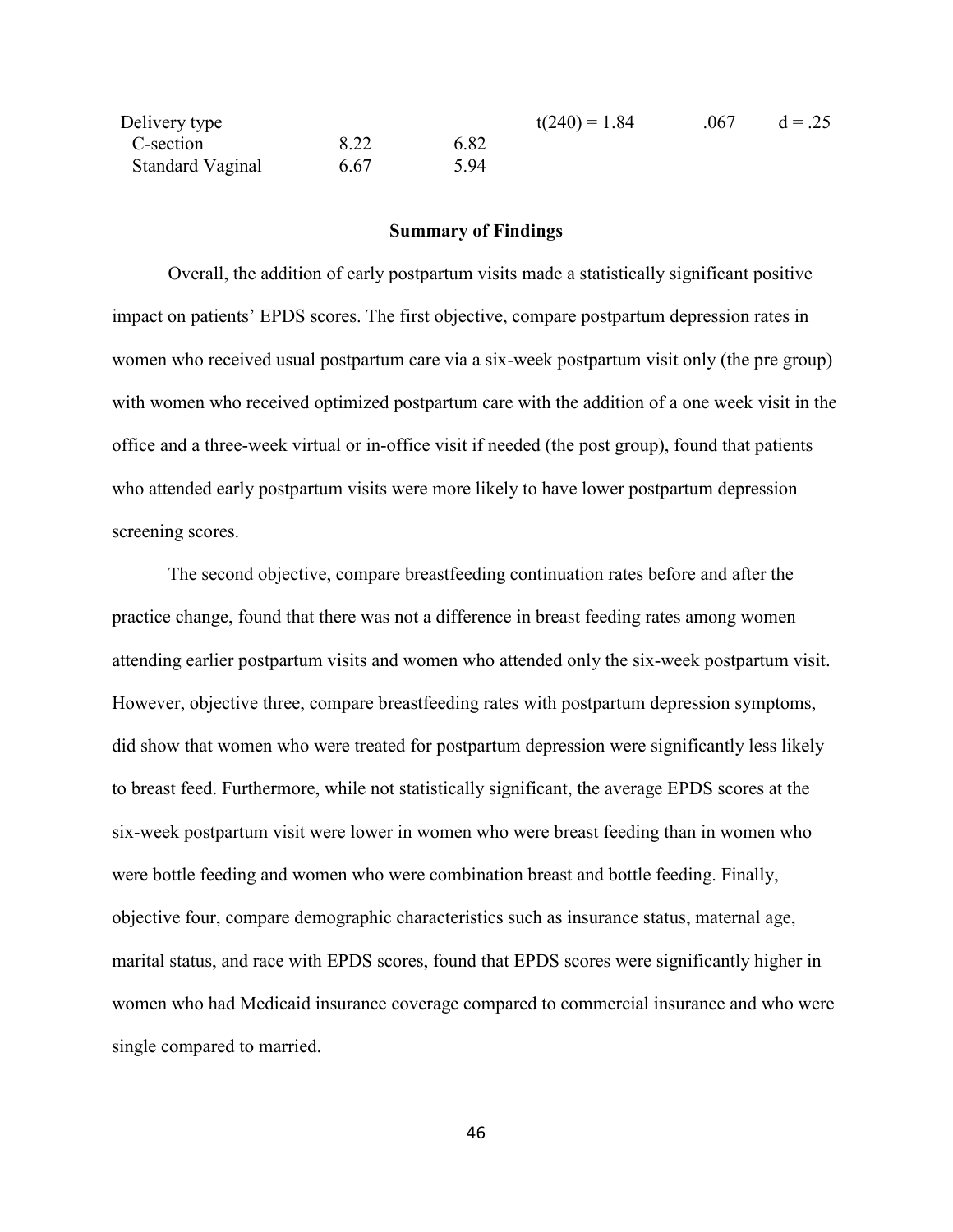| | | | | | |
|---|---|---|---|---|---|
| Delivery type | | | t(240) = 1.84 | .067 | d = .25 |
| C-section | 8.22 | 6.82 | | | |
| Standard Vaginal | 6.67 | 5.94 | | | |

## Summary of Findings

Overall, the addition of early postpartum visits made a statistically significant positive impact on patients' EPDS scores. The first objective, compare postpartum depression rates in women who received usual postpartum care via a six-week postpartum visit only (the pre group) with women who received optimized postpartum care with the addition of a one week visit in the office and a three-week virtual or in-office visit if needed (the post group), found that patients who attended early postpartum visits were more likely to have lower postpartum depression screening scores.

The second objective, compare breastfeeding continuation rates before and after the practice change, found that there was not a difference in breast feeding rates among women attending earlier postpartum visits and women who attended only the six-week postpartum visit. However, objective three, compare breastfeeding rates with postpartum depression symptoms, did show that women who were treated for postpartum depression were significantly less likely to breast feed. Furthermore, while not statistically significant, the average EPDS scores at the six-week postpartum visit were lower in women who were breast feeding than in women who were bottle feeding and women who were combination breast and bottle feeding. Finally, objective four, compare demographic characteristics such as insurance status, maternal age, marital status, and race with EPDS scores, found that EPDS scores were significantly higher in women who had Medicaid insurance coverage compared to commercial insurance and who were single compared to married.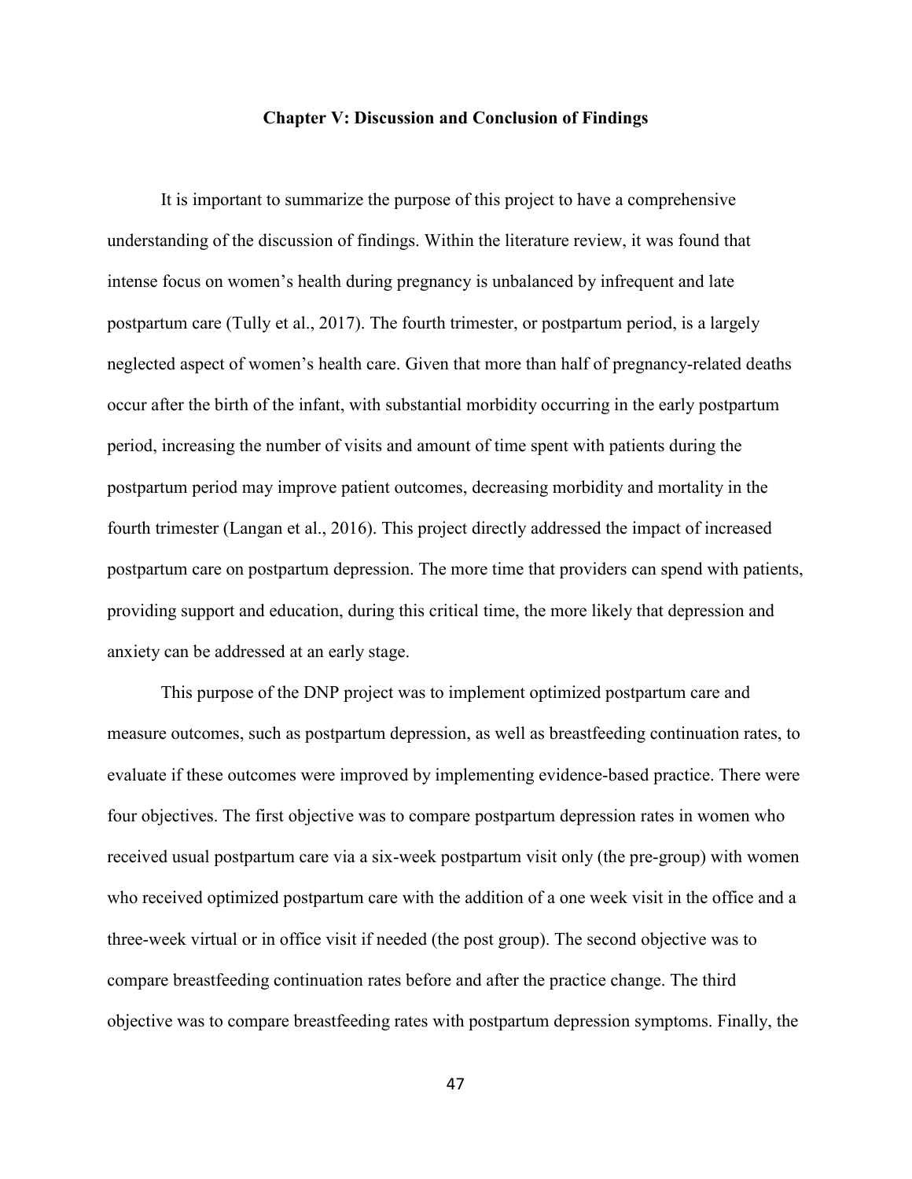## Chapter V: Discussion and Conclusion of Findings

It is important to summarize the purpose of this project to have a comprehensive understanding of the discussion of findings. Within the literature review, it was found that intense focus on women's health during pregnancy is unbalanced by infrequent and late postpartum care (Tully et al., 2017). The fourth trimester, or postpartum period, is a largely neglected aspect of women's health care. Given that more than half of pregnancy-related deaths occur after the birth of the infant, with substantial morbidity occurring in the early postpartum period, increasing the number of visits and amount of time spent with patients during the postpartum period may improve patient outcomes, decreasing morbidity and mortality in the fourth trimester (Langan et al., 2016). This project directly addressed the impact of increased postpartum care on postpartum depression. The more time that providers can spend with patients, providing support and education, during this critical time, the more likely that depression and anxiety can be addressed at an early stage.

This purpose of the DNP project was to implement optimized postpartum care and measure outcomes, such as postpartum depression, as well as breastfeeding continuation rates, to evaluate if these outcomes were improved by implementing evidence-based practice. There were four objectives. The first objective was to compare postpartum depression rates in women who received usual postpartum care via a six-week postpartum visit only (the pre-group) with women who received optimized postpartum care with the addition of a one week visit in the office and a three-week virtual or in office visit if needed (the post group). The second objective was to compare breastfeeding continuation rates before and after the practice change. The third objective was to compare breastfeeding rates with postpartum depression symptoms. Finally, the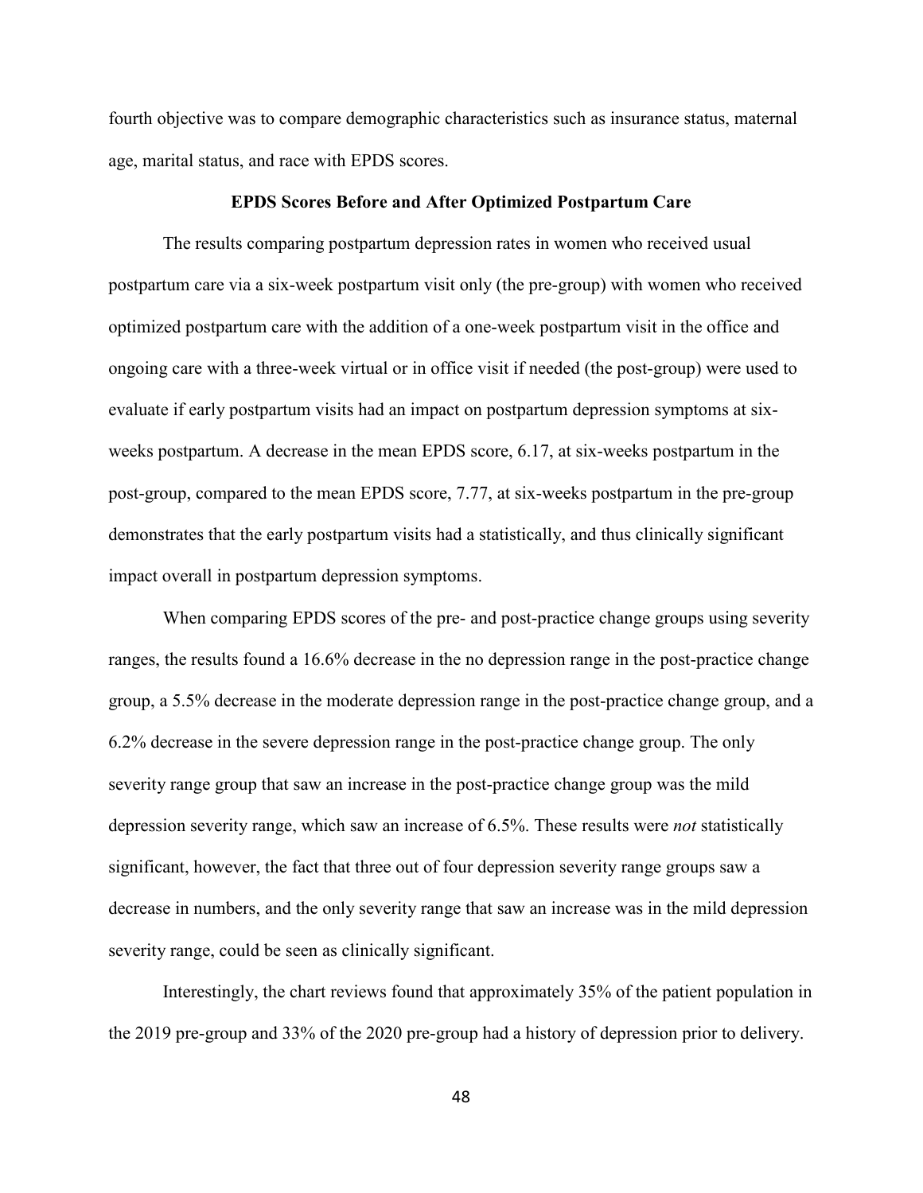fourth objective was to compare demographic characteristics such as insurance status, maternal age, marital status, and race with EPDS scores.

### EPDS Scores Before and After Optimized Postpartum Care

The results comparing postpartum depression rates in women who received usual postpartum care via a six-week postpartum visit only (the pre-group) with women who received optimized postpartum care with the addition of a one-week postpartum visit in the office and ongoing care with a three-week virtual or in office visit if needed (the post-group) were used to evaluate if early postpartum visits had an impact on postpartum depression symptoms at six-weeks postpartum. A decrease in the mean EPDS score, 6.17, at six-weeks postpartum in the post-group, compared to the mean EPDS score, 7.77, at six-weeks postpartum in the pre-group demonstrates that the early postpartum visits had a statistically, and thus clinically significant impact overall in postpartum depression symptoms.

When comparing EPDS scores of the pre- and post-practice change groups using severity ranges, the results found a 16.6% decrease in the no depression range in the post-practice change group, a 5.5% decrease in the moderate depression range in the post-practice change group, and a 6.2% decrease in the severe depression range in the post-practice change group. The only severity range group that saw an increase in the post-practice change group was the mild depression severity range, which saw an increase of 6.5%. These results were *not* statistically significant, however, the fact that three out of four depression severity range groups saw a decrease in numbers, and the only severity range that saw an increase was in the mild depression severity range, could be seen as clinically significant.

Interestingly, the chart reviews found that approximately 35% of the patient population in the 2019 pre-group and 33% of the 2020 pre-group had a history of depression prior to delivery.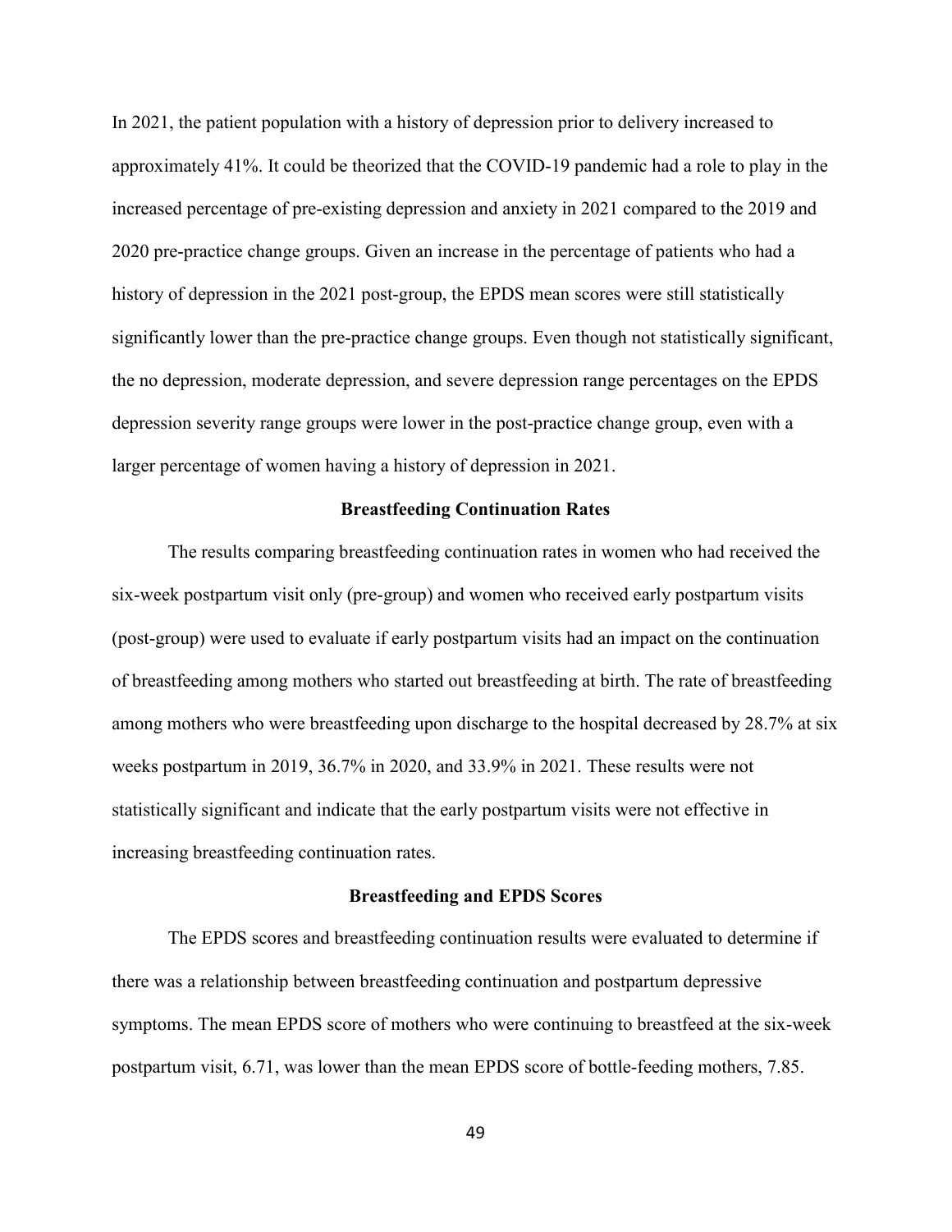In 2021, the patient population with a history of depression prior to delivery increased to approximately 41%. It could be theorized that the COVID-19 pandemic had a role to play in the increased percentage of pre-existing depression and anxiety in 2021 compared to the 2019 and 2020 pre-practice change groups. Given an increase in the percentage of patients who had a history of depression in the 2021 post-group, the EPDS mean scores were still statistically significantly lower than the pre-practice change groups. Even though not statistically significant, the no depression, moderate depression, and severe depression range percentages on the EPDS depression severity range groups were lower in the post-practice change group, even with a larger percentage of women having a history of depression in 2021.

### Breastfeeding Continuation Rates

The results comparing breastfeeding continuation rates in women who had received the six-week postpartum visit only (pre-group) and women who received early postpartum visits (post-group) were used to evaluate if early postpartum visits had an impact on the continuation of breastfeeding among mothers who started out breastfeeding at birth. The rate of breastfeeding among mothers who were breastfeeding upon discharge to the hospital decreased by 28.7% at six weeks postpartum in 2019, 36.7% in 2020, and 33.9% in 2021. These results were not statistically significant and indicate that the early postpartum visits were not effective in increasing breastfeeding continuation rates.

### Breastfeeding and EPDS Scores

The EPDS scores and breastfeeding continuation results were evaluated to determine if there was a relationship between breastfeeding continuation and postpartum depressive symptoms. The mean EPDS score of mothers who were continuing to breastfeed at the six-week postpartum visit, 6.71, was lower than the mean EPDS score of bottle-feeding mothers, 7.85.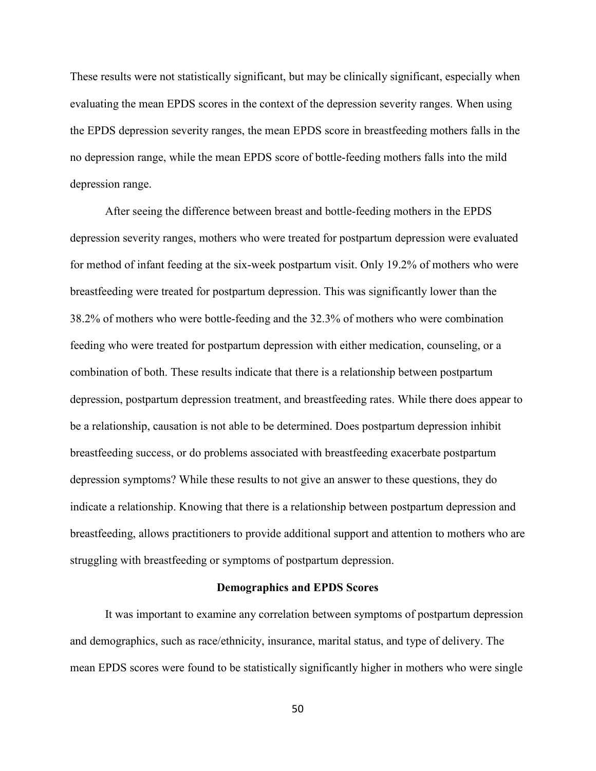These results were not statistically significant, but may be clinically significant, especially when evaluating the mean EPDS scores in the context of the depression severity ranges. When using the EPDS depression severity ranges, the mean EPDS score in breastfeeding mothers falls in the no depression range, while the mean EPDS score of bottle-feeding mothers falls into the mild depression range.

After seeing the difference between breast and bottle-feeding mothers in the EPDS depression severity ranges, mothers who were treated for postpartum depression were evaluated for method of infant feeding at the six-week postpartum visit. Only 19.2% of mothers who were breastfeeding were treated for postpartum depression. This was significantly lower than the 38.2% of mothers who were bottle-feeding and the 32.3% of mothers who were combination feeding who were treated for postpartum depression with either medication, counseling, or a combination of both. These results indicate that there is a relationship between postpartum depression, postpartum depression treatment, and breastfeeding rates. While there does appear to be a relationship, causation is not able to be determined. Does postpartum depression inhibit breastfeeding success, or do problems associated with breastfeeding exacerbate postpartum depression symptoms? While these results to not give an answer to these questions, they do indicate a relationship. Knowing that there is a relationship between postpartum depression and breastfeeding, allows practitioners to provide additional support and attention to mothers who are struggling with breastfeeding or symptoms of postpartum depression.

## Demographics and EPDS Scores

It was important to examine any correlation between symptoms of postpartum depression and demographics, such as race/ethnicity, insurance, marital status, and type of delivery. The mean EPDS scores were found to be statistically significantly higher in mothers who were single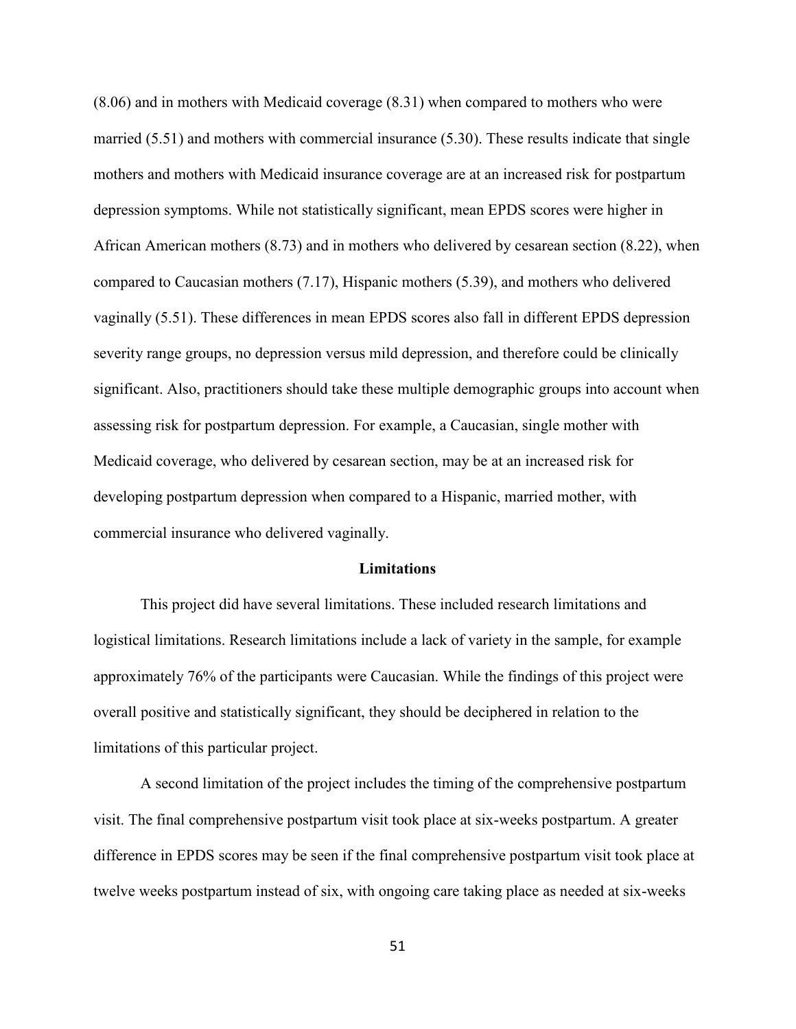(8.06) and in mothers with Medicaid coverage (8.31) when compared to mothers who were married (5.51) and mothers with commercial insurance (5.30). These results indicate that single mothers and mothers with Medicaid insurance coverage are at an increased risk for postpartum depression symptoms. While not statistically significant, mean EPDS scores were higher in African American mothers (8.73) and in mothers who delivered by cesarean section (8.22), when compared to Caucasian mothers (7.17), Hispanic mothers (5.39), and mothers who delivered vaginally (5.51). These differences in mean EPDS scores also fall in different EPDS depression severity range groups, no depression versus mild depression, and therefore could be clinically significant. Also, practitioners should take these multiple demographic groups into account when assessing risk for postpartum depression. For example, a Caucasian, single mother with Medicaid coverage, who delivered by cesarean section, may be at an increased risk for developing postpartum depression when compared to a Hispanic, married mother, with commercial insurance who delivered vaginally.

## Limitations

This project did have several limitations. These included research limitations and logistical limitations. Research limitations include a lack of variety in the sample, for example approximately 76% of the participants were Caucasian. While the findings of this project were overall positive and statistically significant, they should be deciphered in relation to the limitations of this particular project.

A second limitation of the project includes the timing of the comprehensive postpartum visit. The final comprehensive postpartum visit took place at six-weeks postpartum. A greater difference in EPDS scores may be seen if the final comprehensive postpartum visit took place at twelve weeks postpartum instead of six, with ongoing care taking place as needed at six-weeks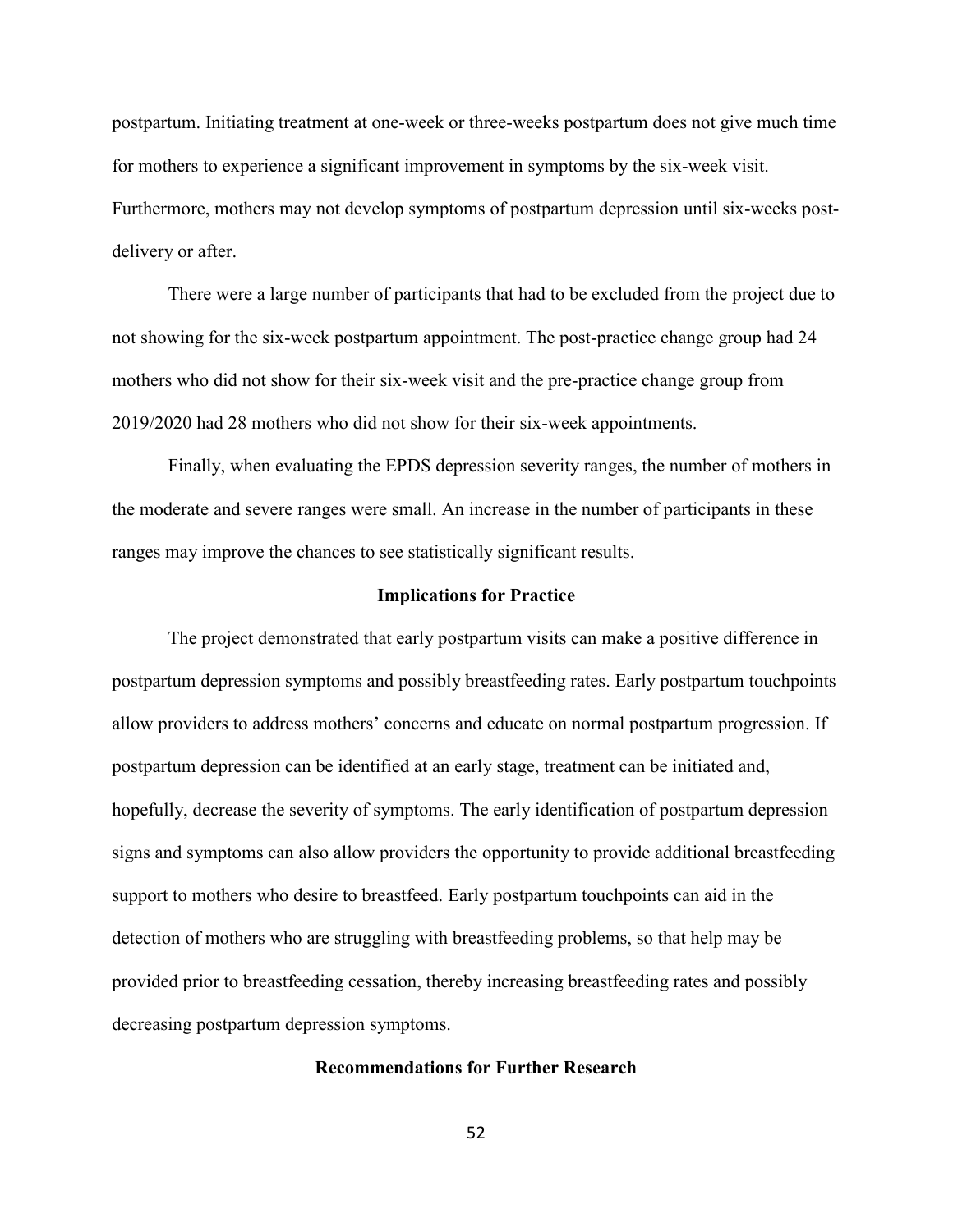postpartum. Initiating treatment at one-week or three-weeks postpartum does not give much time for mothers to experience a significant improvement in symptoms by the six-week visit. Furthermore, mothers may not develop symptoms of postpartum depression until six-weeks post-delivery or after.

There were a large number of participants that had to be excluded from the project due to not showing for the six-week postpartum appointment. The post-practice change group had 24 mothers who did not show for their six-week visit and the pre-practice change group from 2019/2020 had 28 mothers who did not show for their six-week appointments.

Finally, when evaluating the EPDS depression severity ranges, the number of mothers in the moderate and severe ranges were small. An increase in the number of participants in these ranges may improve the chances to see statistically significant results.

## Implications for Practice

The project demonstrated that early postpartum visits can make a positive difference in postpartum depression symptoms and possibly breastfeeding rates. Early postpartum touchpoints allow providers to address mothers' concerns and educate on normal postpartum progression. If postpartum depression can be identified at an early stage, treatment can be initiated and, hopefully, decrease the severity of symptoms. The early identification of postpartum depression signs and symptoms can also allow providers the opportunity to provide additional breastfeeding support to mothers who desire to breastfeed. Early postpartum touchpoints can aid in the detection of mothers who are struggling with breastfeeding problems, so that help may be provided prior to breastfeeding cessation, thereby increasing breastfeeding rates and possibly decreasing postpartum depression symptoms.

## Recommendations for Further Research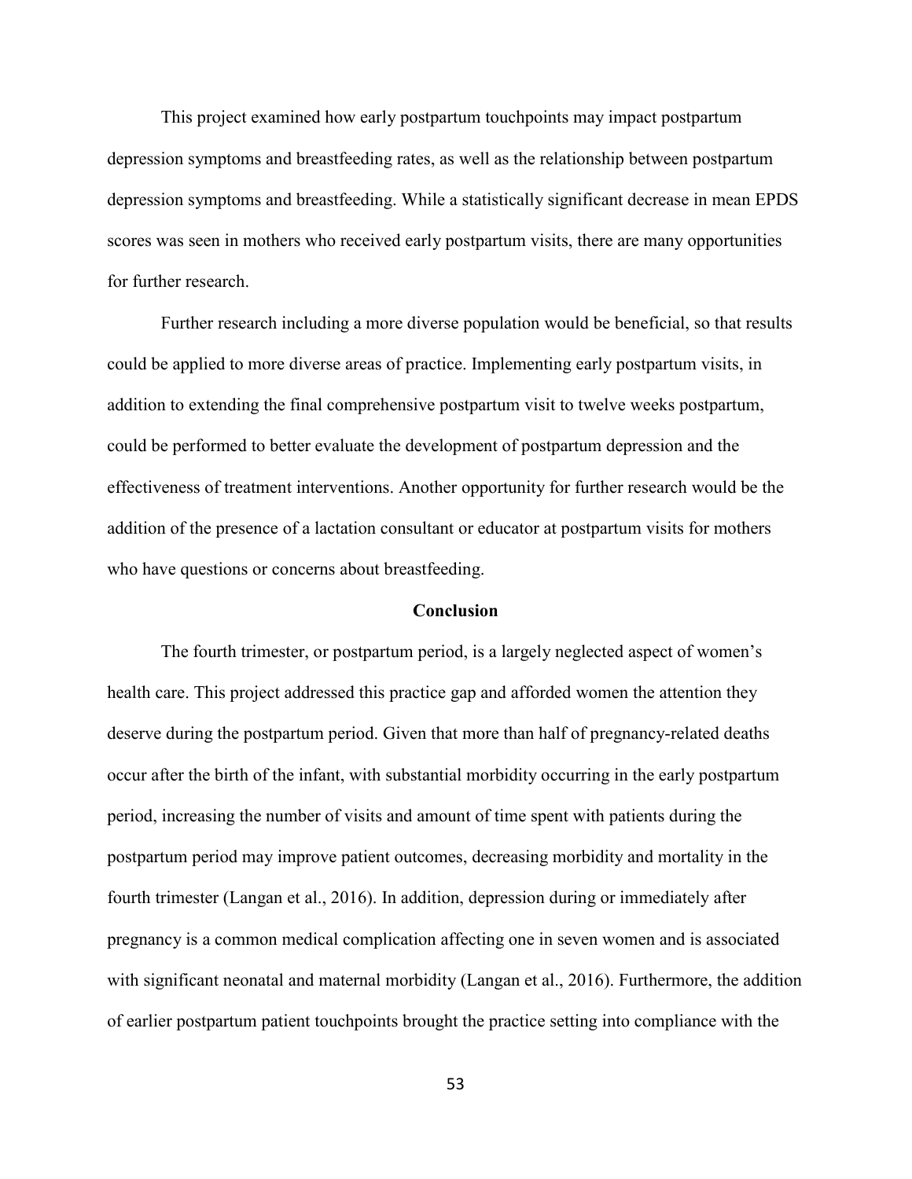This project examined how early postpartum touchpoints may impact postpartum depression symptoms and breastfeeding rates, as well as the relationship between postpartum depression symptoms and breastfeeding. While a statistically significant decrease in mean EPDS scores was seen in mothers who received early postpartum visits, there are many opportunities for further research.

Further research including a more diverse population would be beneficial, so that results could be applied to more diverse areas of practice. Implementing early postpartum visits, in addition to extending the final comprehensive postpartum visit to twelve weeks postpartum, could be performed to better evaluate the development of postpartum depression and the effectiveness of treatment interventions. Another opportunity for further research would be the addition of the presence of a lactation consultant or educator at postpartum visits for mothers who have questions or concerns about breastfeeding.

## Conclusion

The fourth trimester, or postpartum period, is a largely neglected aspect of women's health care. This project addressed this practice gap and afforded women the attention they deserve during the postpartum period. Given that more than half of pregnancy-related deaths occur after the birth of the infant, with substantial morbidity occurring in the early postpartum period, increasing the number of visits and amount of time spent with patients during the postpartum period may improve patient outcomes, decreasing morbidity and mortality in the fourth trimester (Langan et al., 2016). In addition, depression during or immediately after pregnancy is a common medical complication affecting one in seven women and is associated with significant neonatal and maternal morbidity (Langan et al., 2016). Furthermore, the addition of earlier postpartum patient touchpoints brought the practice setting into compliance with the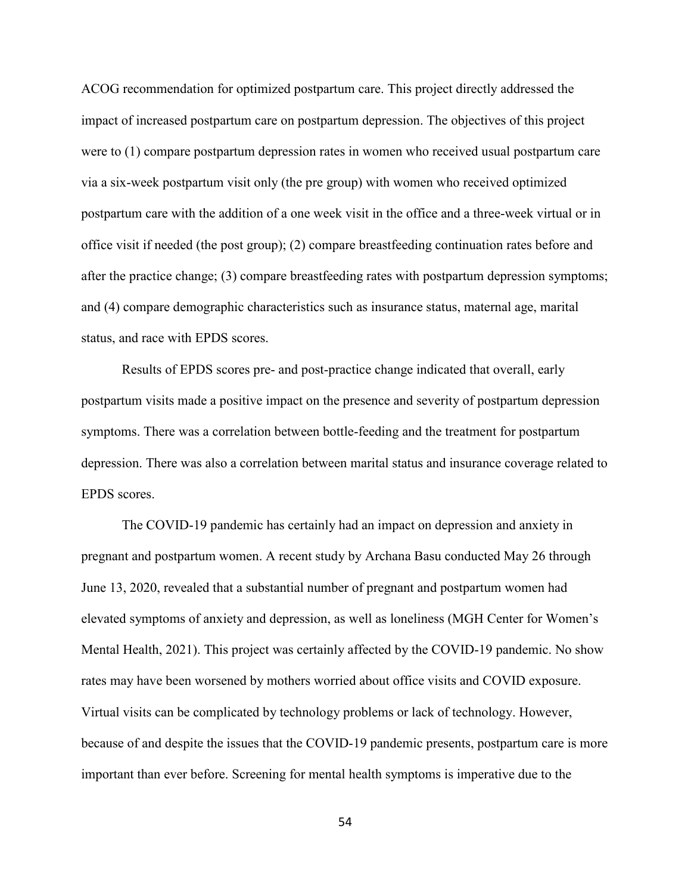ACOG recommendation for optimized postpartum care. This project directly addressed the impact of increased postpartum care on postpartum depression. The objectives of this project were to (1) compare postpartum depression rates in women who received usual postpartum care via a six-week postpartum visit only (the pre group) with women who received optimized postpartum care with the addition of a one week visit in the office and a three-week virtual or in office visit if needed (the post group); (2) compare breastfeeding continuation rates before and after the practice change; (3) compare breastfeeding rates with postpartum depression symptoms; and (4) compare demographic characteristics such as insurance status, maternal age, marital status, and race with EPDS scores.

Results of EPDS scores pre- and post-practice change indicated that overall, early postpartum visits made a positive impact on the presence and severity of postpartum depression symptoms. There was a correlation between bottle-feeding and the treatment for postpartum depression. There was also a correlation between marital status and insurance coverage related to EPDS scores.

The COVID-19 pandemic has certainly had an impact on depression and anxiety in pregnant and postpartum women. A recent study by Archana Basu conducted May 26 through June 13, 2020, revealed that a substantial number of pregnant and postpartum women had elevated symptoms of anxiety and depression, as well as loneliness (MGH Center for Women's Mental Health, 2021). This project was certainly affected by the COVID-19 pandemic. No show rates may have been worsened by mothers worried about office visits and COVID exposure. Virtual visits can be complicated by technology problems or lack of technology. However, because of and despite the issues that the COVID-19 pandemic presents, postpartum care is more important than ever before. Screening for mental health symptoms is imperative due to the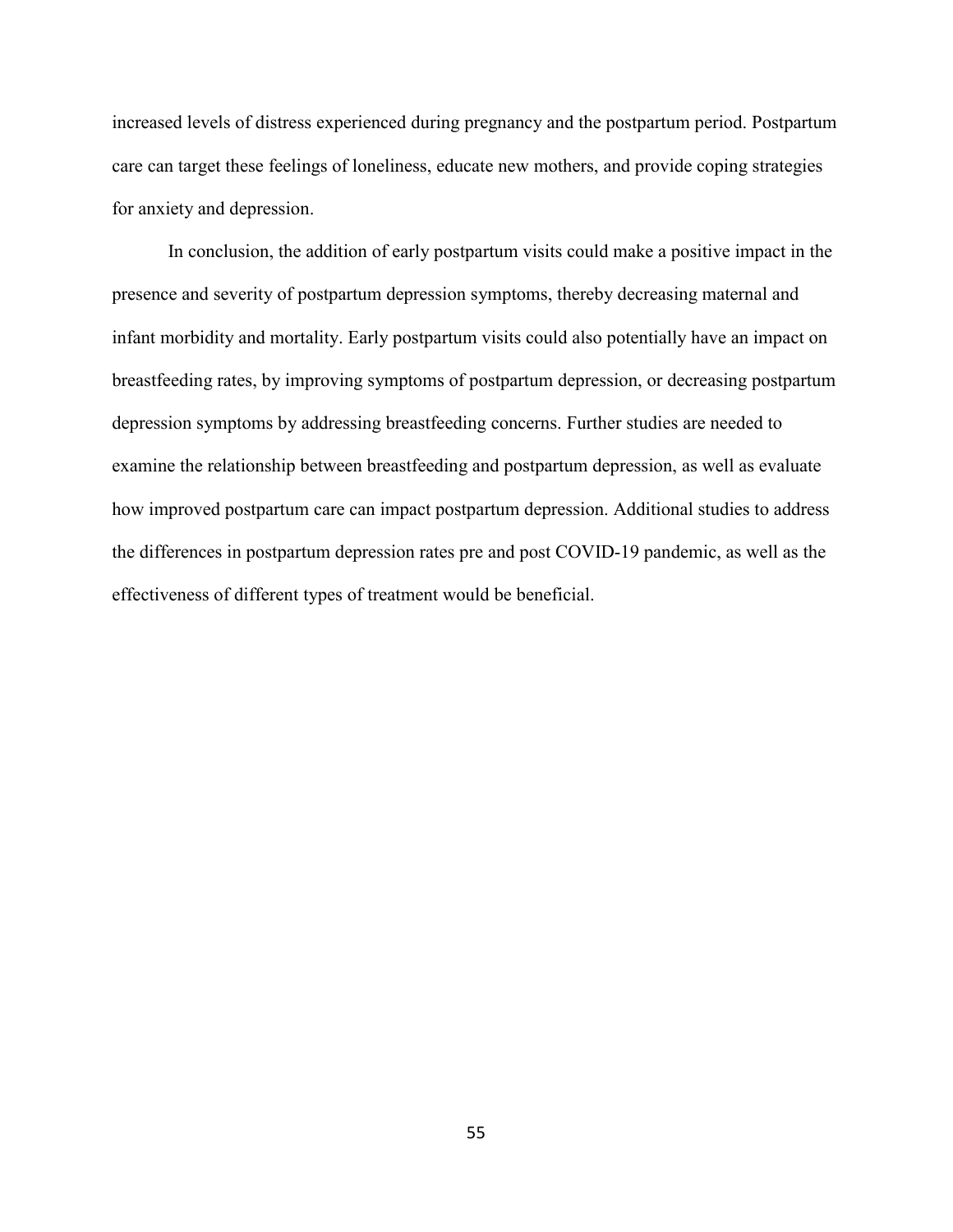increased levels of distress experienced during pregnancy and the postpartum period. Postpartum care can target these feelings of loneliness, educate new mothers, and provide coping strategies for anxiety and depression.

In conclusion, the addition of early postpartum visits could make a positive impact in the presence and severity of postpartum depression symptoms, thereby decreasing maternal and infant morbidity and mortality. Early postpartum visits could also potentially have an impact on breastfeeding rates, by improving symptoms of postpartum depression, or decreasing postpartum depression symptoms by addressing breastfeeding concerns. Further studies are needed to examine the relationship between breastfeeding and postpartum depression, as well as evaluate how improved postpartum care can impact postpartum depression. Additional studies to address the differences in postpartum depression rates pre and post COVID-19 pandemic, as well as the effectiveness of different types of treatment would be beneficial.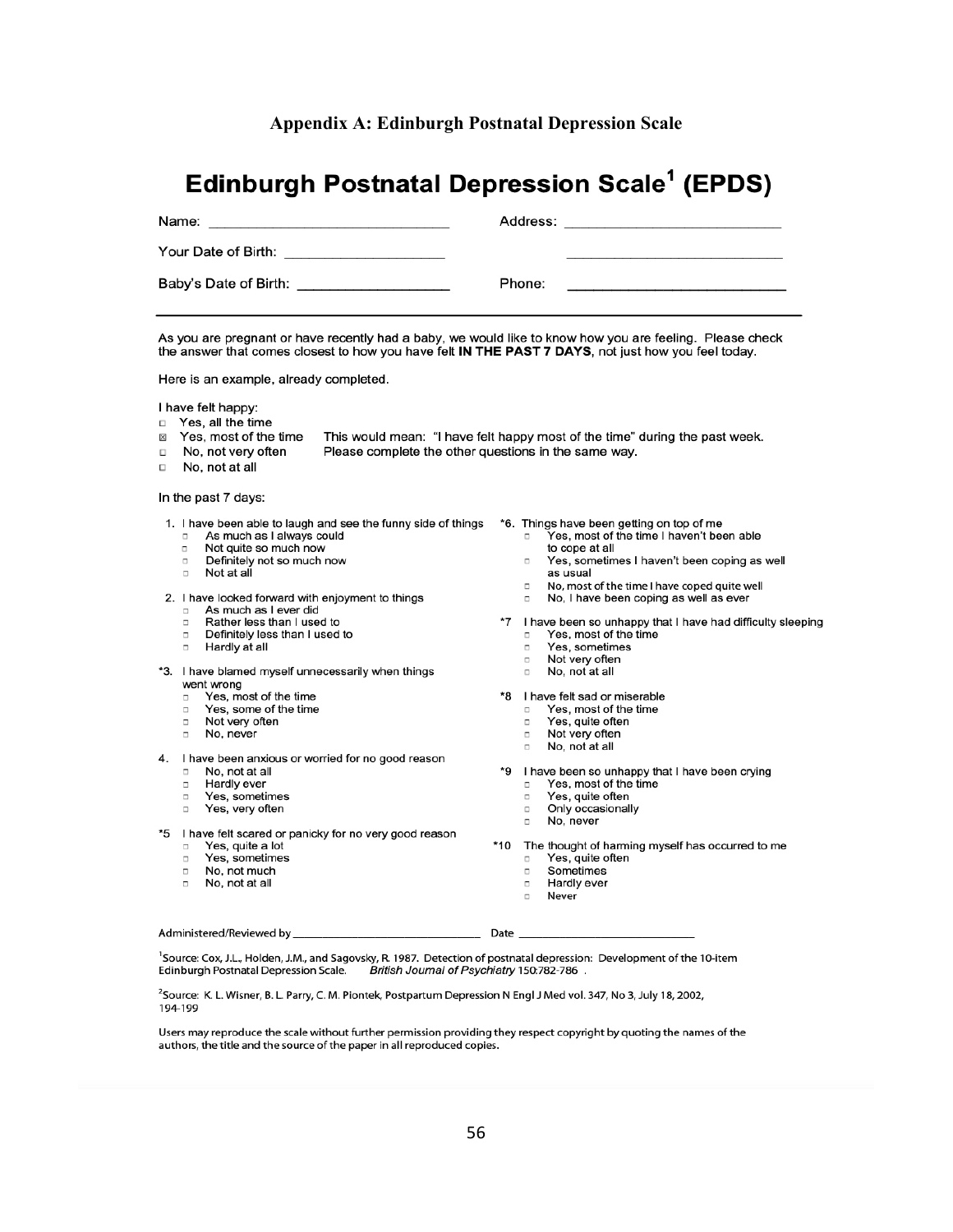## Appendix A: Edinburgh Postnatal Depression Scale

# Edinburgh Postnatal Depression Scale[1] (EPDS)

Name: ______________________________ Address: ______________________________

Your Date of Birth: ____________________ ______________________________

Baby's Date of Birth: ____________________ Phone: ______________________________

---

As you are pregnant or have recently had a baby, we would like to know how you are feeling. Please check the answer that comes closest to how you have felt **IN THE PAST 7 DAYS**, not just how you feel today.

Here is an example, already completed.

I have felt happy:

- ☐ Yes, all the time
- ☒ Yes, most of the time — This would mean: "I have felt happy most of the time" during the past week.
- ☐ No, not very often — Please complete the other questions in the same way.
- ☐ No, not at all

In the past 7 days:

1. I have been able to laugh and see the funny side of things
   - ☐ As much as I always could
   - ☐ Not quite so much now
   - ☐ Definitely not so much now
   - ☐ Not at all

2. I have looked forward with enjoyment to things
   - ☐ As much as I ever did
   - ☐ Rather less than I used to
   - ☐ Definitely less than I used to
   - ☐ Hardly at all

*3. I have blamed myself unnecessarily when things went wrong
   - ☐ Yes, most of the time
   - ☐ Yes, some of the time
   - ☐ Not very often
   - ☐ No, never

4. I have been anxious or worried for no good reason
   - ☐ No, not at all
   - ☐ Hardly ever
   - ☐ Yes, sometimes
   - ☐ Yes, very often

*5 I have felt scared or panicky for no very good reason
   - ☐ Yes, quite a lot
   - ☐ Yes, sometimes
   - ☐ No, not much
   - ☐ No, not at all

*6. Things have been getting on top of me
   - ☐ Yes, most of the time I haven't been able to cope at all
   - ☐ Yes, sometimes I haven't been coping as well as usual
   - ☐ No, most of the time I have coped quite well
   - ☐ No, I have been coping as well as ever

*7 I have been so unhappy that I have had difficulty sleeping
   - ☐ Yes, most of the time
   - ☐ Yes, sometimes
   - ☐ Not very often
   - ☐ No, not at all

*8 I have felt sad or miserable
   - ☐ Yes, most of the time
   - ☐ Yes, quite often
   - ☐ Not very often
   - ☐ No, not at all

*9 I have been so unhappy that I have been crying
   - ☐ Yes, most of the time
   - ☐ Yes, quite often
   - ☐ Only occasionally
   - ☐ No, never

*10 The thought of harming myself has occurred to me
   - ☐ Yes, quite often
   - ☐ Sometimes
   - ☐ Hardly ever
   - ☐ Never

Administered/Reviewed by ______________________________ Date ______________________________

[1]Source: Cox, J.L., Holden, J.M., and Sagovsky, R. 1987. Detection of postnatal depression: Development of the 10-item Edinburgh Postnatal Depression Scale. *British Journal of Psychiatry* 150:782-786 .

[2]Source: K. L. Wisner, B. L. Parry, C. M. Piontek, Postpartum Depression N Engl J Med vol. 347, No 3, July 18, 2002, 194-199

Users may reproduce the scale without further permission providing they respect copyright by quoting the names of the authors, the title and the source of the paper in all reproduced copies.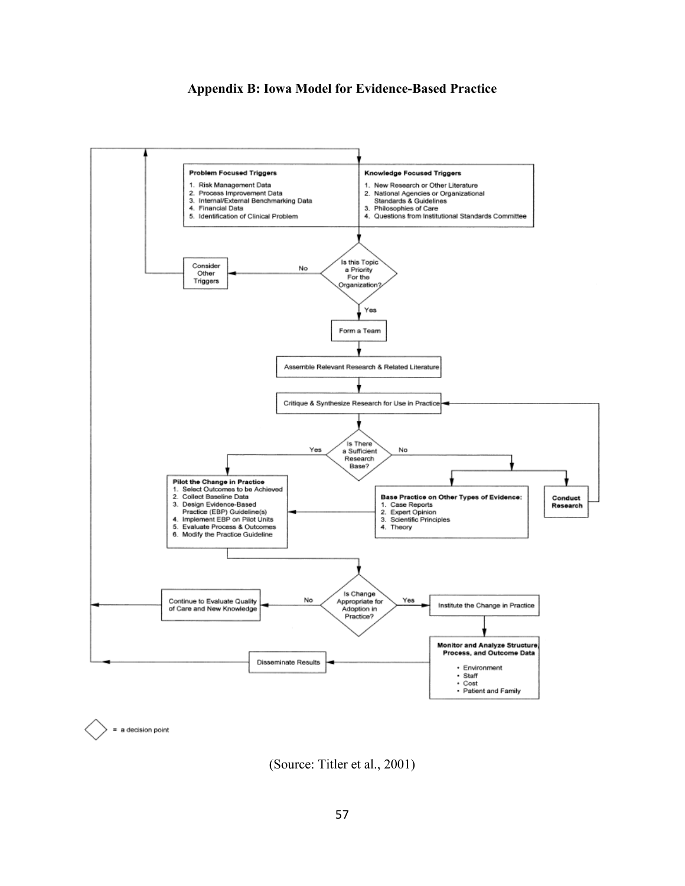# Appendix B: Iowa Model for Evidence-Based Practice

**Problem Focused Triggers**

1. Risk Management Data
2. Process Improvement Data
3. Internal/External Benchmarking Data
4. Financial Data
5. Identification of Clinical Problem

**Knowledge Focused Triggers**

1. New Research or Other Literature
2. National Agencies or Organizational Standards & Guidelines
3. Philosophies of Care
4. Questions from Institutional Standards Committee

Is this Topic a Priority For the Organization?

No → Consider Other Triggers

Yes → Form a Team

Assemble Relevant Research & Related Literature

Critique & Synthesize Research for Use in Practice

Is There a Sufficient Research Base?

Yes →

**Pilot the Change in Practice**

1. Select Outcomes to be Achieved
2. Collect Baseline Data
3. Design Evidence-Based Practice (EBP) Guideline(s)
4. Implement EBP on Pilot Units
5. Evaluate Process & Outcomes
6. Modify the Practice Guideline

No →

**Base Practice on Other Types of Evidence:**

1. Case Reports
2. Expert Opinion
3. Scientific Principles
4. Theory

**Conduct Research**

Is Change Appropriate for Adoption in Practice?

No → Continue to Evaluate Quality of Care and New Knowledge

Yes → Institute the Change in Practice

**Monitor and Analyze Structure, Process, and Outcome Data**

- Environment
- Staff
- Cost
- Patient and Family

Disseminate Results

◇ = a decision point

(Source: Titler et al., 2001)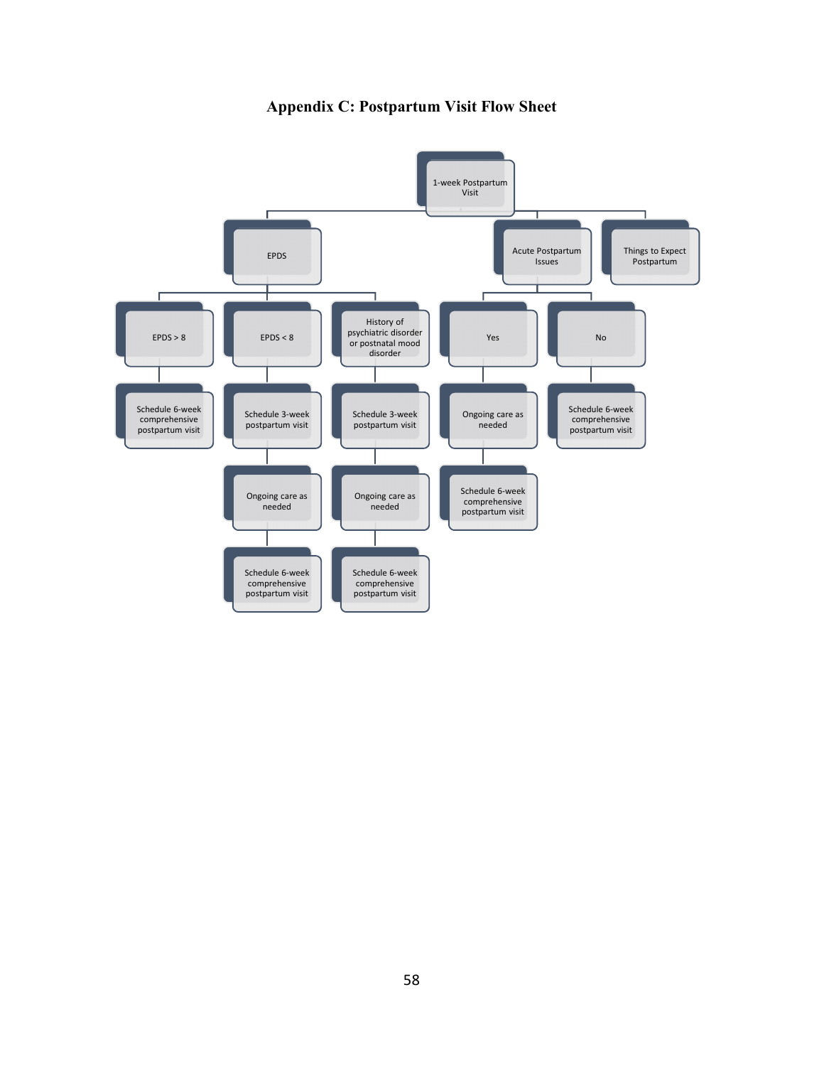# Appendix C: Postpartum Visit Flow Sheet

- 1-week Postpartum Visit
  - EPDS
    - EPDS > 8
      - Schedule 6-week comprehensive postpartum visit
    - EPDS < 8
      - Schedule 3-week postpartum visit
        - Ongoing care as needed
          - Schedule 6-week comprehensive postpartum visit
    - History of psychiatric disorder or postnatal mood disorder
      - Schedule 3-week postpartum visit
        - Ongoing care as needed
          - Schedule 6-week comprehensive postpartum visit
  - Acute Postpartum Issues
    - Yes
      - Ongoing care as needed
        - Schedule 6-week comprehensive postpartum visit
    - No
      - Schedule 6-week comprehensive postpartum visit
  - Things to Expect Postpartum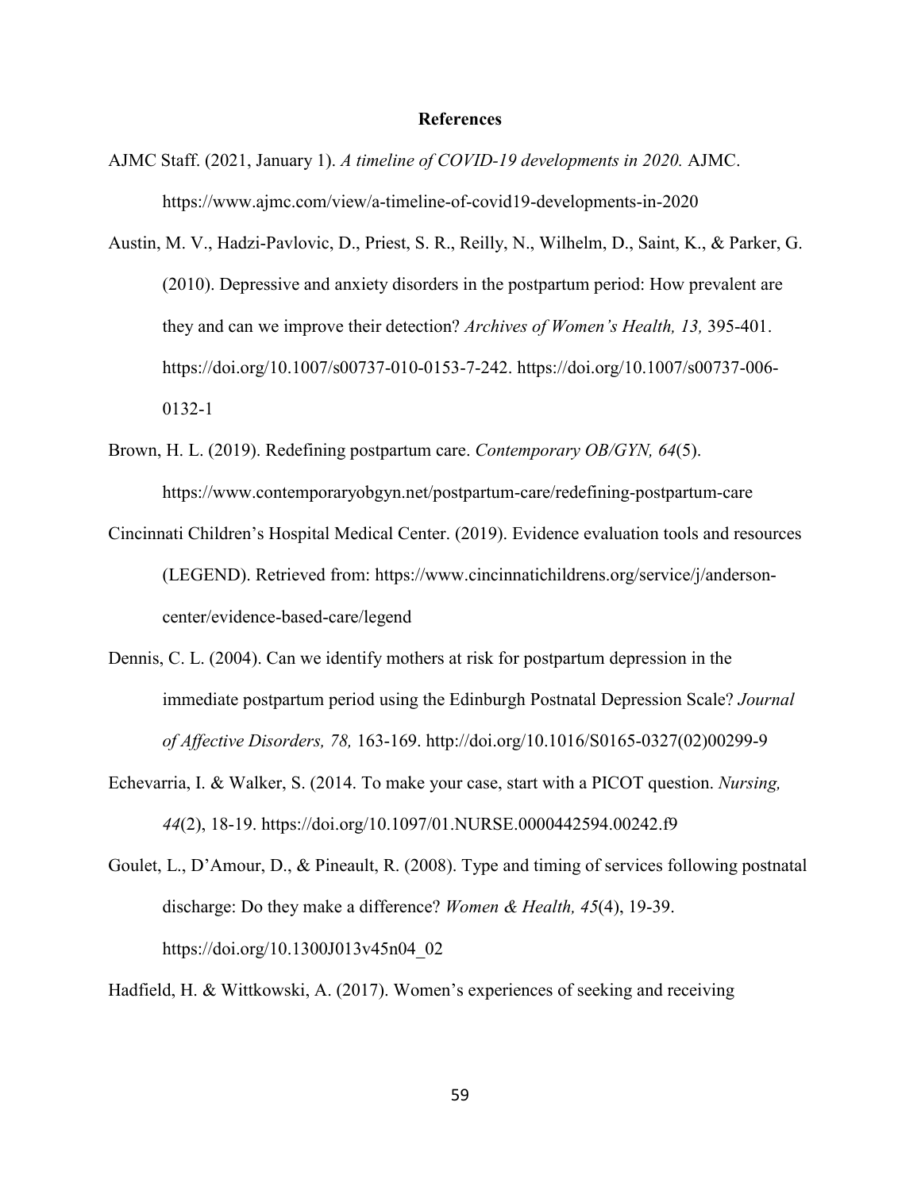**References**

AJMC Staff. (2021, January 1). *A timeline of COVID-19 developments in 2020.* AJMC. https://www.ajmc.com/view/a-timeline-of-covid19-developments-in-2020

Austin, M. V., Hadzi-Pavlovic, D., Priest, S. R., Reilly, N., Wilhelm, D., Saint, K., & Parker, G. (2010). Depressive and anxiety disorders in the postpartum period: How prevalent are they and can we improve their detection? *Archives of Women's Health, 13,* 395-401. https://doi.org/10.1007/s00737-010-0153-7-242. https://doi.org/10.1007/s00737-006-0132-1

Brown, H. L. (2019). Redefining postpartum care. *Contemporary OB/GYN, 64*(5). https://www.contemporaryobgyn.net/postpartum-care/redefining-postpartum-care

Cincinnati Children's Hospital Medical Center. (2019). Evidence evaluation tools and resources (LEGEND). Retrieved from: https://www.cincinnatichildrens.org/service/j/anderson-center/evidence-based-care/legend

Dennis, C. L. (2004). Can we identify mothers at risk for postpartum depression in the immediate postpartum period using the Edinburgh Postnatal Depression Scale? *Journal of Affective Disorders, 78,* 163-169. http://doi.org/10.1016/S0165-0327(02)00299-9

Echevarria, I. & Walker, S. (2014. To make your case, start with a PICOT question. *Nursing, 44*(2), 18-19. https://doi.org/10.1097/01.NURSE.0000442594.00242.f9

Goulet, L., D'Amour, D., & Pineault, R. (2008). Type and timing of services following postnatal discharge: Do they make a difference? *Women & Health, 45*(4), 19-39. https://doi.org/10.1300J013v45n04_02

Hadfield, H. & Wittkowski, A. (2017). Women's experiences of seeking and receiving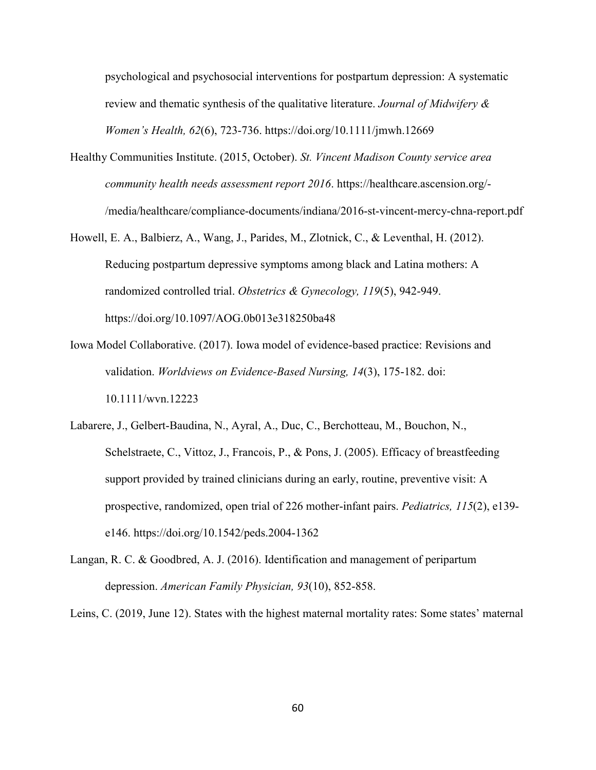psychological and psychosocial interventions for postpartum depression: A systematic review and thematic synthesis of the qualitative literature. *Journal of Midwifery & Women's Health, 62*(6), 723-736. https://doi.org/10.1111/jmwh.12669

Healthy Communities Institute. (2015, October). *St. Vincent Madison County service area community health needs assessment report 2016*. https://healthcare.ascension.org/-/media/healthcare/compliance-documents/indiana/2016-st-vincent-mercy-chna-report.pdf

Howell, E. A., Balbierz, A., Wang, J., Parides, M., Zlotnick, C., & Leventhal, H. (2012). Reducing postpartum depressive symptoms among black and Latina mothers: A randomized controlled trial. *Obstetrics & Gynecology, 119*(5), 942-949. https://doi.org/10.1097/AOG.0b013e318250ba48

Iowa Model Collaborative. (2017). Iowa model of evidence-based practice: Revisions and validation. *Worldviews on Evidence-Based Nursing, 14*(3), 175-182. doi: 10.1111/wvn.12223

Labarere, J., Gelbert-Baudina, N., Ayral, A., Duc, C., Berchotteau, M., Bouchon, N., Schelstraete, C., Vittoz, J., Francois, P., & Pons, J. (2005). Efficacy of breastfeeding support provided by trained clinicians during an early, routine, preventive visit: A prospective, randomized, open trial of 226 mother-infant pairs. *Pediatrics, 115*(2), e139-e146. https://doi.org/10.1542/peds.2004-1362

Langan, R. C. & Goodbred, A. J. (2016). Identification and management of peripartum depression. *American Family Physician, 93*(10), 852-858.

Leins, C. (2019, June 12). States with the highest maternal mortality rates: Some states' maternal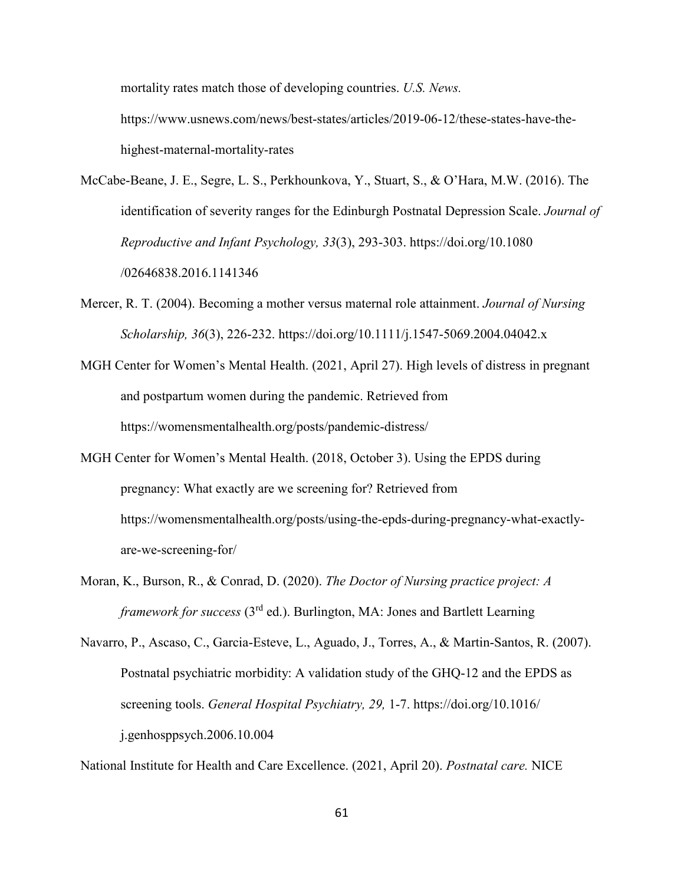mortality rates match those of developing countries. *U.S. News.* https://www.usnews.com/news/best-states/articles/2019-06-12/these-states-have-the-highest-maternal-mortality-rates

McCabe-Beane, J. E., Segre, L. S., Perkhounkova, Y., Stuart, S., & O'Hara, M.W. (2016). The identification of severity ranges for the Edinburgh Postnatal Depression Scale. *Journal of Reproductive and Infant Psychology, 33*(3), 293-303. https://doi.org/10.1080/02646838.2016.1141346

Mercer, R. T. (2004). Becoming a mother versus maternal role attainment. *Journal of Nursing Scholarship, 36*(3), 226-232. https://doi.org/10.1111/j.1547-5069.2004.04042.x

MGH Center for Women's Mental Health. (2021, April 27). High levels of distress in pregnant and postpartum women during the pandemic. Retrieved from https://womensmentalhealth.org/posts/pandemic-distress/

MGH Center for Women's Mental Health. (2018, October 3). Using the EPDS during pregnancy: What exactly are we screening for? Retrieved from https://womensmentalhealth.org/posts/using-the-epds-during-pregnancy-what-exactly-are-we-screening-for/

Moran, K., Burson, R., & Conrad, D. (2020). *The Doctor of Nursing practice project: A framework for success* (3rd ed.). Burlington, MA: Jones and Bartlett Learning

Navarro, P., Ascaso, C., Garcia-Esteve, L., Aguado, J., Torres, A., & Martin-Santos, R. (2007). Postnatal psychiatric morbidity: A validation study of the GHQ-12 and the EPDS as screening tools. *General Hospital Psychiatry, 29,* 1-7. https://doi.org/10.1016/j.genhosppsych.2006.10.004

National Institute for Health and Care Excellence. (2021, April 20). *Postnatal care.* NICE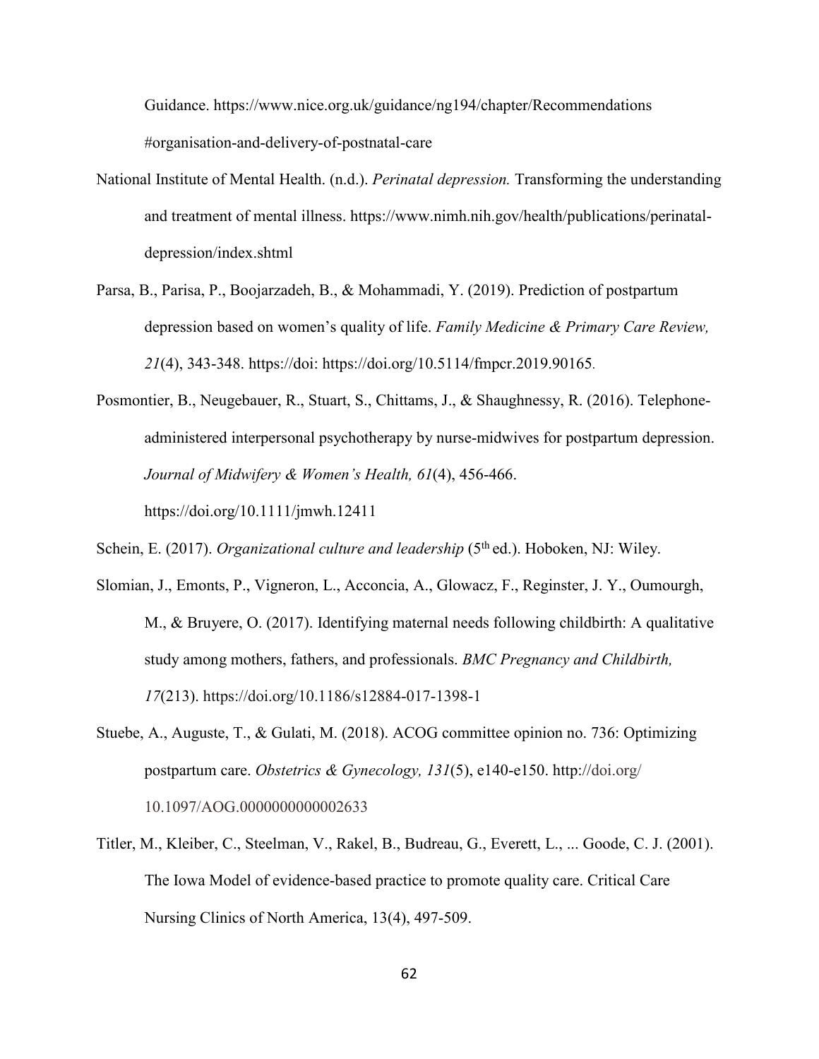Guidance. https://www.nice.org.uk/guidance/ng194/chapter/Recommendations #organisation-and-delivery-of-postnatal-care

National Institute of Mental Health. (n.d.). *Perinatal depression.* Transforming the understanding and treatment of mental illness. https://www.nimh.nih.gov/health/publications/perinatal-depression/index.shtml

Parsa, B., Parisa, P., Boojarzadeh, B., & Mohammadi, Y. (2019). Prediction of postpartum depression based on women's quality of life. *Family Medicine & Primary Care Review, 21*(4), 343-348. https://doi: https://doi.org/10.5114/fmpcr.2019.90165.

Posmontier, B., Neugebauer, R., Stuart, S., Chittams, J., & Shaughnessy, R. (2016). Telephone-administered interpersonal psychotherapy by nurse-midwives for postpartum depression. *Journal of Midwifery & Women's Health, 61*(4), 456-466. https://doi.org/10.1111/jmwh.12411

Schein, E. (2017). *Organizational culture and leadership* (5th ed.). Hoboken, NJ: Wiley.

Slomian, J., Emonts, P., Vigneron, L., Acconcia, A., Glowacz, F., Reginster, J. Y., Oumourgh, M., & Bruyere, O. (2017). Identifying maternal needs following childbirth: A qualitative study among mothers, fathers, and professionals. *BMC Pregnancy and Childbirth, 17*(213). https://doi.org/10.1186/s12884-017-1398-1

Stuebe, A., Auguste, T., & Gulati, M. (2018). ACOG committee opinion no. 736: Optimizing postpartum care. *Obstetrics & Gynecology, 131*(5), e140-e150. http://doi.org/ 10.1097/AOG.0000000000002633

Titler, M., Kleiber, C., Steelman, V., Rakel, B., Budreau, G., Everett, L., ... Goode, C. J. (2001). The Iowa Model of evidence-based practice to promote quality care. Critical Care Nursing Clinics of North America, 13(4), 497-509.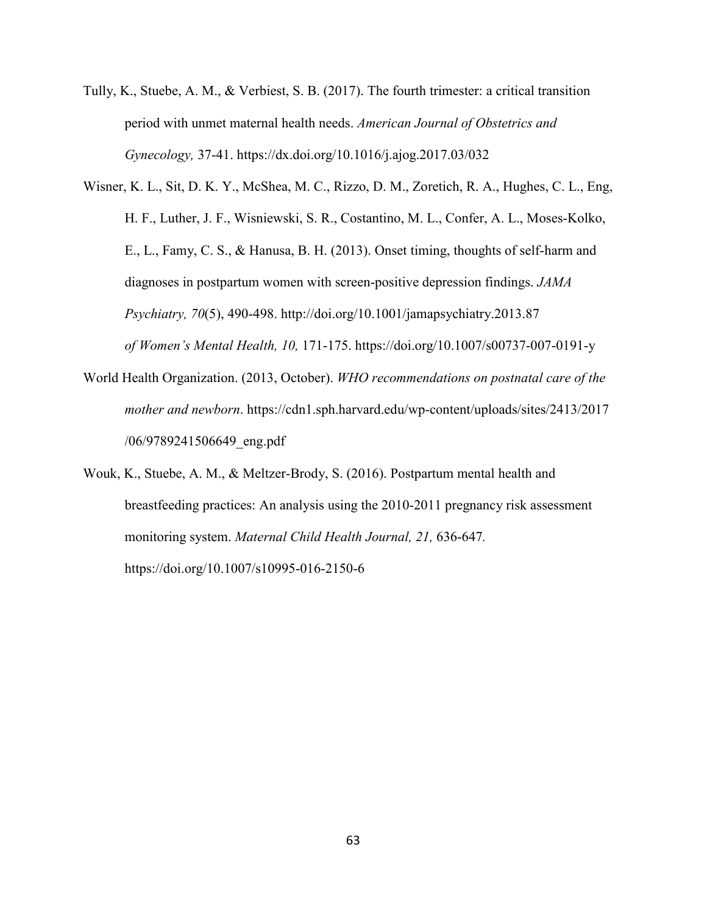Tully, K., Stuebe, A. M., & Verbiest, S. B. (2017). The fourth trimester: a critical transition period with unmet maternal health needs. *American Journal of Obstetrics and Gynecology,* 37-41. https://dx.doi.org/10.1016/j.ajog.2017.03/032

Wisner, K. L., Sit, D. K. Y., McShea, M. C., Rizzo, D. M., Zoretich, R. A., Hughes, C. L., Eng, H. F., Luther, J. F., Wisniewski, S. R., Costantino, M. L., Confer, A. L., Moses-Kolko, E., L., Famy, C. S., & Hanusa, B. H. (2013). Onset timing, thoughts of self-harm and diagnoses in postpartum women with screen-positive depression findings. *JAMA Psychiatry, 70*(5), 490-498. http://doi.org/10.1001/jamapsychiatry.2013.87 *of Women's Mental Health, 10,* 171-175. https://doi.org/10.1007/s00737-007-0191-y

World Health Organization. (2013, October). *WHO recommendations on postnatal care of the mother and newborn*. https://cdn1.sph.harvard.edu/wp-content/uploads/sites/2413/2017/06/9789241506649_eng.pdf

Wouk, K., Stuebe, A. M., & Meltzer-Brody, S. (2016). Postpartum mental health and breastfeeding practices: An analysis using the 2010-2011 pregnancy risk assessment monitoring system. *Maternal Child Health Journal, 21,* 636-647. https://doi.org/10.1007/s10995-016-2150-6